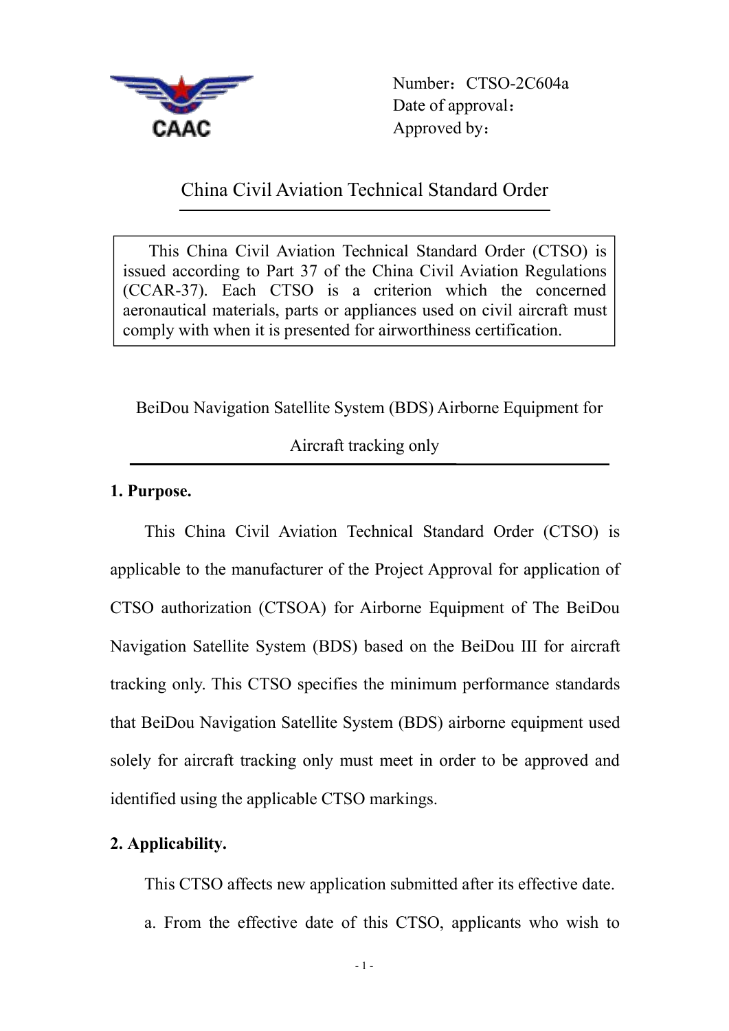CAAC

Number：CTSO-2C604a
Date of approval：
Approved by：

# China Civil Aviation Technical Standard Order

> This China Civil Aviation Technical Standard Order (CTSO) is issued according to Part 37 of the China Civil Aviation Regulations (CCAR-37). Each CTSO is a criterion which the concerned aeronautical materials, parts or appliances used on civil aircraft must comply with when it is presented for airworthiness certification.

## BeiDou Navigation Satellite System (BDS) Airborne Equipment for Aircraft tracking only

**1. Purpose.**

This China Civil Aviation Technical Standard Order (CTSO) is applicable to the manufacturer of the Project Approval for application of CTSO authorization (CTSOA) for Airborne Equipment of The BeiDou Navigation Satellite System (BDS) based on the BeiDou III for aircraft tracking only. This CTSO specifies the minimum performance standards that BeiDou Navigation Satellite System (BDS) airborne equipment used solely for aircraft tracking only must meet in order to be approved and identified using the applicable CTSO markings.

**2. Applicability.**

This CTSO affects new application submitted after its effective date.

a. From the effective date of this CTSO, applicants who wish to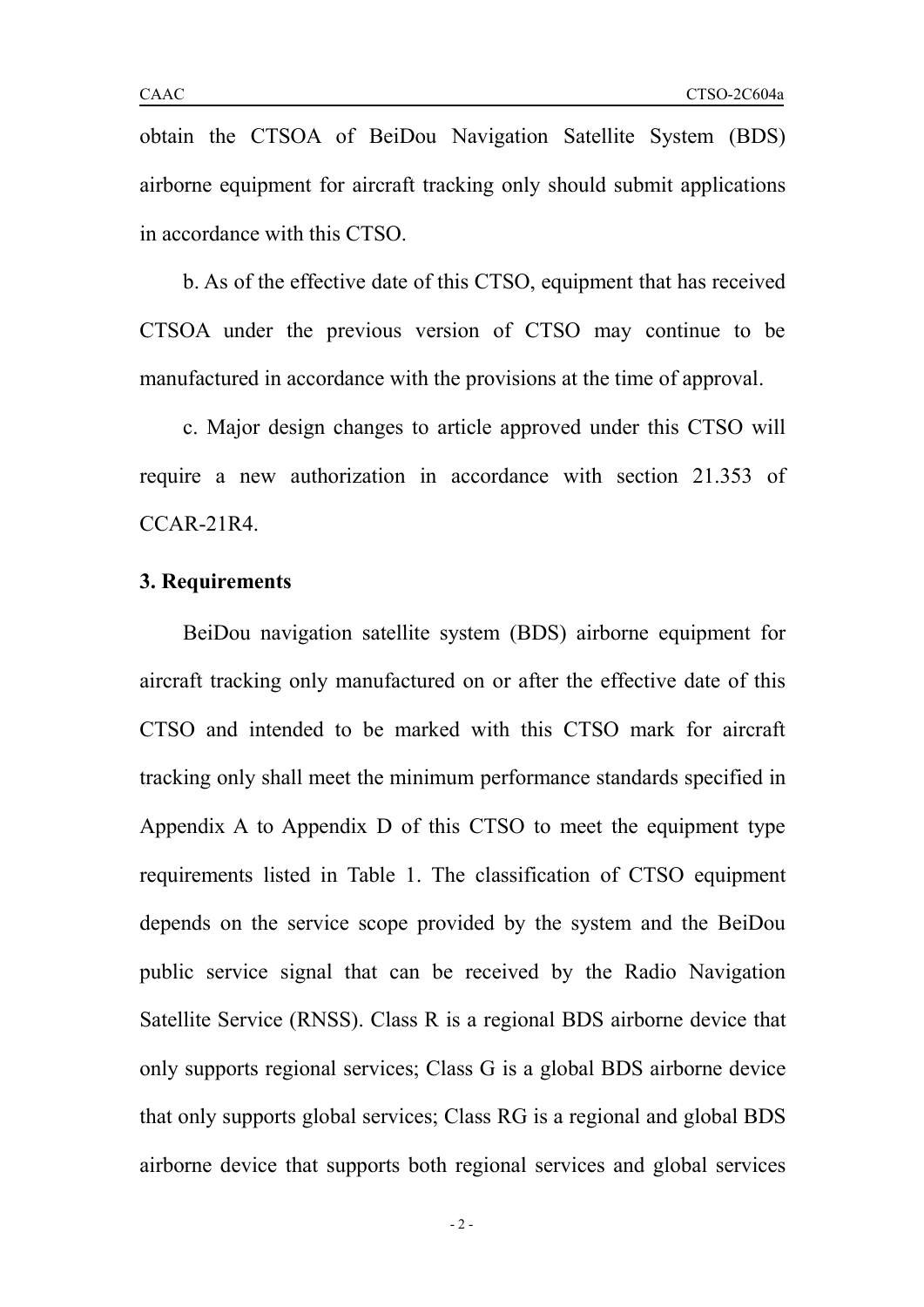obtain the CTSOA of BeiDou Navigation Satellite System (BDS) airborne equipment for aircraft tracking only should submit applications in accordance with this CTSO.

b. As of the effective date of this CTSO, equipment that has received CTSOA under the previous version of CTSO may continue to be manufactured in accordance with the provisions at the time of approval.

c. Major design changes to article approved under this CTSO will require a new authorization in accordance with section 21.353 of CCAR-21R4.

**3. Requirements**

BeiDou navigation satellite system (BDS) airborne equipment for aircraft tracking only manufactured on or after the effective date of this CTSO and intended to be marked with this CTSO mark for aircraft tracking only shall meet the minimum performance standards specified in Appendix A to Appendix D of this CTSO to meet the equipment type requirements listed in Table 1. The classification of CTSO equipment depends on the service scope provided by the system and the BeiDou public service signal that can be received by the Radio Navigation Satellite Service (RNSS). Class R is a regional BDS airborne device that only supports regional services; Class G is a global BDS airborne device that only supports global services; Class RG is a regional and global BDS airborne device that supports both regional services and global services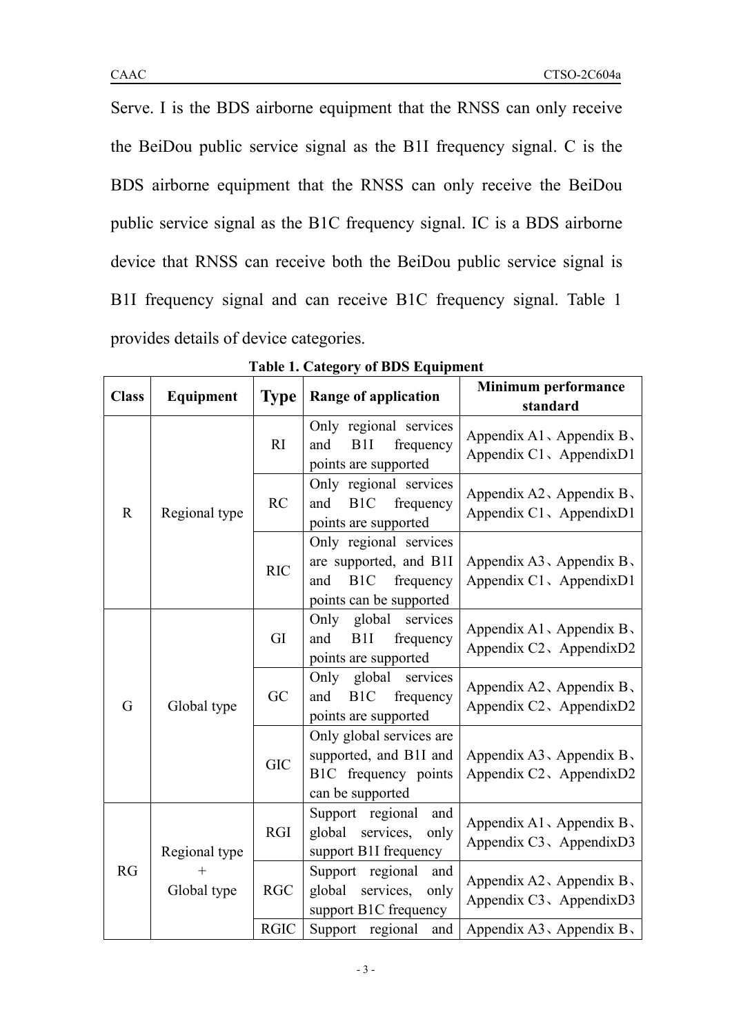Serve. I is the BDS airborne equipment that the RNSS can only receive the BeiDou public service signal as the B1I frequency signal. C is the BDS airborne equipment that the RNSS can only receive the BeiDou public service signal as the B1C frequency signal. IC is a BDS airborne device that RNSS can receive both the BeiDou public service signal is B1I frequency signal and can receive B1C frequency signal. Table 1 provides details of device categories.

**Table 1. Category of BDS Equipment**

| Class | Equipment | Type | Range of application | Minimum performance standard |
|---|---|---|---|---|
| R | Regional type | RI | Only regional services and B1I frequency points are supported | Appendix A1、Appendix B、Appendix C1、AppendixD1 |
| | | RC | Only regional services and B1C frequency points are supported | Appendix A2、Appendix B、Appendix C1、AppendixD1 |
| | | RIC | Only regional services are supported, and B1I and B1C frequency points can be supported | Appendix A3、Appendix B、Appendix C1、AppendixD1 |
| G | Global type | GI | Only global services and B1I frequency points are supported | Appendix A1、Appendix B、Appendix C2、AppendixD2 |
| | | GC | Only global services and B1C frequency points are supported | Appendix A2、Appendix B、Appendix C2、AppendixD2 |
| | | GIC | Only global services are supported, and B1I and B1C frequency points can be supported | Appendix A3、Appendix B、Appendix C2、AppendixD2 |
| RG | Regional type + Global type | RGI | Support regional and global services, only support B1I frequency | Appendix A1、Appendix B、Appendix C3、AppendixD3 |
| | | RGC | Support regional and global services, only support B1C frequency | Appendix A2、Appendix B、Appendix C3、AppendixD3 |
| | | RGIC | Support regional and | Appendix A3、Appendix B、 |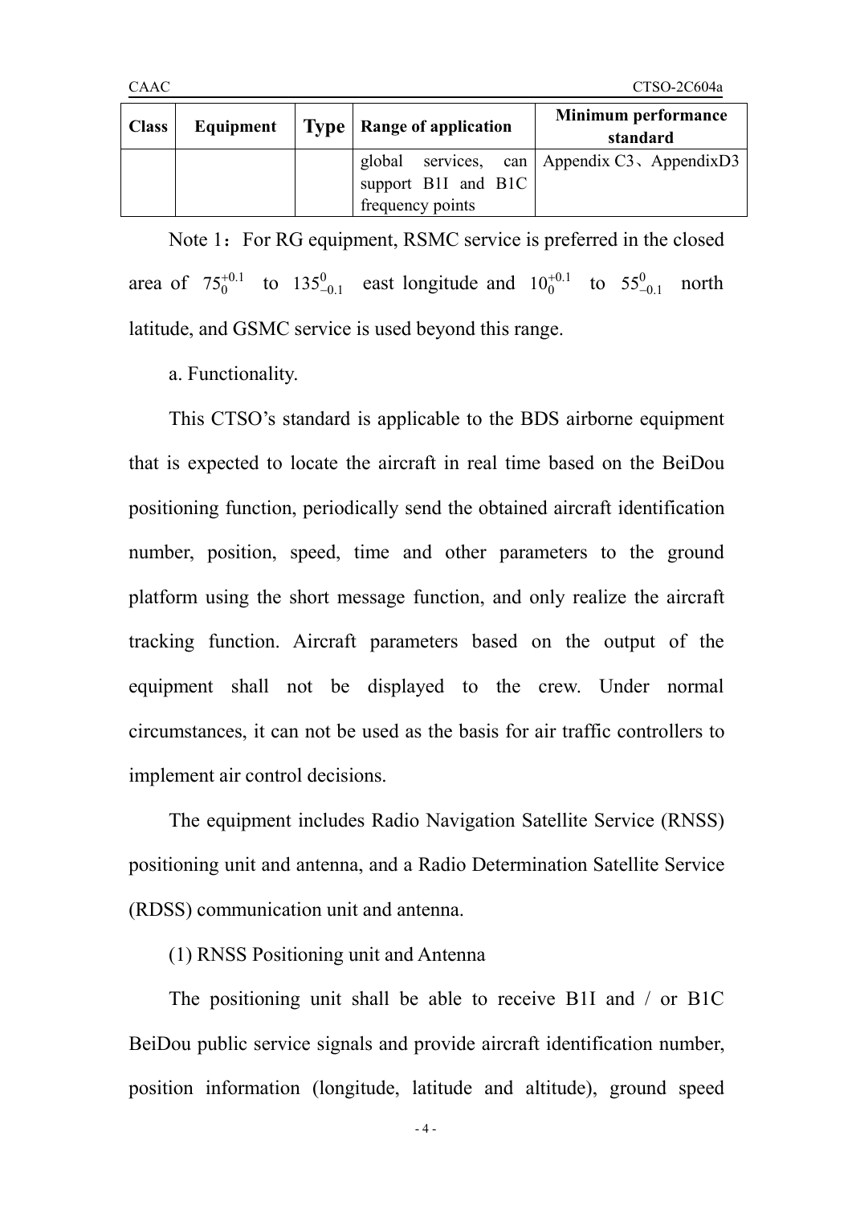| Class | Equipment | Type | Range of application | Minimum performance standard |
|---|---|---|---|---|
| | | | global services, can support B1I and B1C frequency points | Appendix C3、AppendixD3 |

Note 1：For RG equipment, RSMC service is preferred in the closed area of $75_{0}^{+0.1}$ to $135_{-0.1}^{0}$ east longitude and $10_{0}^{+0.1}$ to $55_{-0.1}^{0}$ north latitude, and GSMC service is used beyond this range.

a. Functionality.

This CTSO's standard is applicable to the BDS airborne equipment that is expected to locate the aircraft in real time based on the BeiDou positioning function, periodically send the obtained aircraft identification number, position, speed, time and other parameters to the ground platform using the short message function, and only realize the aircraft tracking function. Aircraft parameters based on the output of the equipment shall not be displayed to the crew. Under normal circumstances, it can not be used as the basis for air traffic controllers to implement air control decisions.

The equipment includes Radio Navigation Satellite Service (RNSS) positioning unit and antenna, and a Radio Determination Satellite Service (RDSS) communication unit and antenna.

(1) RNSS Positioning unit and Antenna

The positioning unit shall be able to receive B1I and / or B1C BeiDou public service signals and provide aircraft identification number, position information (longitude, latitude and altitude), ground speed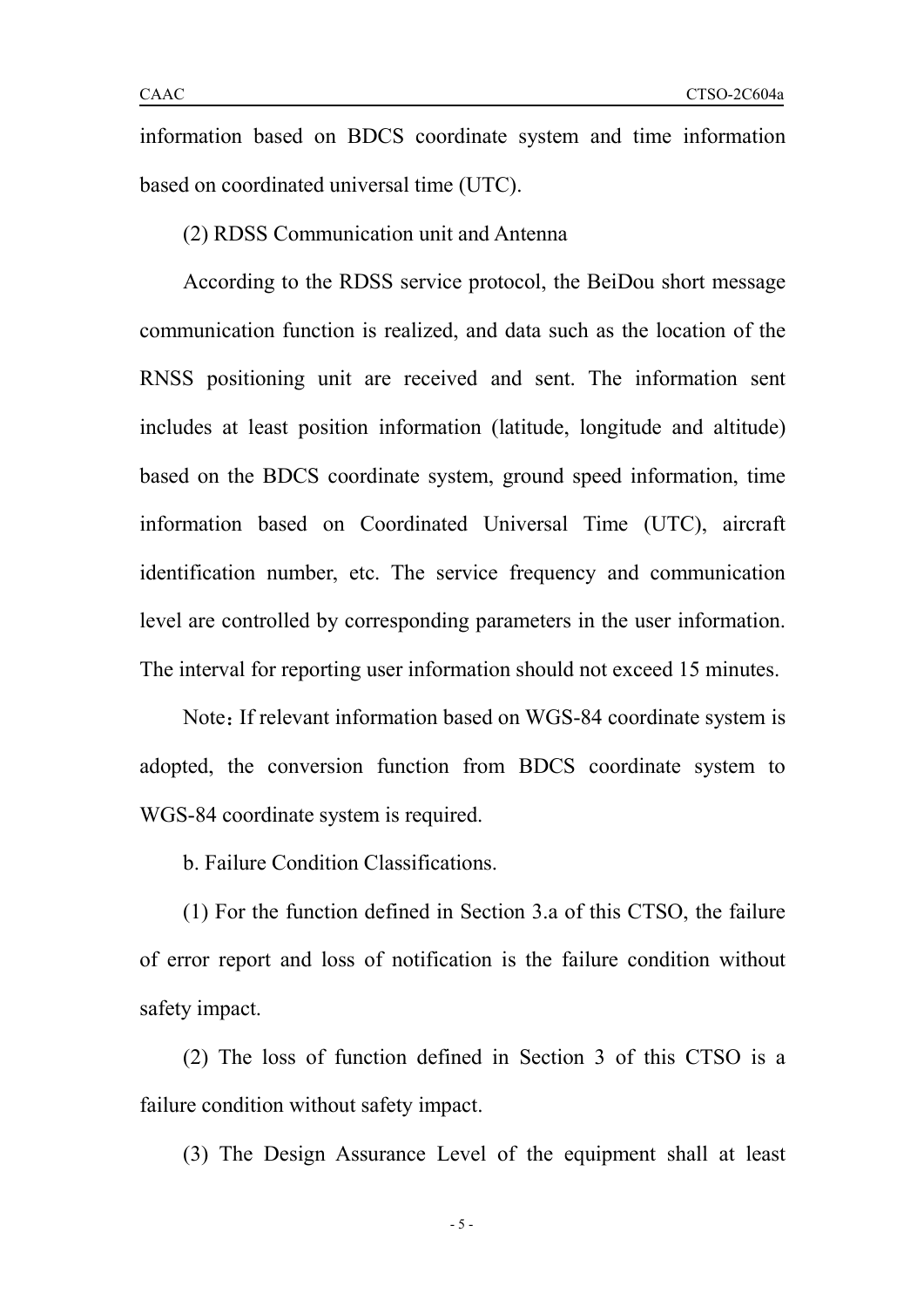information based on BDCS coordinate system and time information based on coordinated universal time (UTC).

(2) RDSS Communication unit and Antenna

According to the RDSS service protocol, the BeiDou short message communication function is realized, and data such as the location of the RNSS positioning unit are received and sent. The information sent includes at least position information (latitude, longitude and altitude) based on the BDCS coordinate system, ground speed information, time information based on Coordinated Universal Time (UTC), aircraft identification number, etc. The service frequency and communication level are controlled by corresponding parameters in the user information. The interval for reporting user information should not exceed 15 minutes.

Note：If relevant information based on WGS-84 coordinate system is adopted, the conversion function from BDCS coordinate system to WGS-84 coordinate system is required.

b. Failure Condition Classifications.

(1) For the function defined in Section 3.a of this CTSO, the failure of error report and loss of notification is the failure condition without safety impact.

(2) The loss of function defined in Section 3 of this CTSO is a failure condition without safety impact.

(3) The Design Assurance Level of the equipment shall at least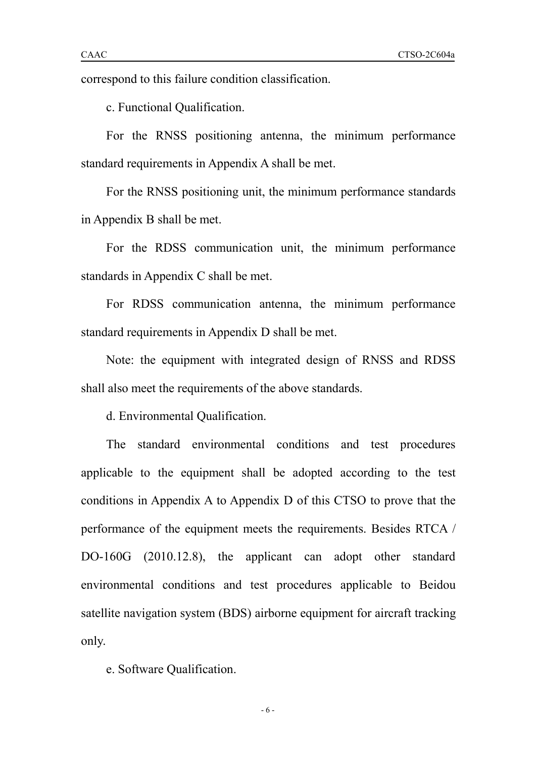correspond to this failure condition classification.

c. Functional Qualification.

For the RNSS positioning antenna, the minimum performance standard requirements in Appendix A shall be met.

For the RNSS positioning unit, the minimum performance standards in Appendix B shall be met.

For the RDSS communication unit, the minimum performance standards in Appendix C shall be met.

For RDSS communication antenna, the minimum performance standard requirements in Appendix D shall be met.

Note: the equipment with integrated design of RNSS and RDSS shall also meet the requirements of the above standards.

d. Environmental Qualification.

The standard environmental conditions and test procedures applicable to the equipment shall be adopted according to the test conditions in Appendix A to Appendix D of this CTSO to prove that the performance of the equipment meets the requirements. Besides RTCA / DO-160G (2010.12.8), the applicant can adopt other standard environmental conditions and test procedures applicable to Beidou satellite navigation system (BDS) airborne equipment for aircraft tracking only.

e. Software Qualification.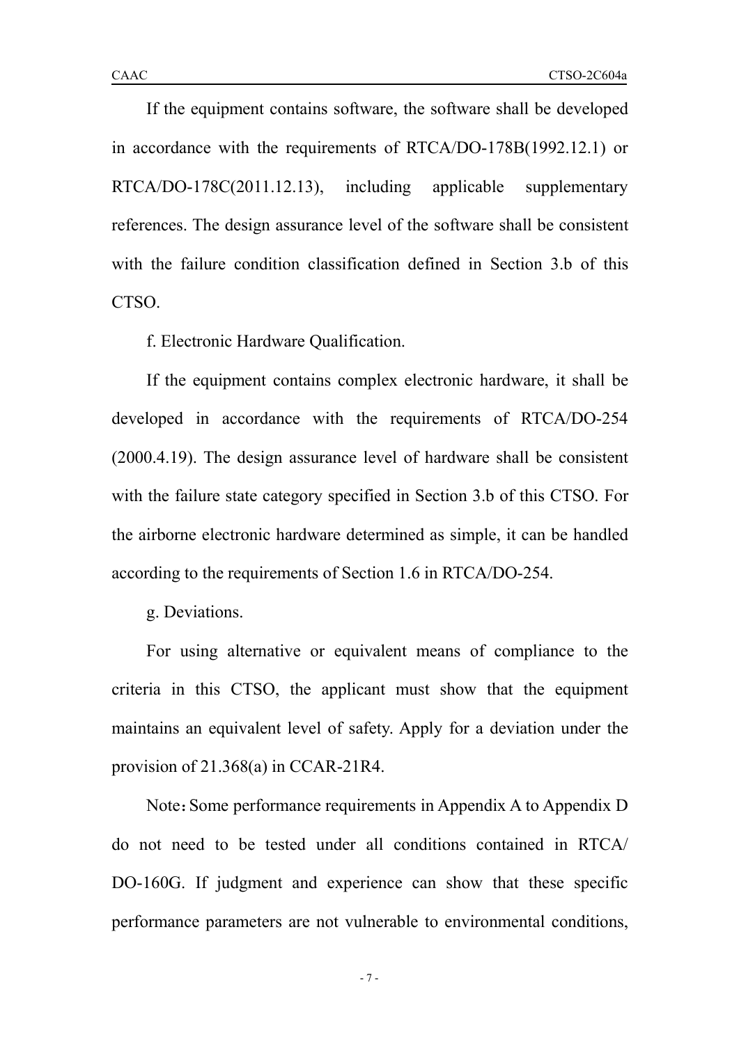If the equipment contains software, the software shall be developed in accordance with the requirements of RTCA/DO-178B(1992.12.1) or RTCA/DO-178C(2011.12.13), including applicable supplementary references. The design assurance level of the software shall be consistent with the failure condition classification defined in Section 3.b of this CTSO.

f. Electronic Hardware Qualification.

If the equipment contains complex electronic hardware, it shall be developed in accordance with the requirements of RTCA/DO-254 (2000.4.19). The design assurance level of hardware shall be consistent with the failure state category specified in Section 3.b of this CTSO. For the airborne electronic hardware determined as simple, it can be handled according to the requirements of Section 1.6 in RTCA/DO-254.

g. Deviations.

For using alternative or equivalent means of compliance to the criteria in this CTSO, the applicant must show that the equipment maintains an equivalent level of safety. Apply for a deviation under the provision of 21.368(a) in CCAR-21R4.

Note：Some performance requirements in Appendix A to Appendix D do not need to be tested under all conditions contained in RTCA/ DO-160G. If judgment and experience can show that these specific performance parameters are not vulnerable to environmental conditions,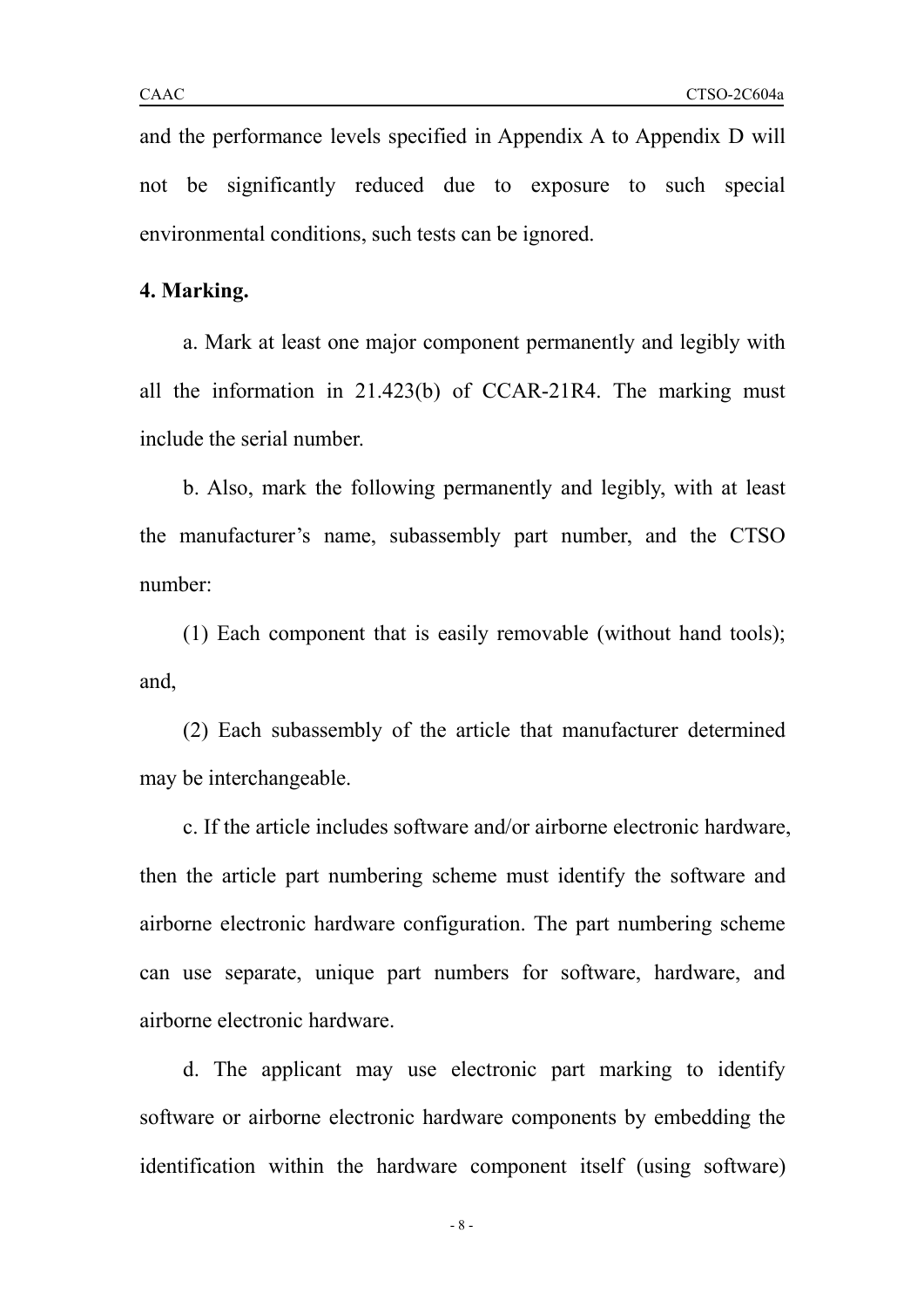and the performance levels specified in Appendix A to Appendix D will not be significantly reduced due to exposure to such special environmental conditions, such tests can be ignored.

**4. Marking.**

a. Mark at least one major component permanently and legibly with all the information in 21.423(b) of CCAR-21R4. The marking must include the serial number.

b. Also, mark the following permanently and legibly, with at least the manufacturer's name, subassembly part number, and the CTSO number:

(1) Each component that is easily removable (without hand tools); and,

(2) Each subassembly of the article that manufacturer determined may be interchangeable.

c. If the article includes software and/or airborne electronic hardware, then the article part numbering scheme must identify the software and airborne electronic hardware configuration. The part numbering scheme can use separate, unique part numbers for software, hardware, and airborne electronic hardware.

d. The applicant may use electronic part marking to identify software or airborne electronic hardware components by embedding the identification within the hardware component itself (using software)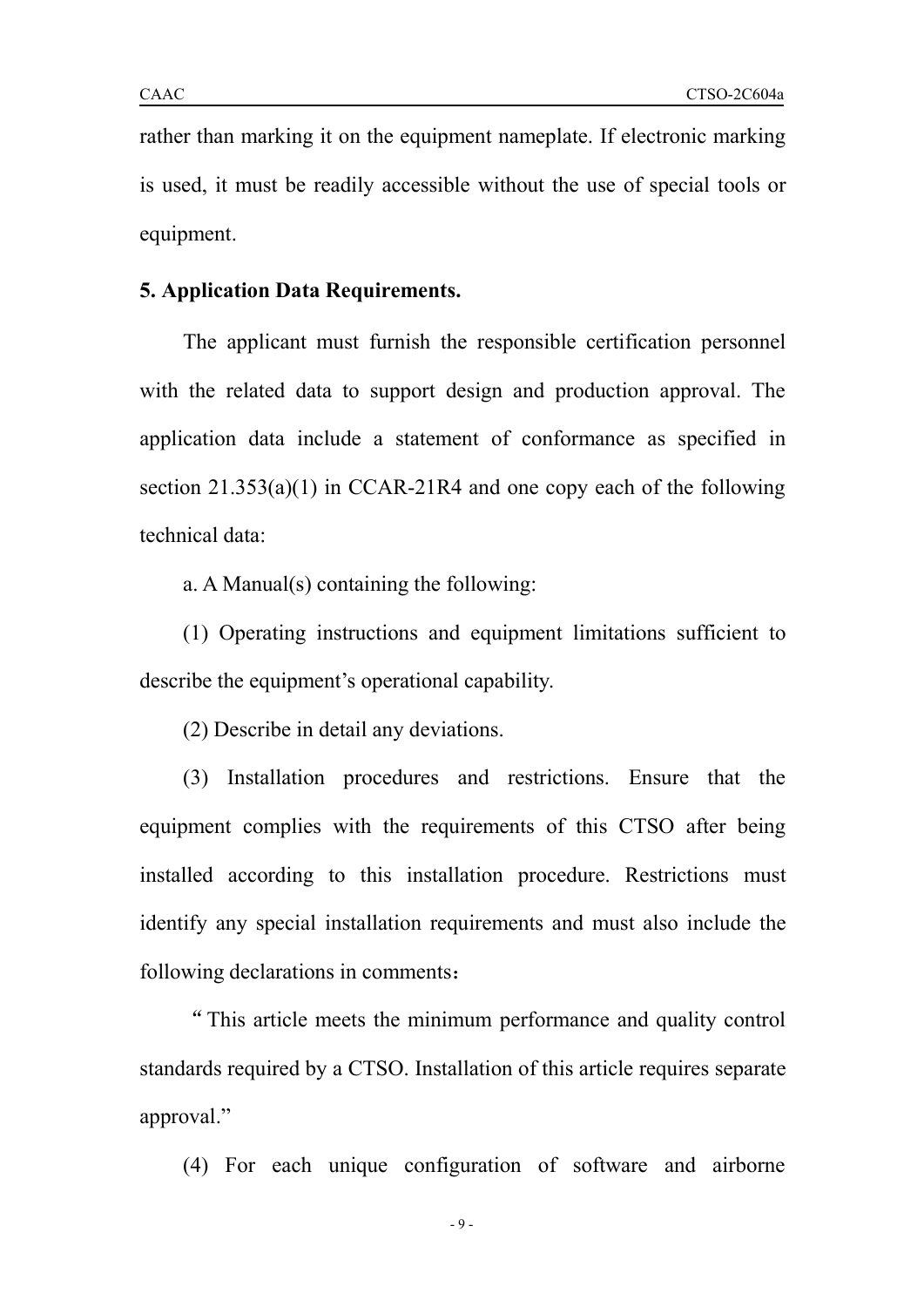rather than marking it on the equipment nameplate. If electronic marking is used, it must be readily accessible without the use of special tools or equipment.

**5. Application Data Requirements.**

The applicant must furnish the responsible certification personnel with the related data to support design and production approval. The application data include a statement of conformance as specified in section 21.353(a)(1) in CCAR-21R4 and one copy each of the following technical data:

a. A Manual(s) containing the following:

(1) Operating instructions and equipment limitations sufficient to describe the equipment's operational capability.

(2) Describe in detail any deviations.

(3) Installation procedures and restrictions. Ensure that the equipment complies with the requirements of this CTSO after being installed according to this installation procedure. Restrictions must identify any special installation requirements and must also include the following declarations in comments：

"This article meets the minimum performance and quality control standards required by a CTSO. Installation of this article requires separate approval."

(4) For each unique configuration of software and airborne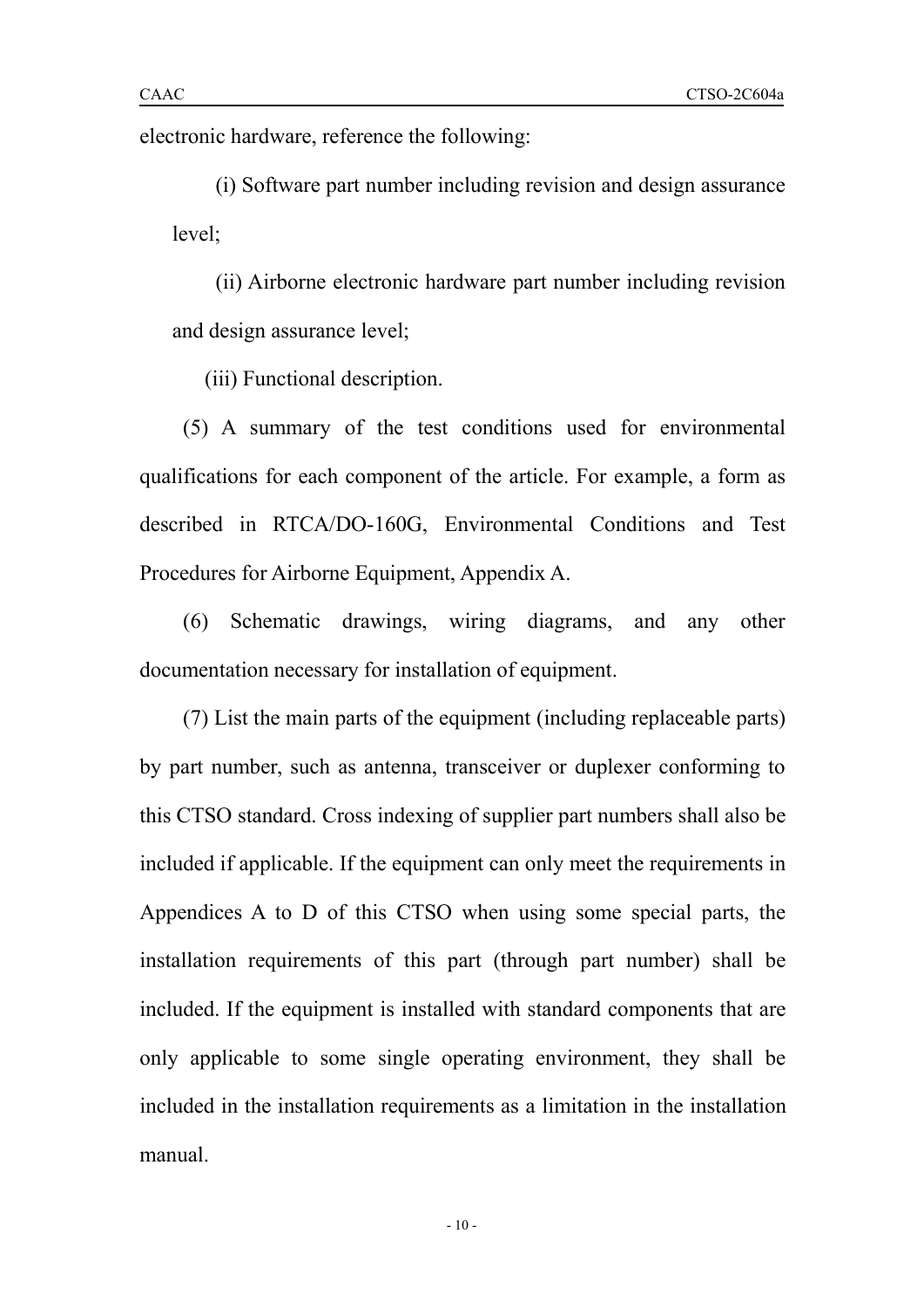electronic hardware, reference the following:

(i) Software part number including revision and design assurance level;

(ii) Airborne electronic hardware part number including revision and design assurance level;

(iii) Functional description.

(5) A summary of the test conditions used for environmental qualifications for each component of the article. For example, a form as described in RTCA/DO-160G, Environmental Conditions and Test Procedures for Airborne Equipment, Appendix A.

(6) Schematic drawings, wiring diagrams, and any other documentation necessary for installation of equipment.

(7) List the main parts of the equipment (including replaceable parts) by part number, such as antenna, transceiver or duplexer conforming to this CTSO standard. Cross indexing of supplier part numbers shall also be included if applicable. If the equipment can only meet the requirements in Appendices A to D of this CTSO when using some special parts, the installation requirements of this part (through part number) shall be included. If the equipment is installed with standard components that are only applicable to some single operating environment, they shall be included in the installation requirements as a limitation in the installation manual.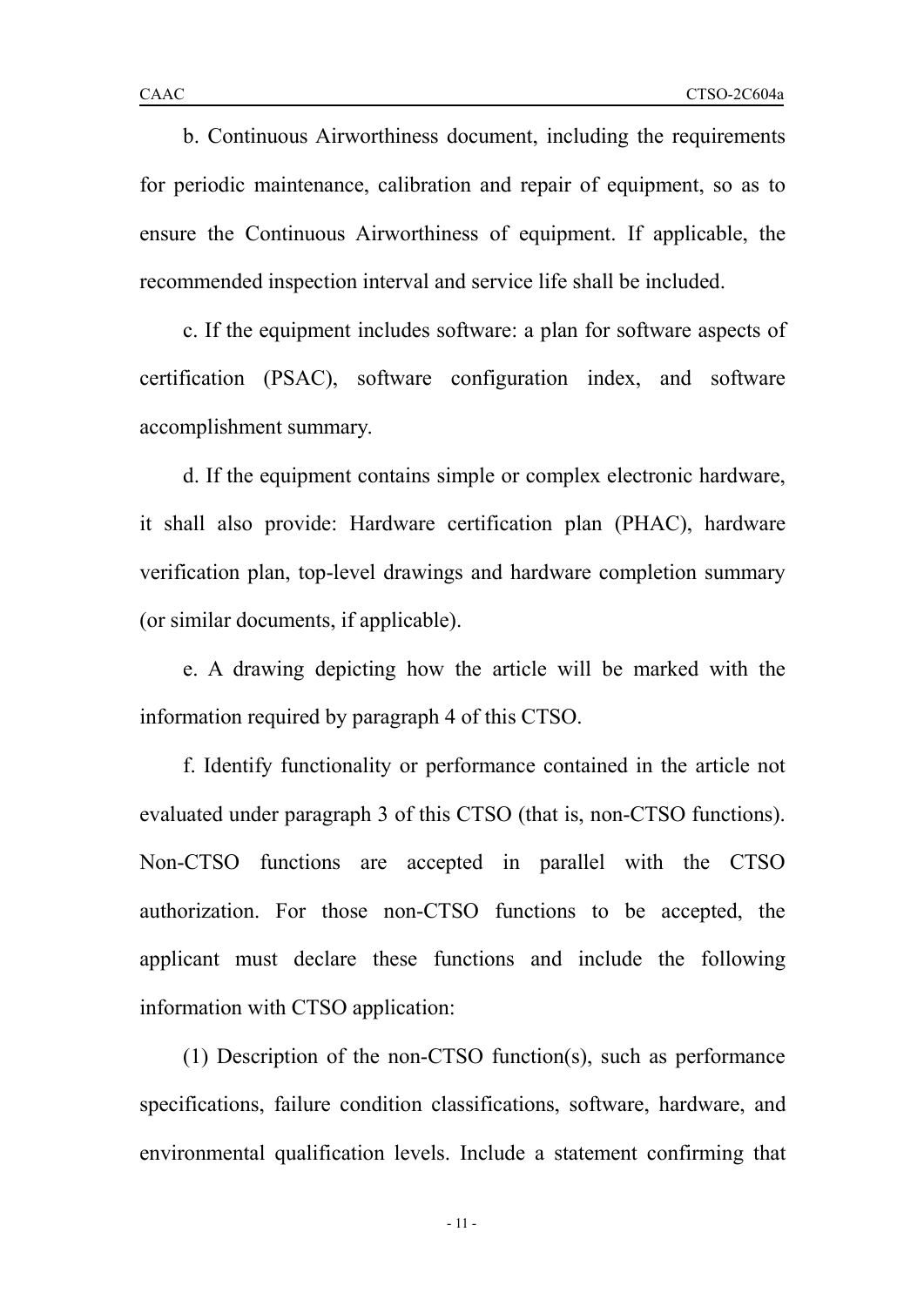b. Continuous Airworthiness document, including the requirements for periodic maintenance, calibration and repair of equipment, so as to ensure the Continuous Airworthiness of equipment. If applicable, the recommended inspection interval and service life shall be included.

c. If the equipment includes software: a plan for software aspects of certification (PSAC), software configuration index, and software accomplishment summary.

d. If the equipment contains simple or complex electronic hardware, it shall also provide: Hardware certification plan (PHAC), hardware verification plan, top-level drawings and hardware completion summary (or similar documents, if applicable).

e. A drawing depicting how the article will be marked with the information required by paragraph 4 of this CTSO.

f. Identify functionality or performance contained in the article not evaluated under paragraph 3 of this CTSO (that is, non-CTSO functions). Non-CTSO functions are accepted in parallel with the CTSO authorization. For those non-CTSO functions to be accepted, the applicant must declare these functions and include the following information with CTSO application:

(1) Description of the non-CTSO function(s), such as performance specifications, failure condition classifications, software, hardware, and environmental qualification levels. Include a statement confirming that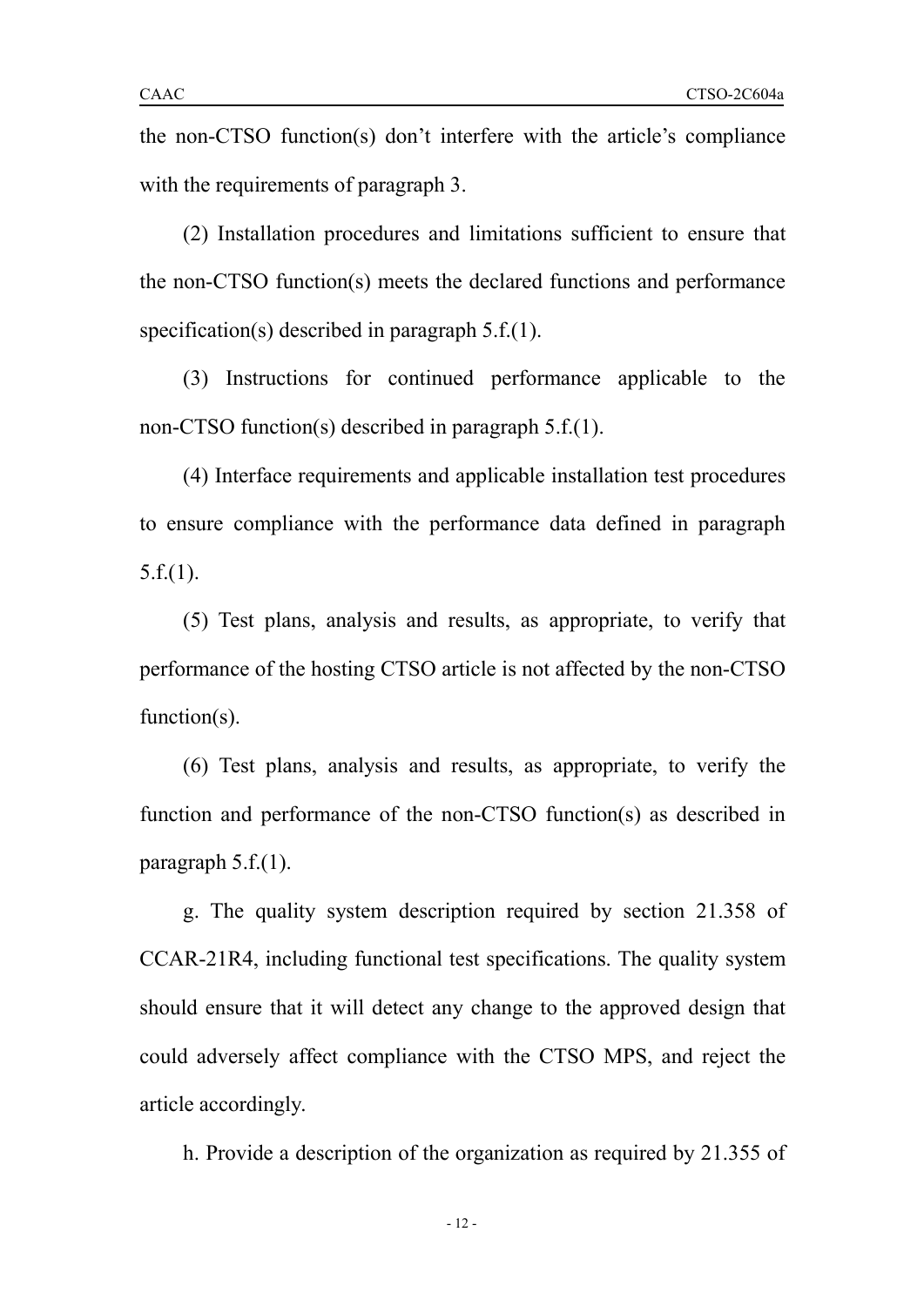the non-CTSO function(s) don't interfere with the article's compliance with the requirements of paragraph 3.

(2) Installation procedures and limitations sufficient to ensure that the non-CTSO function(s) meets the declared functions and performance specification(s) described in paragraph 5.f.(1).

(3) Instructions for continued performance applicable to the non-CTSO function(s) described in paragraph 5.f.(1).

(4) Interface requirements and applicable installation test procedures to ensure compliance with the performance data defined in paragraph 5.f.(1).

(5) Test plans, analysis and results, as appropriate, to verify that performance of the hosting CTSO article is not affected by the non-CTSO function(s).

(6) Test plans, analysis and results, as appropriate, to verify the function and performance of the non-CTSO function(s) as described in paragraph 5.f.(1).

g. The quality system description required by section 21.358 of CCAR-21R4, including functional test specifications. The quality system should ensure that it will detect any change to the approved design that could adversely affect compliance with the CTSO MPS, and reject the article accordingly.

h. Provide a description of the organization as required by 21.355 of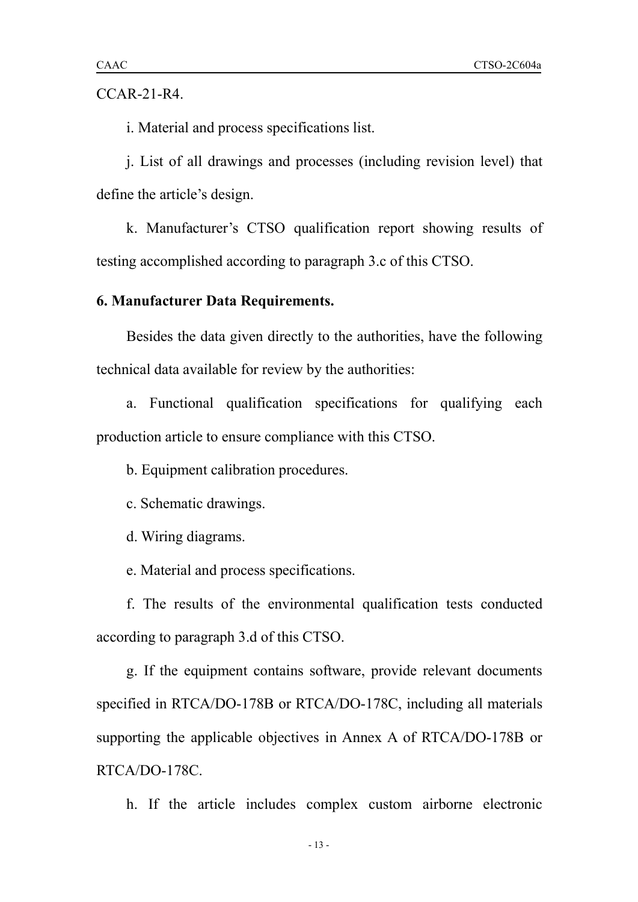CCAR-21-R4.

i. Material and process specifications list.

j. List of all drawings and processes (including revision level) that define the article's design.

k. Manufacturer's CTSO qualification report showing results of testing accomplished according to paragraph 3.c of this CTSO.

**6. Manufacturer Data Requirements.**

Besides the data given directly to the authorities, have the following technical data available for review by the authorities:

a. Functional qualification specifications for qualifying each production article to ensure compliance with this CTSO.

b. Equipment calibration procedures.

c. Schematic drawings.

d. Wiring diagrams.

e. Material and process specifications.

f. The results of the environmental qualification tests conducted according to paragraph 3.d of this CTSO.

g. If the equipment contains software, provide relevant documents specified in RTCA/DO-178B or RTCA/DO-178C, including all materials supporting the applicable objectives in Annex A of RTCA/DO-178B or RTCA/DO-178C.

h. If the article includes complex custom airborne electronic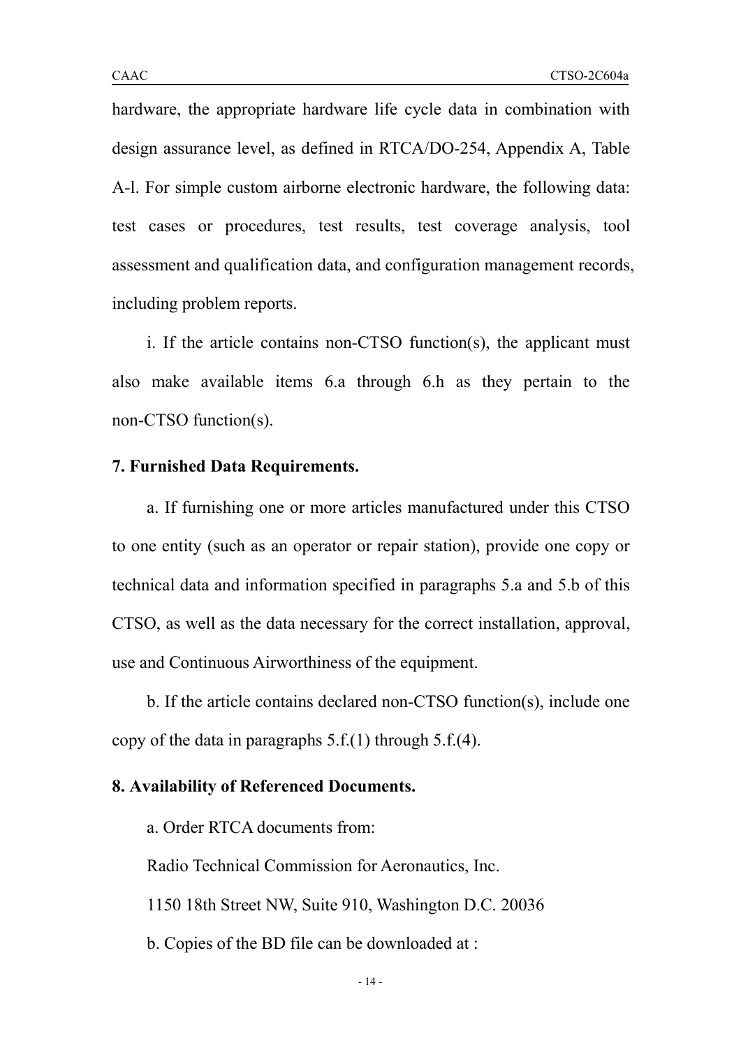hardware, the appropriate hardware life cycle data in combination with design assurance level, as defined in RTCA/DO-254, Appendix A, Table A-l. For simple custom airborne electronic hardware, the following data: test cases or procedures, test results, test coverage analysis, tool assessment and qualification data, and configuration management records, including problem reports.

i. If the article contains non-CTSO function(s), the applicant must also make available items 6.a through 6.h as they pertain to the non-CTSO function(s).

**7. Furnished Data Requirements.**

a. If furnishing one or more articles manufactured under this CTSO to one entity (such as an operator or repair station), provide one copy or technical data and information specified in paragraphs 5.a and 5.b of this CTSO, as well as the data necessary for the correct installation, approval, use and Continuous Airworthiness of the equipment.

b. If the article contains declared non-CTSO function(s), include one copy of the data in paragraphs 5.f.(1) through 5.f.(4).

**8. Availability of Referenced Documents.**

a. Order RTCA documents from:

Radio Technical Commission for Aeronautics, Inc.

1150 18th Street NW, Suite 910, Washington D.C. 20036

b. Copies of the BD file can be downloaded at :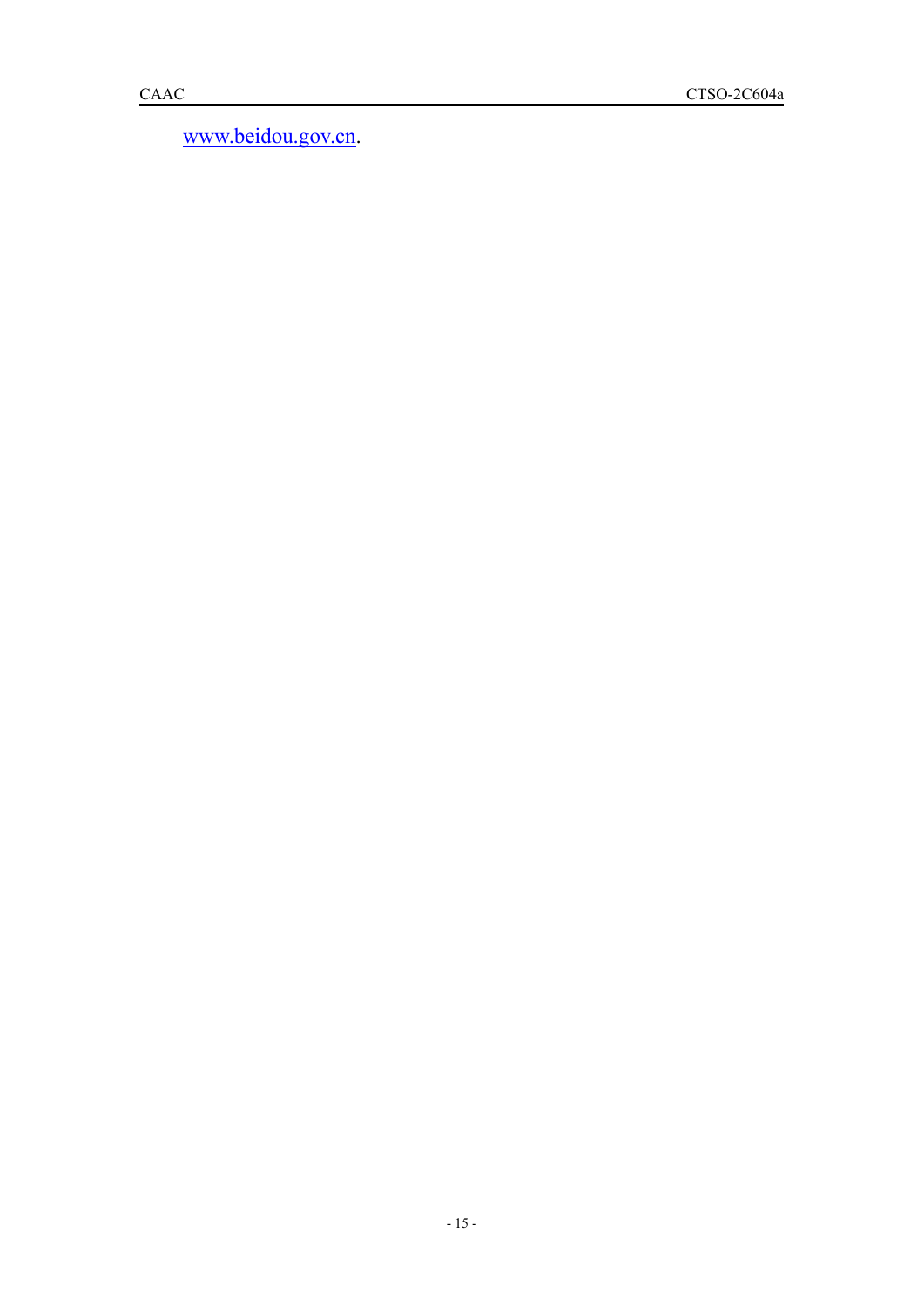www.beidou.gov.cn.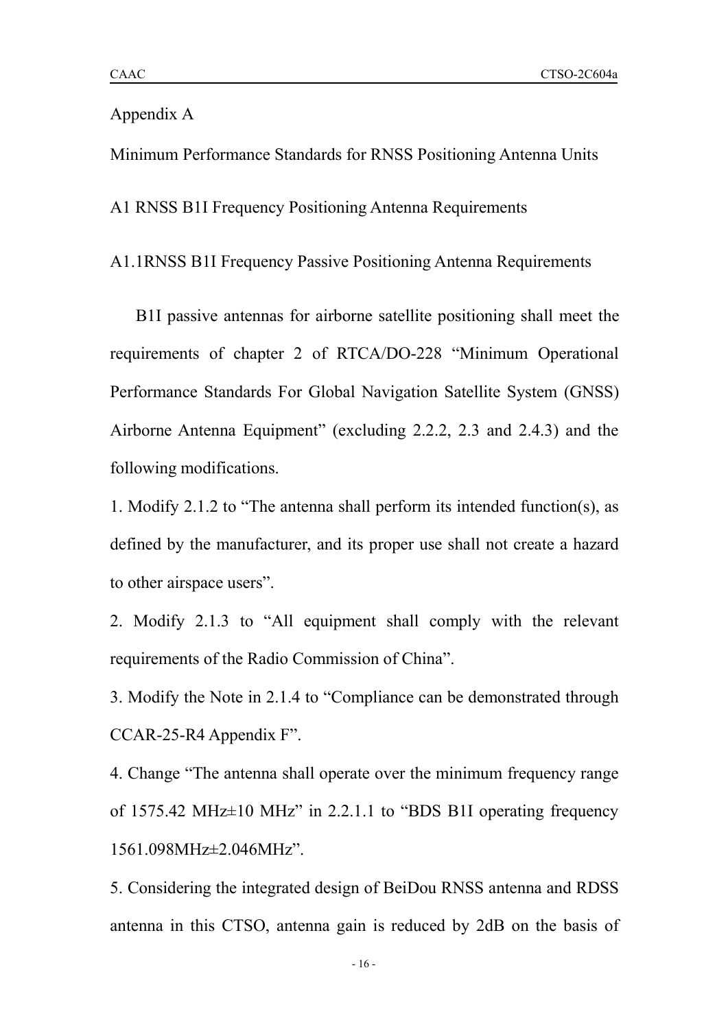Appendix A

Minimum Performance Standards for RNSS Positioning Antenna Units

A1 RNSS B1I Frequency Positioning Antenna Requirements

A1.1RNSS B1I Frequency Passive Positioning Antenna Requirements

B1I passive antennas for airborne satellite positioning shall meet the requirements of chapter 2 of RTCA/DO-228 "Minimum Operational Performance Standards For Global Navigation Satellite System (GNSS) Airborne Antenna Equipment" (excluding 2.2.2, 2.3 and 2.4.3) and the following modifications.

1. Modify 2.1.2 to "The antenna shall perform its intended function(s), as defined by the manufacturer, and its proper use shall not create a hazard to other airspace users".

2. Modify 2.1.3 to "All equipment shall comply with the relevant requirements of the Radio Commission of China".

3. Modify the Note in 2.1.4 to "Compliance can be demonstrated through CCAR-25-R4 Appendix F".

4. Change "The antenna shall operate over the minimum frequency range of 1575.42 MHz±10 MHz" in 2.2.1.1 to "BDS B1I operating frequency 1561.098MHz±2.046MHz".

5. Considering the integrated design of BeiDou RNSS antenna and RDSS antenna in this CTSO, antenna gain is reduced by 2dB on the basis of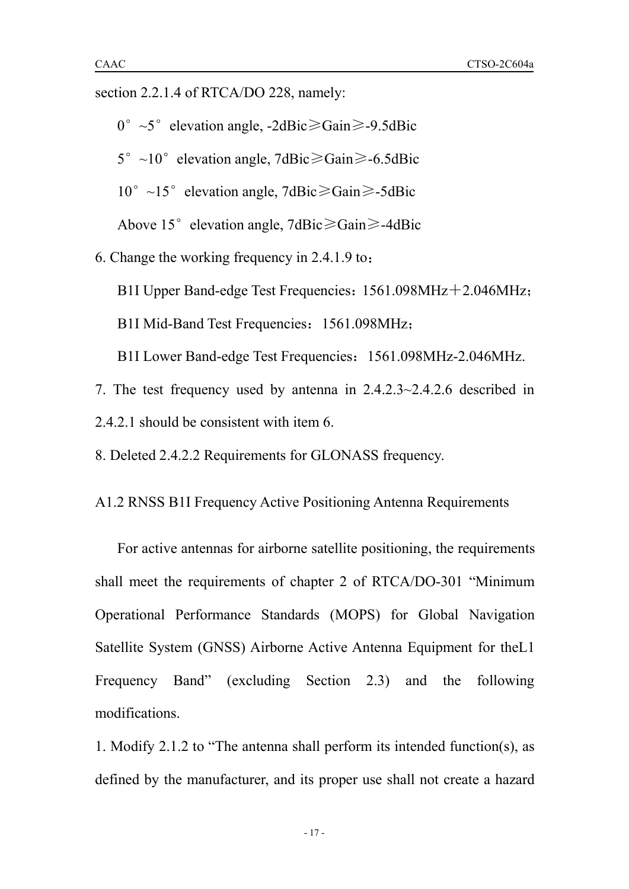section 2.2.1.4 of RTCA/DO 228, namely:

0°~5° elevation angle, -2dBic≥Gain≥-9.5dBic

5°~10° elevation angle, 7dBic≥Gain≥-6.5dBic

10°~15° elevation angle, 7dBic≥Gain≥-5dBic

Above 15° elevation angle, 7dBic≥Gain≥-4dBic

6. Change the working frequency in 2.4.1.9 to：

B1I Upper Band-edge Test Frequencies：1561.098MHz＋2.046MHz；

B1I Mid-Band Test Frequencies：1561.098MHz；

B1I Lower Band-edge Test Frequencies：1561.098MHz-2.046MHz.

7. The test frequency used by antenna in 2.4.2.3~2.4.2.6 described in 2.4.2.1 should be consistent with item 6.

8. Deleted 2.4.2.2 Requirements for GLONASS frequency.

A1.2 RNSS B1I Frequency Active Positioning Antenna Requirements

For active antennas for airborne satellite positioning, the requirements shall meet the requirements of chapter 2 of RTCA/DO-301 "Minimum Operational Performance Standards (MOPS) for Global Navigation Satellite System (GNSS) Airborne Active Antenna Equipment for theL1 Frequency Band" (excluding Section 2.3) and the following modifications.

1. Modify 2.1.2 to "The antenna shall perform its intended function(s), as defined by the manufacturer, and its proper use shall not create a hazard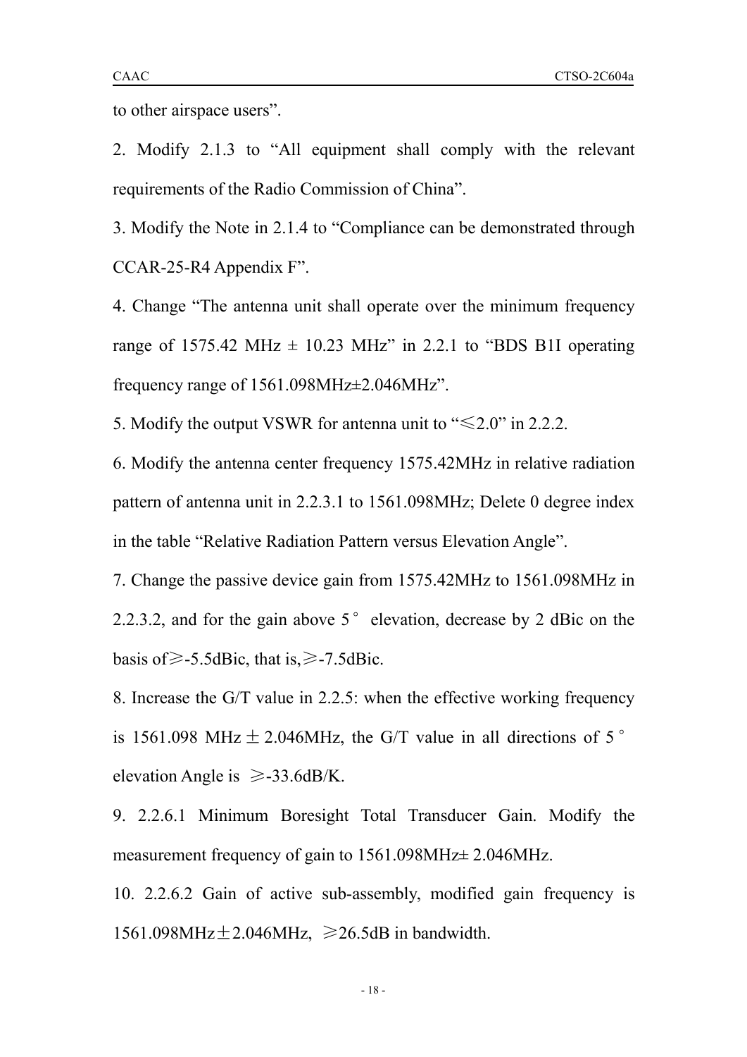to other airspace users”.

2. Modify 2.1.3 to “All equipment shall comply with the relevant requirements of the Radio Commission of China”.

3. Modify the Note in 2.1.4 to “Compliance can be demonstrated through CCAR-25-R4 Appendix F”.

4. Change “The antenna unit shall operate over the minimum frequency range of 1575.42 MHz ± 10.23 MHz” in 2.2.1 to “BDS B1I operating frequency range of 1561.098MHz±2.046MHz”.

5. Modify the output VSWR for antenna unit to “≤2.0” in 2.2.2.

6. Modify the antenna center frequency 1575.42MHz in relative radiation pattern of antenna unit in 2.2.3.1 to 1561.098MHz; Delete 0 degree index in the table “Relative Radiation Pattern versus Elevation Angle”.

7. Change the passive device gain from 1575.42MHz to 1561.098MHz in 2.2.3.2, and for the gain above 5° elevation, decrease by 2 dBic on the basis of≥-5.5dBic, that is,≥-7.5dBic.

8. Increase the G/T value in 2.2.5: when the effective working frequency is 1561.098 MHz±2.046MHz, the G/T value in all directions of 5° elevation Angle is ≥-33.6dB/K.

9. 2.2.6.1 Minimum Boresight Total Transducer Gain. Modify the measurement frequency of gain to 1561.098MHz± 2.046MHz.

10. 2.2.6.2 Gain of active sub-assembly, modified gain frequency is 1561.098MHz±2.046MHz, ≥26.5dB in bandwidth.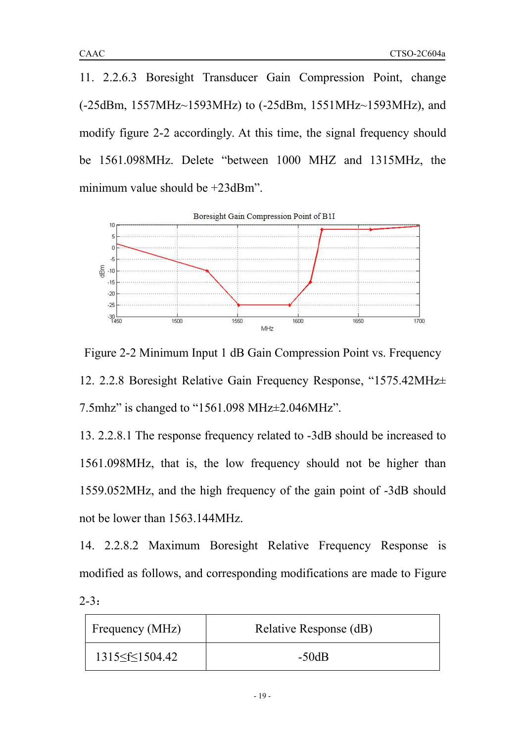11. 2.2.6.3 Boresight Transducer Gain Compression Point, change (-25dBm, 1557MHz~1593MHz) to (-25dBm, 1551MHz~1593MHz), and modify figure 2-2 accordingly. At this time, the signal frequency should be 1561.098MHz. Delete "between 1000 MHZ and 1315MHz, the minimum value should be +23dBm".

Figure 2-2 Minimum Input 1 dB Gain Compression Point vs. Frequency

12. 2.2.8 Boresight Relative Gain Frequency Response, "1575.42MHz± 7.5mhz" is changed to "1561.098 MHz±2.046MHz".

13. 2.2.8.1 The response frequency related to -3dB should be increased to 1561.098MHz, that is, the low frequency should not be higher than 1559.052MHz, and the high frequency of the gain point of -3dB should not be lower than 1563.144MHz.

14. 2.2.8.2 Maximum Boresight Relative Frequency Response is modified as follows, and corresponding modifications are made to Figure 2-3：

| Frequency (MHz) | Relative Response (dB) |
|---|---|
| 1315≤f≤1504.42 | -50dB |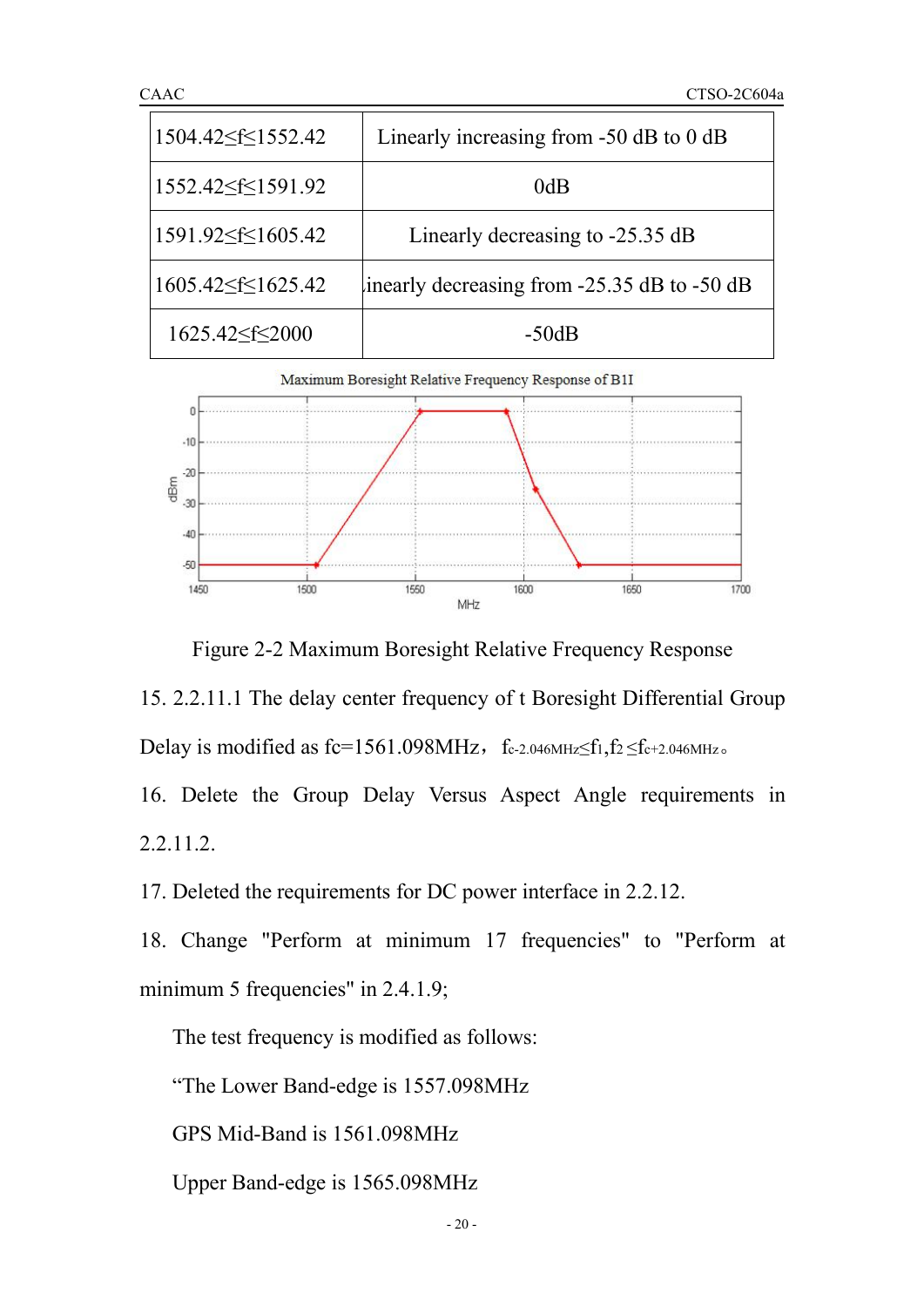| 1504.42≤f≤1552.42 | Linearly increasing from -50 dB to 0 dB |
|---|---|
| 1552.42≤f≤1591.92 | 0dB |
| 1591.92≤f≤1605.42 | Linearly decreasing to -25.35 dB |
| 1605.42≤f≤1625.42 | Linearly decreasing from -25.35 dB to -50 dB |
| 1625.42≤f≤2000 | -50dB |

Figure 2-2 Maximum Boresight Relative Frequency Response

15. 2.2.11.1 The delay center frequency of t Boresight Differential Group Delay is modified as fc=1561.098MHz， $f_{c\text{-}2.046MHz} \leq f_1, f_2 \leq f_{c+2.046MHz}$。

16. Delete the Group Delay Versus Aspect Angle requirements in 2.2.11.2.

17. Deleted the requirements for DC power interface in 2.2.12.

18. Change "Perform at minimum 17 frequencies" to "Perform at minimum 5 frequencies" in 2.4.1.9;

The test frequency is modified as follows:

“The Lower Band-edge is 1557.098MHz

GPS Mid-Band is 1561.098MHz

Upper Band-edge is 1565.098MHz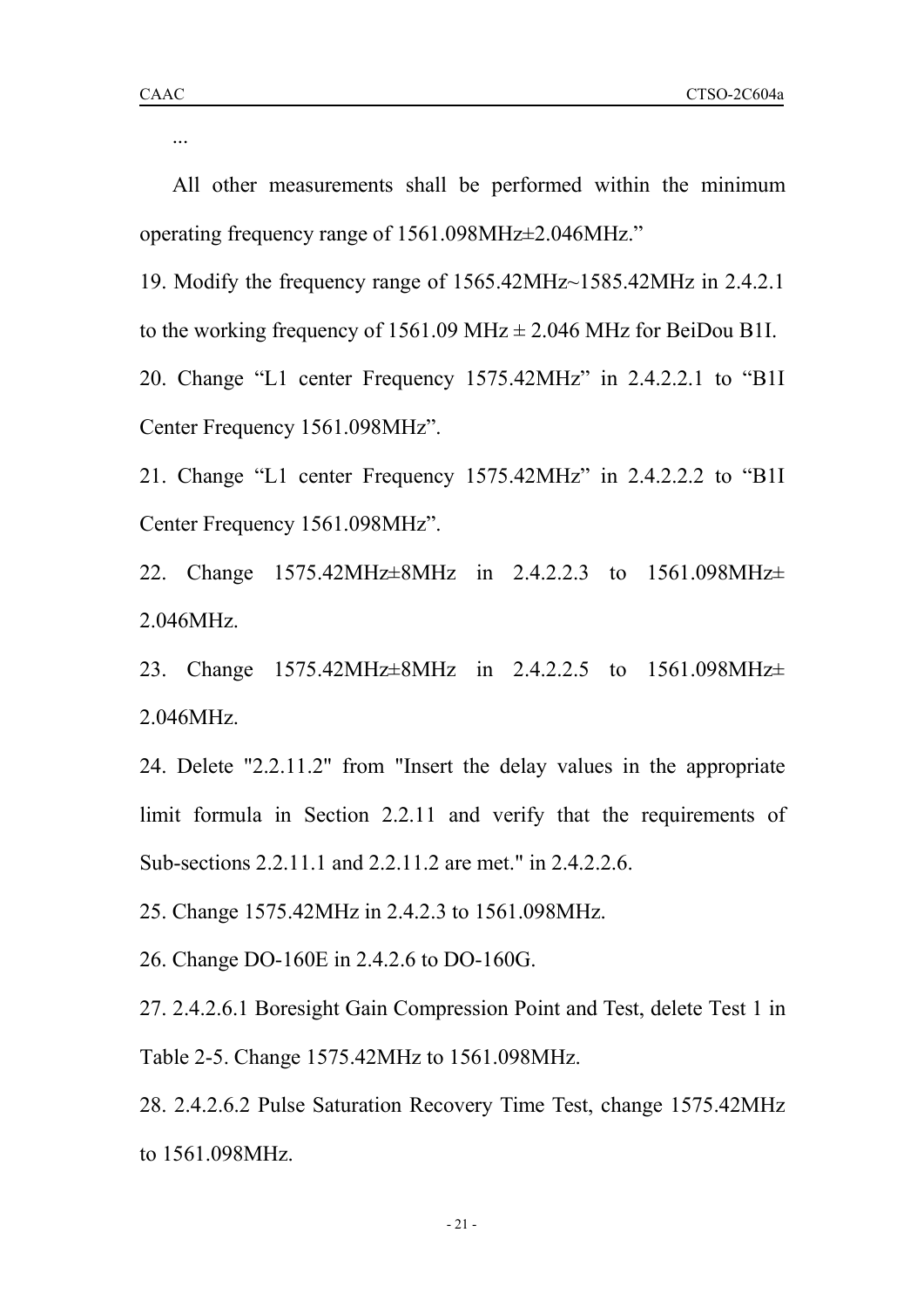...

All other measurements shall be performed within the minimum operating frequency range of 1561.098MHz±2.046MHz."

19. Modify the frequency range of 1565.42MHz~1585.42MHz in 2.4.2.1 to the working frequency of 1561.09 MHz ± 2.046 MHz for BeiDou B1I.

20. Change "L1 center Frequency 1575.42MHz" in 2.4.2.2.1 to "B1I Center Frequency 1561.098MHz".

21. Change "L1 center Frequency 1575.42MHz" in 2.4.2.2.2 to "B1I Center Frequency 1561.098MHz".

22. Change 1575.42MHz±8MHz in 2.4.2.2.3 to 1561.098MHz± 2.046MHz.

23. Change 1575.42MHz±8MHz in 2.4.2.2.5 to 1561.098MHz± 2.046MHz.

24. Delete "2.2.11.2" from "Insert the delay values in the appropriate limit formula in Section 2.2.11 and verify that the requirements of Sub-sections 2.2.11.1 and 2.2.11.2 are met." in 2.4.2.2.6.

25. Change 1575.42MHz in 2.4.2.3 to 1561.098MHz.

26. Change DO-160E in 2.4.2.6 to DO-160G.

27. 2.4.2.6.1 Boresight Gain Compression Point and Test, delete Test 1 in Table 2-5. Change 1575.42MHz to 1561.098MHz.

28. 2.4.2.6.2 Pulse Saturation Recovery Time Test, change 1575.42MHz to 1561.098MHz.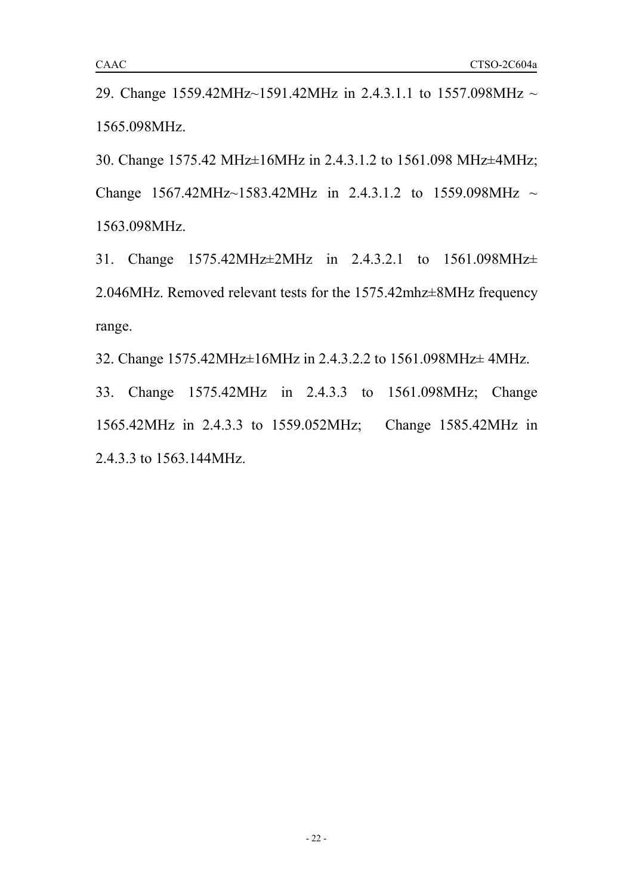29. Change 1559.42MHz~1591.42MHz in 2.4.3.1.1 to 1557.098MHz ~ 1565.098MHz.

30. Change 1575.42 MHz±16MHz in 2.4.3.1.2 to 1561.098 MHz±4MHz; Change 1567.42MHz~1583.42MHz in 2.4.3.1.2 to 1559.098MHz ~ 1563.098MHz.

31. Change 1575.42MHz±2MHz in 2.4.3.2.1 to 1561.098MHz± 2.046MHz. Removed relevant tests for the 1575.42mhz±8MHz frequency range.

32. Change 1575.42MHz±16MHz in 2.4.3.2.2 to 1561.098MHz± 4MHz.

33. Change 1575.42MHz in 2.4.3.3 to 1561.098MHz; Change 1565.42MHz in 2.4.3.3 to 1559.052MHz; Change 1585.42MHz in 2.4.3.3 to 1563.144MHz.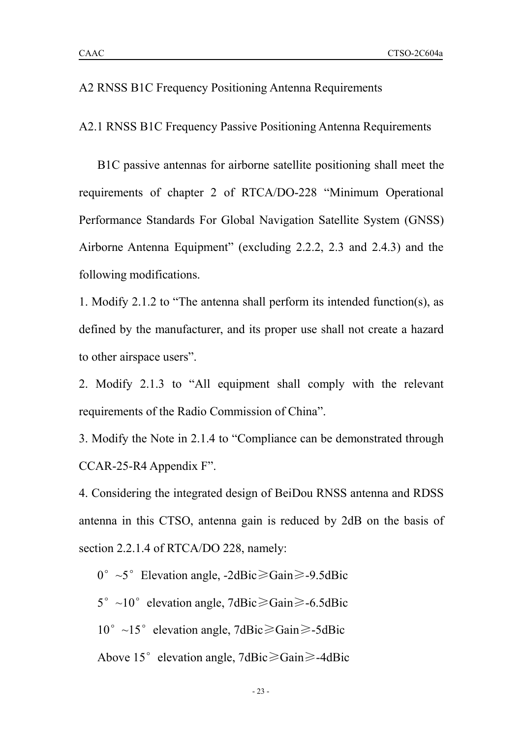## A2 RNSS B1C Frequency Positioning Antenna Requirements

### A2.1 RNSS B1C Frequency Passive Positioning Antenna Requirements

B1C passive antennas for airborne satellite positioning shall meet the requirements of chapter 2 of RTCA/DO-228 "Minimum Operational Performance Standards For Global Navigation Satellite System (GNSS) Airborne Antenna Equipment" (excluding 2.2.2, 2.3 and 2.4.3) and the following modifications.

1. Modify 2.1.2 to "The antenna shall perform its intended function(s), as defined by the manufacturer, and its proper use shall not create a hazard to other airspace users".

2. Modify 2.1.3 to "All equipment shall comply with the relevant requirements of the Radio Commission of China".

3. Modify the Note in 2.1.4 to "Compliance can be demonstrated through CCAR-25-R4 Appendix F".

4. Considering the integrated design of BeiDou RNSS antenna and RDSS antenna in this CTSO, antenna gain is reduced by 2dB on the basis of section 2.2.1.4 of RTCA/DO 228, namely:

0°~5° Elevation angle, -2dBic≥Gain≥-9.5dBic

5°~10° elevation angle, 7dBic≥Gain≥-6.5dBic

10°~15° elevation angle, 7dBic≥Gain≥-5dBic

Above 15° elevation angle, 7dBic≥Gain≥-4dBic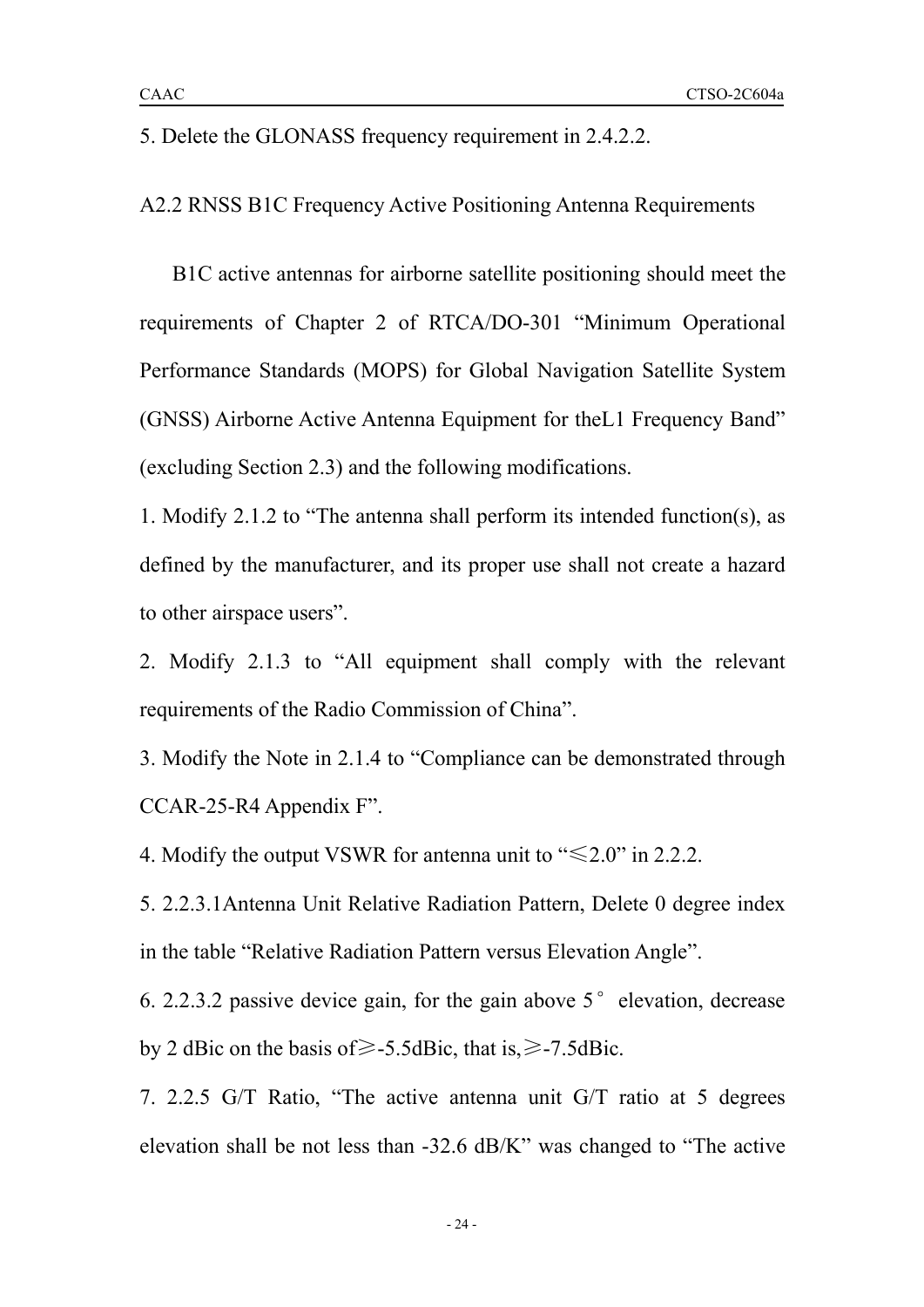5. Delete the GLONASS frequency requirement in 2.4.2.2.

A2.2 RNSS B1C Frequency Active Positioning Antenna Requirements

B1C active antennas for airborne satellite positioning should meet the requirements of Chapter 2 of RTCA/DO-301 "Minimum Operational Performance Standards (MOPS) for Global Navigation Satellite System (GNSS) Airborne Active Antenna Equipment for theL1 Frequency Band" (excluding Section 2.3) and the following modifications.

1. Modify 2.1.2 to "The antenna shall perform its intended function(s), as defined by the manufacturer, and its proper use shall not create a hazard to other airspace users".

2. Modify 2.1.3 to "All equipment shall comply with the relevant requirements of the Radio Commission of China".

3. Modify the Note in 2.1.4 to "Compliance can be demonstrated through CCAR-25-R4 Appendix F".

4. Modify the output VSWR for antenna unit to "≤2.0" in 2.2.2.

5. 2.2.3.1Antenna Unit Relative Radiation Pattern, Delete 0 degree index in the table "Relative Radiation Pattern versus Elevation Angle".

6. 2.2.3.2 passive device gain, for the gain above 5° elevation, decrease by 2 dBic on the basis of≥-5.5dBic, that is,≥-7.5dBic.

7. 2.2.5 G/T Ratio, "The active antenna unit G/T ratio at 5 degrees elevation shall be not less than -32.6 dB/K" was changed to "The active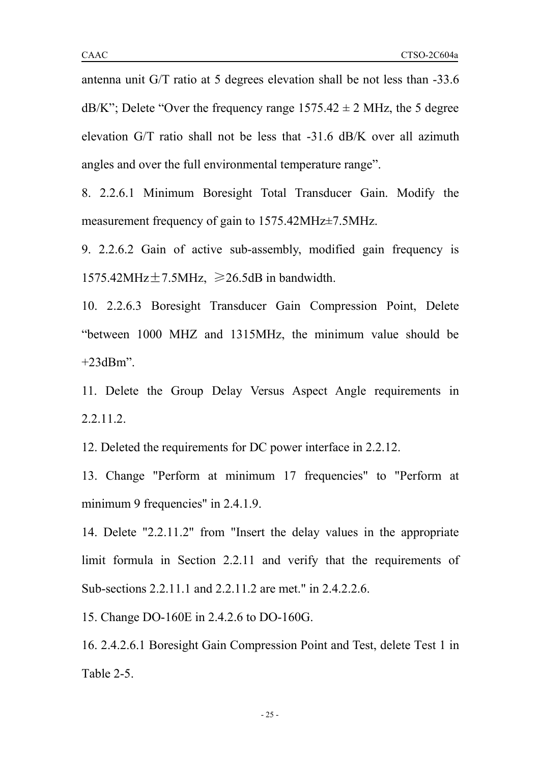antenna unit G/T ratio at 5 degrees elevation shall be not less than -33.6 dB/K"; Delete "Over the frequency range 1575.42 ± 2 MHz, the 5 degree elevation G/T ratio shall not be less that -31.6 dB/K over all azimuth angles and over the full environmental temperature range".

8. 2.2.6.1 Minimum Boresight Total Transducer Gain. Modify the measurement frequency of gain to 1575.42MHz±7.5MHz.

9. 2.2.6.2 Gain of active sub-assembly, modified gain frequency is 1575.42MHz±7.5MHz, ≥26.5dB in bandwidth.

10. 2.2.6.3 Boresight Transducer Gain Compression Point, Delete "between 1000 MHZ and 1315MHz, the minimum value should be +23dBm".

11. Delete the Group Delay Versus Aspect Angle requirements in 2.2.11.2.

12. Deleted the requirements for DC power interface in 2.2.12.

13. Change "Perform at minimum 17 frequencies" to "Perform at minimum 9 frequencies" in 2.4.1.9.

14. Delete "2.2.11.2" from "Insert the delay values in the appropriate limit formula in Section 2.2.11 and verify that the requirements of Sub-sections 2.2.11.1 and 2.2.11.2 are met." in 2.4.2.2.6.

15. Change DO-160E in 2.4.2.6 to DO-160G.

16. 2.4.2.6.1 Boresight Gain Compression Point and Test, delete Test 1 in Table 2-5.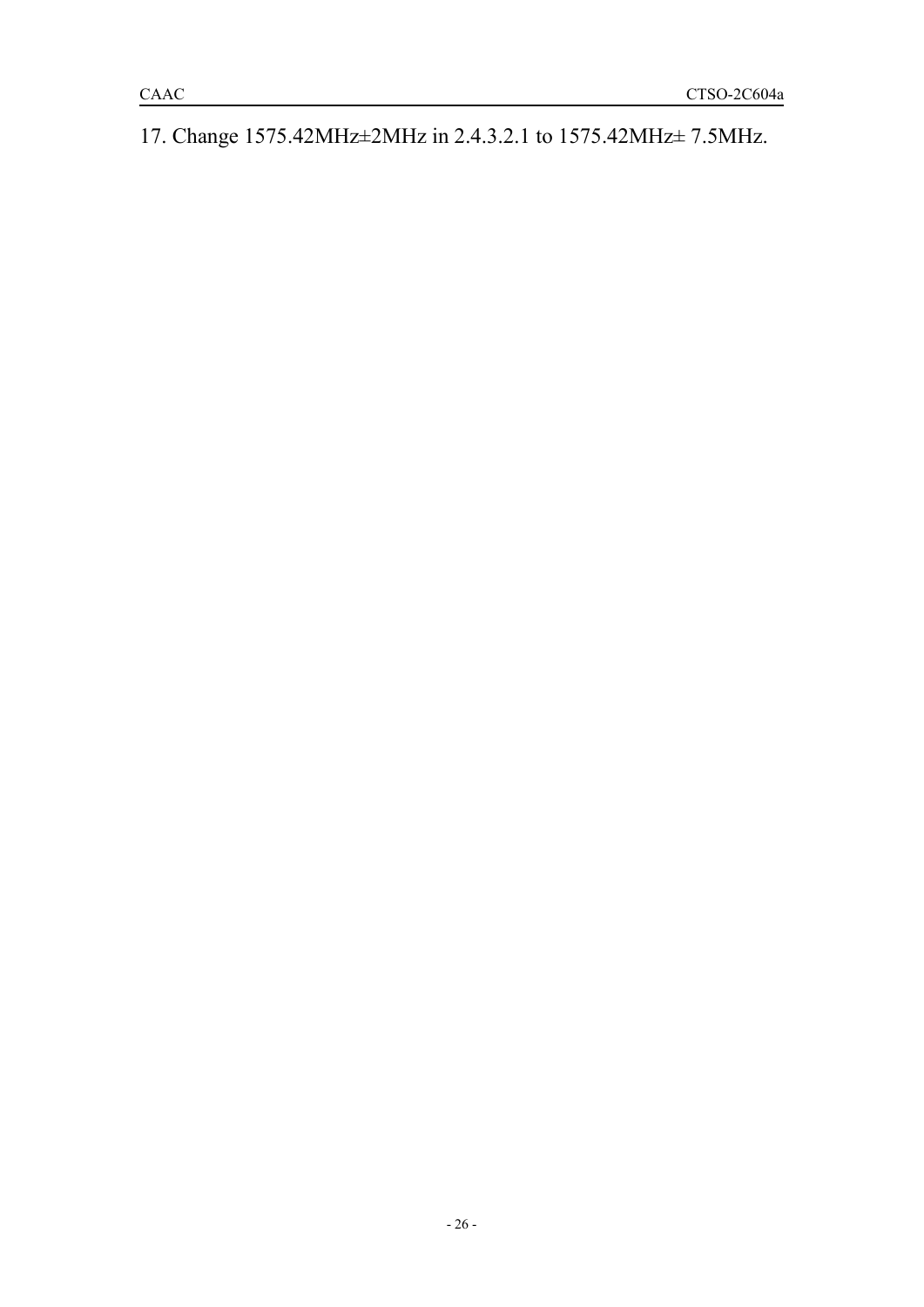17. Change 1575.42MHz±2MHz in 2.4.3.2.1 to 1575.42MHz± 7.5MHz.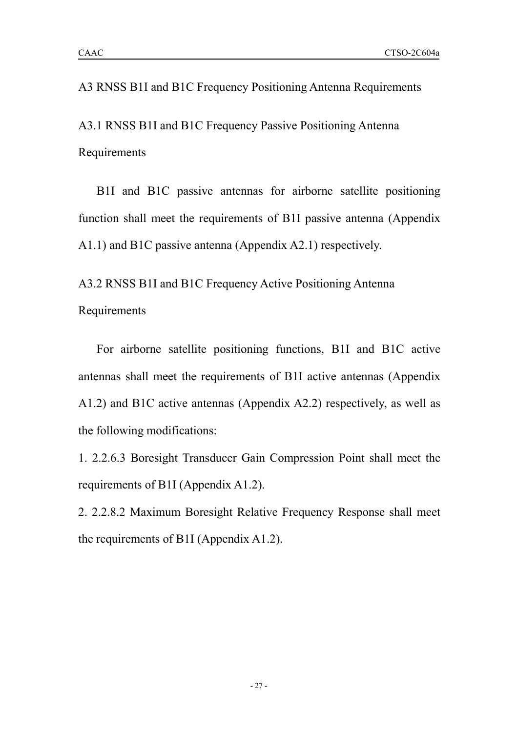# A3 RNSS B1I and B1C Frequency Positioning Antenna Requirements

## A3.1 RNSS B1I and B1C Frequency Passive Positioning Antenna Requirements

B1I and B1C passive antennas for airborne satellite positioning function shall meet the requirements of B1I passive antenna (Appendix A1.1) and B1C passive antenna (Appendix A2.1) respectively.

## A3.2 RNSS B1I and B1C Frequency Active Positioning Antenna Requirements

For airborne satellite positioning functions, B1I and B1C active antennas shall meet the requirements of B1I active antennas (Appendix A1.2) and B1C active antennas (Appendix A2.2) respectively, as well as the following modifications:

1. 2.2.6.3 Boresight Transducer Gain Compression Point shall meet the requirements of B1I (Appendix A1.2).
2. 2.2.8.2 Maximum Boresight Relative Frequency Response shall meet the requirements of B1I (Appendix A1.2).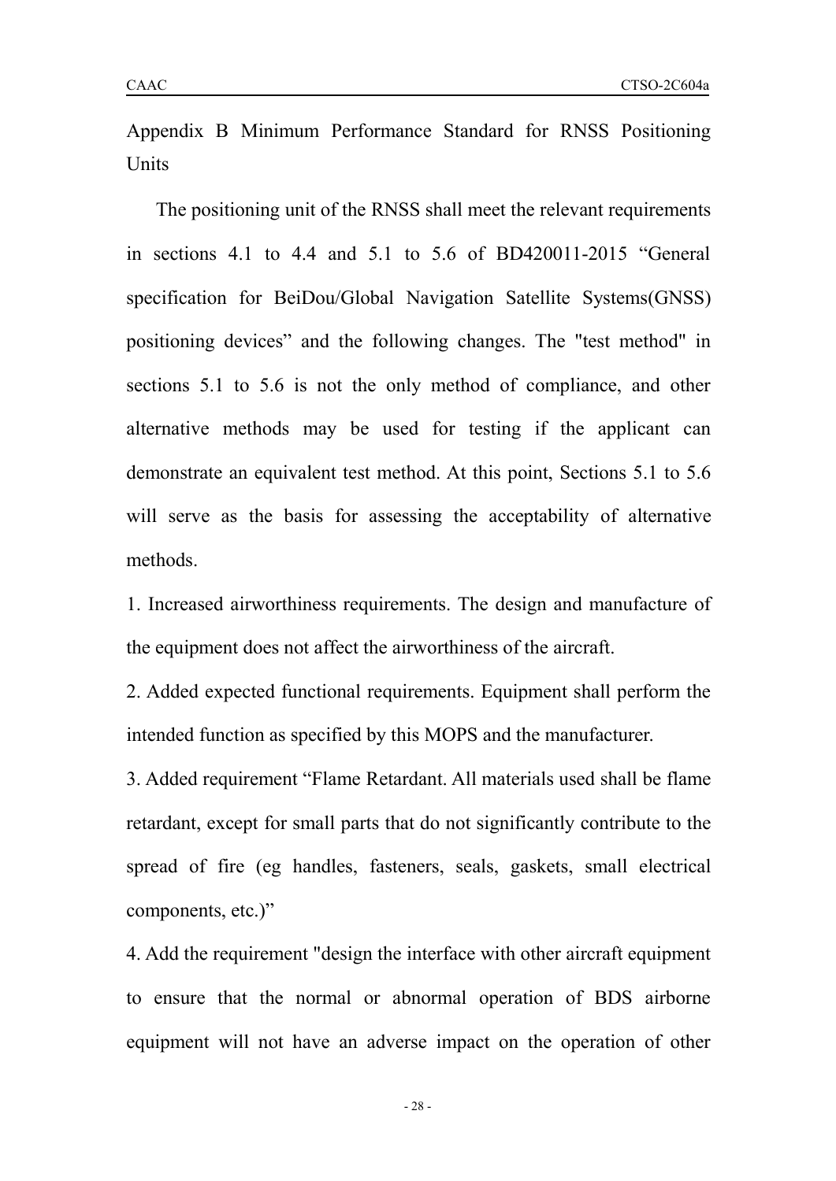## Appendix B Minimum Performance Standard for RNSS Positioning Units

The positioning unit of the RNSS shall meet the relevant requirements in sections 4.1 to 4.4 and 5.1 to 5.6 of BD420011-2015 “General specification for BeiDou/Global Navigation Satellite Systems(GNSS) positioning devices” and the following changes. The "test method" in sections 5.1 to 5.6 is not the only method of compliance, and other alternative methods may be used for testing if the applicant can demonstrate an equivalent test method. At this point, Sections 5.1 to 5.6 will serve as the basis for assessing the acceptability of alternative methods.

1. Increased airworthiness requirements. The design and manufacture of the equipment does not affect the airworthiness of the aircraft.

2. Added expected functional requirements. Equipment shall perform the intended function as specified by this MOPS and the manufacturer.

3. Added requirement “Flame Retardant. All materials used shall be flame retardant, except for small parts that do not significantly contribute to the spread of fire (eg handles, fasteners, seals, gaskets, small electrical components, etc.)”

4. Add the requirement "design the interface with other aircraft equipment to ensure that the normal or abnormal operation of BDS airborne equipment will not have an adverse impact on the operation of other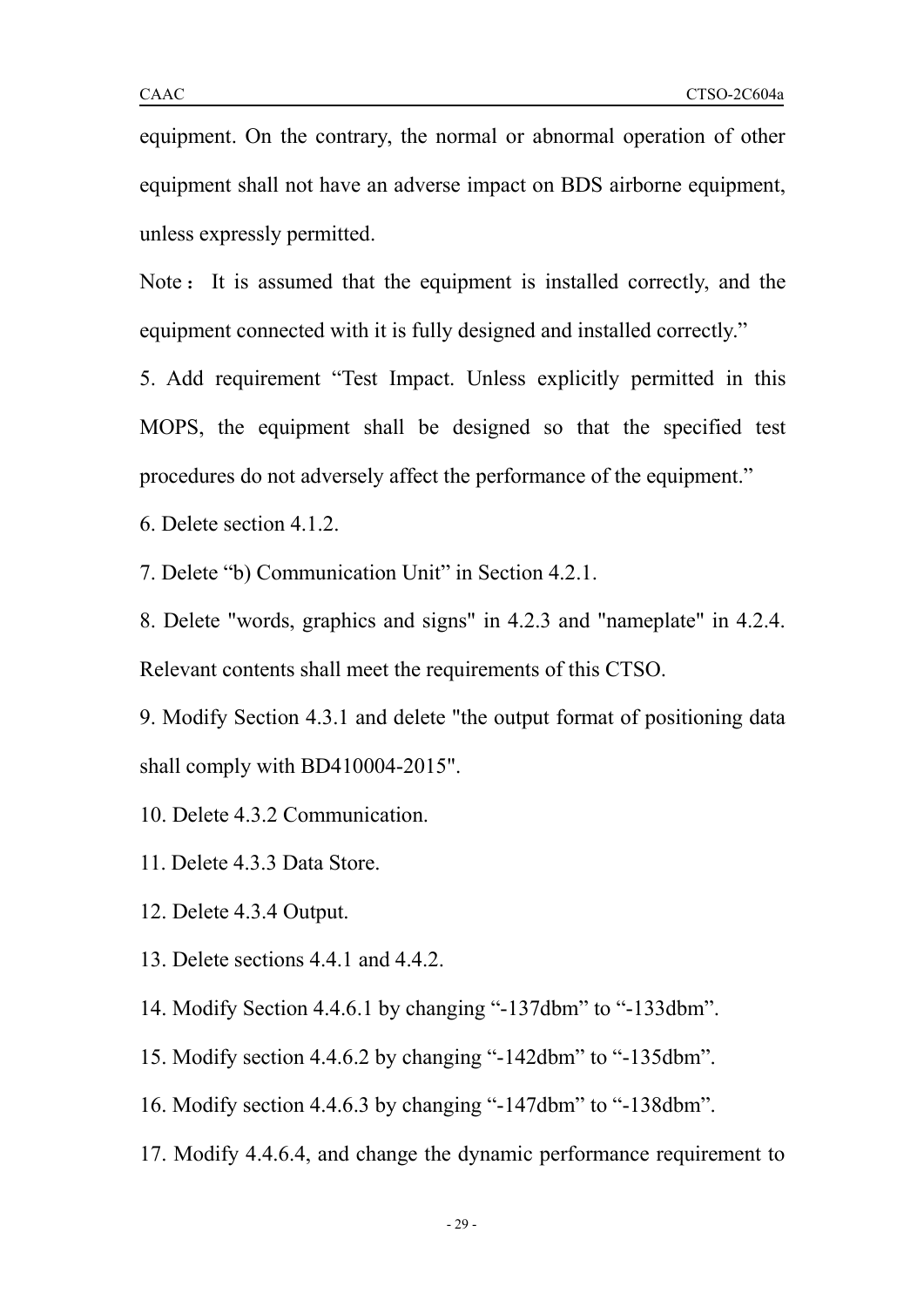equipment. On the contrary, the normal or abnormal operation of other equipment shall not have an adverse impact on BDS airborne equipment, unless expressly permitted.

Note： It is assumed that the equipment is installed correctly, and the equipment connected with it is fully designed and installed correctly."

5. Add requirement "Test Impact. Unless explicitly permitted in this MOPS, the equipment shall be designed so that the specified test procedures do not adversely affect the performance of the equipment."

6. Delete section 4.1.2.

7. Delete "b) Communication Unit" in Section 4.2.1.

8. Delete "words, graphics and signs" in 4.2.3 and "nameplate" in 4.2.4. Relevant contents shall meet the requirements of this CTSO.

9. Modify Section 4.3.1 and delete "the output format of positioning data shall comply with BD410004-2015".

10. Delete 4.3.2 Communication.

11. Delete 4.3.3 Data Store.

12. Delete 4.3.4 Output.

13. Delete sections 4.4.1 and 4.4.2.

14. Modify Section 4.4.6.1 by changing "-137dbm" to "-133dbm".

15. Modify section 4.4.6.2 by changing "-142dbm" to "-135dbm".

16. Modify section 4.4.6.3 by changing "-147dbm" to "-138dbm".

17. Modify 4.4.6.4, and change the dynamic performance requirement to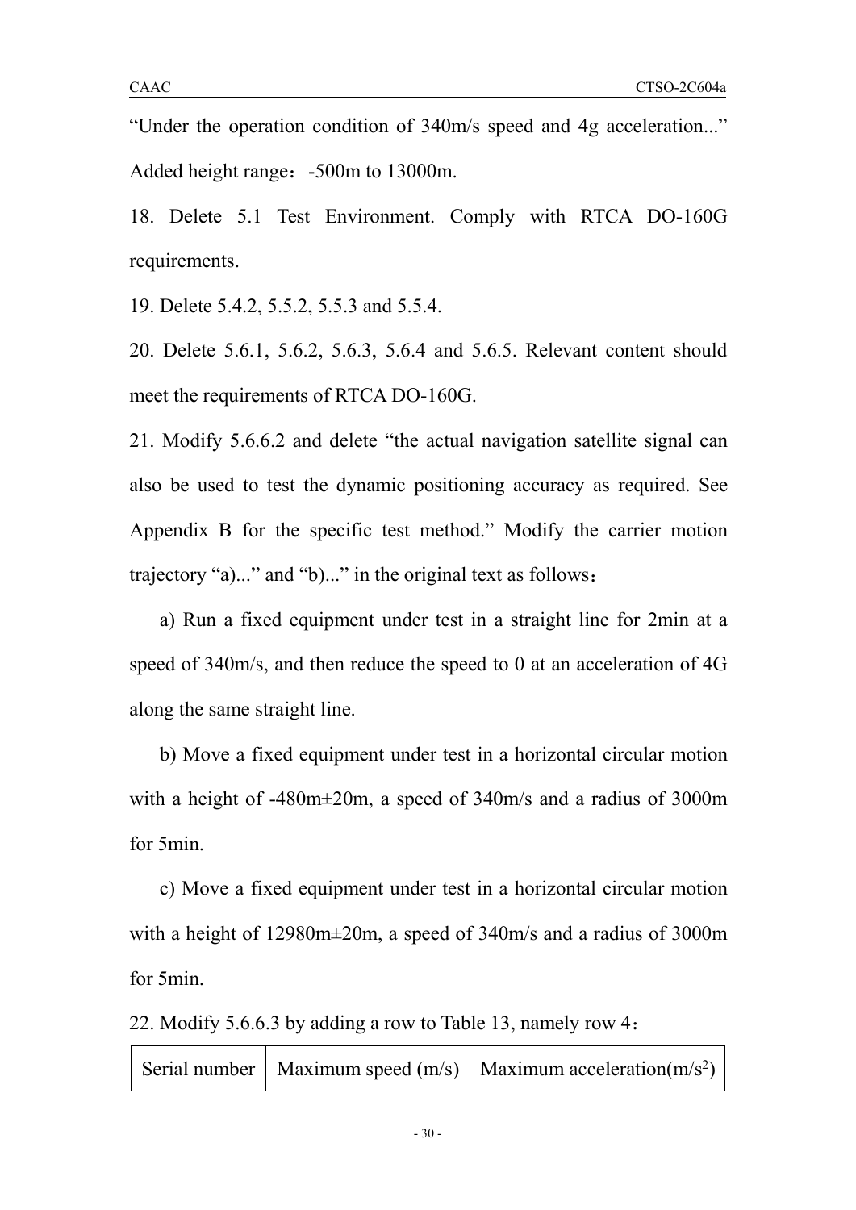“Under the operation condition of 340m/s speed and 4g acceleration...” Added height range：-500m to 13000m.

18. Delete 5.1 Test Environment. Comply with RTCA DO-160G requirements.

19. Delete 5.4.2, 5.5.2, 5.5.3 and 5.5.4.

20. Delete 5.6.1, 5.6.2, 5.6.3, 5.6.4 and 5.6.5. Relevant content should meet the requirements of RTCA DO-160G.

21. Modify 5.6.6.2 and delete “the actual navigation satellite signal can also be used to test the dynamic positioning accuracy as required. See Appendix B for the specific test method.” Modify the carrier motion trajectory “a)...” and “b)...” in the original text as follows：

a) Run a fixed equipment under test in a straight line for 2min at a speed of 340m/s, and then reduce the speed to 0 at an acceleration of 4G along the same straight line.

b) Move a fixed equipment under test in a horizontal circular motion with a height of -480m±20m, a speed of 340m/s and a radius of 3000m for 5min.

c) Move a fixed equipment under test in a horizontal circular motion with a height of 12980m±20m, a speed of 340m/s and a radius of 3000m for 5min.

22. Modify 5.6.6.3 by adding a row to Table 13, namely row 4：

| Serial number | Maximum speed (m/s) | Maximum acceleration($m/s^2$) |
|---|---|---|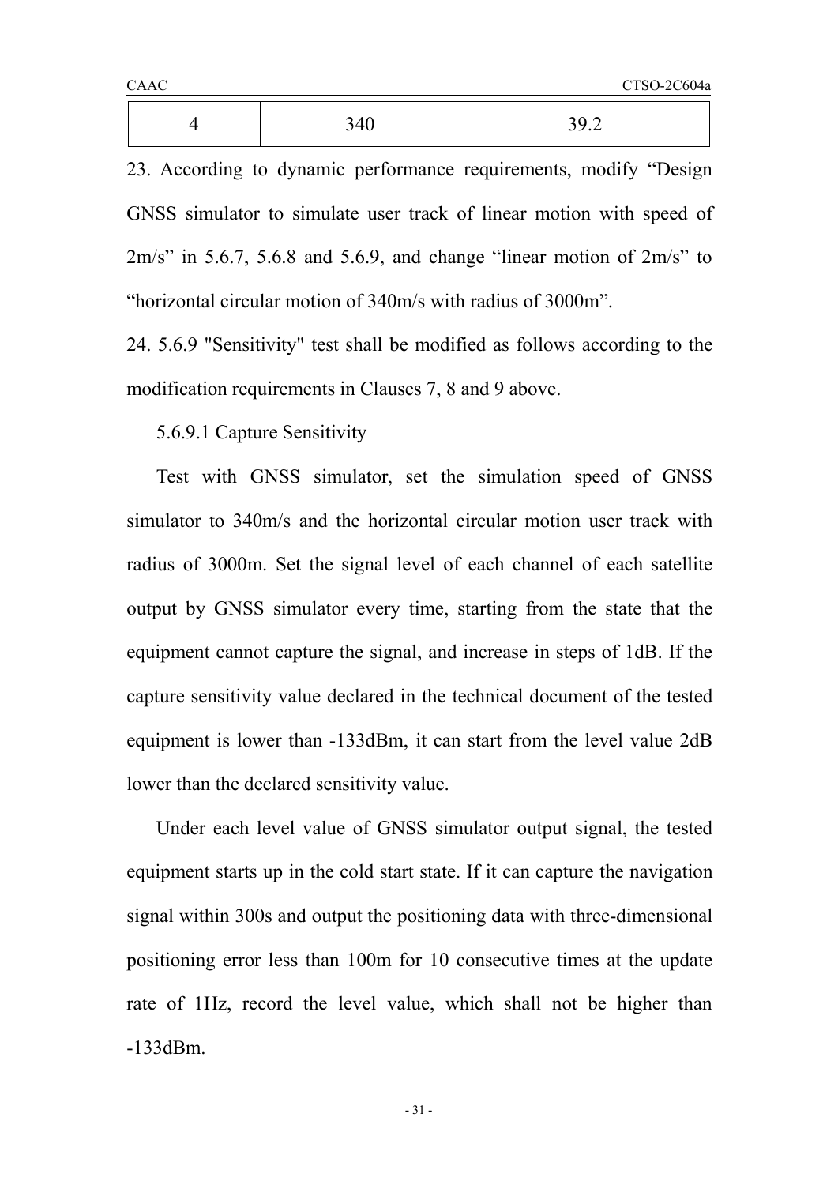| 4 | 340 | 39.2 |
|---|---|---|

23. According to dynamic performance requirements, modify "Design GNSS simulator to simulate user track of linear motion with speed of 2m/s" in 5.6.7, 5.6.8 and 5.6.9, and change "linear motion of 2m/s" to "horizontal circular motion of 340m/s with radius of 3000m".

24. 5.6.9 "Sensitivity" test shall be modified as follows according to the modification requirements in Clauses 7, 8 and 9 above.

5.6.9.1 Capture Sensitivity

Test with GNSS simulator, set the simulation speed of GNSS simulator to 340m/s and the horizontal circular motion user track with radius of 3000m. Set the signal level of each channel of each satellite output by GNSS simulator every time, starting from the state that the equipment cannot capture the signal, and increase in steps of 1dB. If the capture sensitivity value declared in the technical document of the tested equipment is lower than -133dBm, it can start from the level value 2dB lower than the declared sensitivity value.

Under each level value of GNSS simulator output signal, the tested equipment starts up in the cold start state. If it can capture the navigation signal within 300s and output the positioning data with three-dimensional positioning error less than 100m for 10 consecutive times at the update rate of 1Hz, record the level value, which shall not be higher than -133dBm.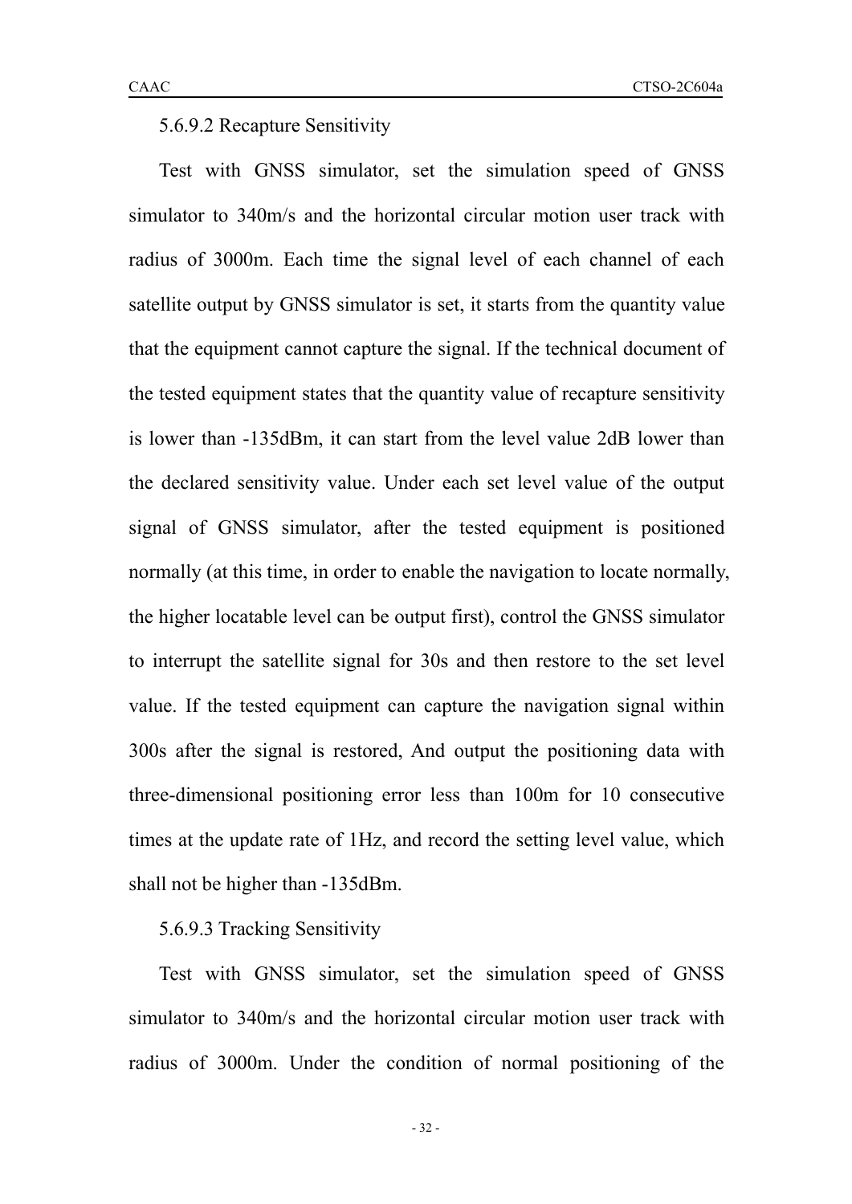5.6.9.2 Recapture Sensitivity

Test with GNSS simulator, set the simulation speed of GNSS simulator to 340m/s and the horizontal circular motion user track with radius of 3000m. Each time the signal level of each channel of each satellite output by GNSS simulator is set, it starts from the quantity value that the equipment cannot capture the signal. If the technical document of the tested equipment states that the quantity value of recapture sensitivity is lower than -135dBm, it can start from the level value 2dB lower than the declared sensitivity value. Under each set level value of the output signal of GNSS simulator, after the tested equipment is positioned normally (at this time, in order to enable the navigation to locate normally, the higher locatable level can be output first), control the GNSS simulator to interrupt the satellite signal for 30s and then restore to the set level value. If the tested equipment can capture the navigation signal within 300s after the signal is restored, And output the positioning data with three-dimensional positioning error less than 100m for 10 consecutive times at the update rate of 1Hz, and record the setting level value, which shall not be higher than -135dBm.

5.6.9.3 Tracking Sensitivity

Test with GNSS simulator, set the simulation speed of GNSS simulator to 340m/s and the horizontal circular motion user track with radius of 3000m. Under the condition of normal positioning of the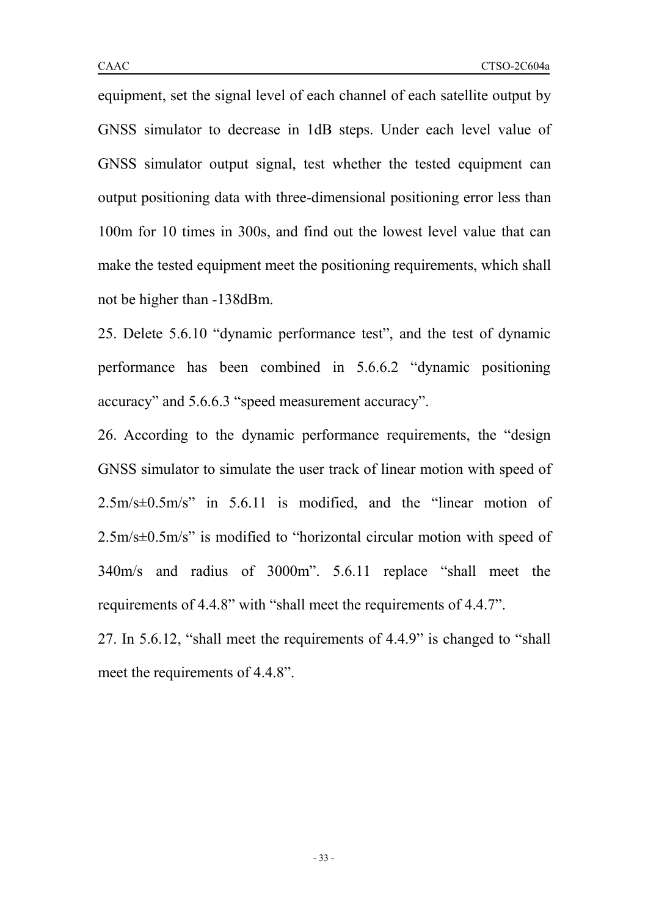equipment, set the signal level of each channel of each satellite output by GNSS simulator to decrease in 1dB steps. Under each level value of GNSS simulator output signal, test whether the tested equipment can output positioning data with three-dimensional positioning error less than 100m for 10 times in 300s, and find out the lowest level value that can make the tested equipment meet the positioning requirements, which shall not be higher than -138dBm.

25. Delete 5.6.10 “dynamic performance test”, and the test of dynamic performance has been combined in 5.6.6.2 “dynamic positioning accuracy” and 5.6.6.3 “speed measurement accuracy”.

26. According to the dynamic performance requirements, the “design GNSS simulator to simulate the user track of linear motion with speed of 2.5m/s±0.5m/s” in 5.6.11 is modified, and the “linear motion of 2.5m/s±0.5m/s” is modified to “horizontal circular motion with speed of 340m/s and radius of 3000m”. 5.6.11 replace “shall meet the requirements of 4.4.8” with “shall meet the requirements of 4.4.7”.

27. In 5.6.12, “shall meet the requirements of 4.4.9” is changed to “shall meet the requirements of 4.4.8”.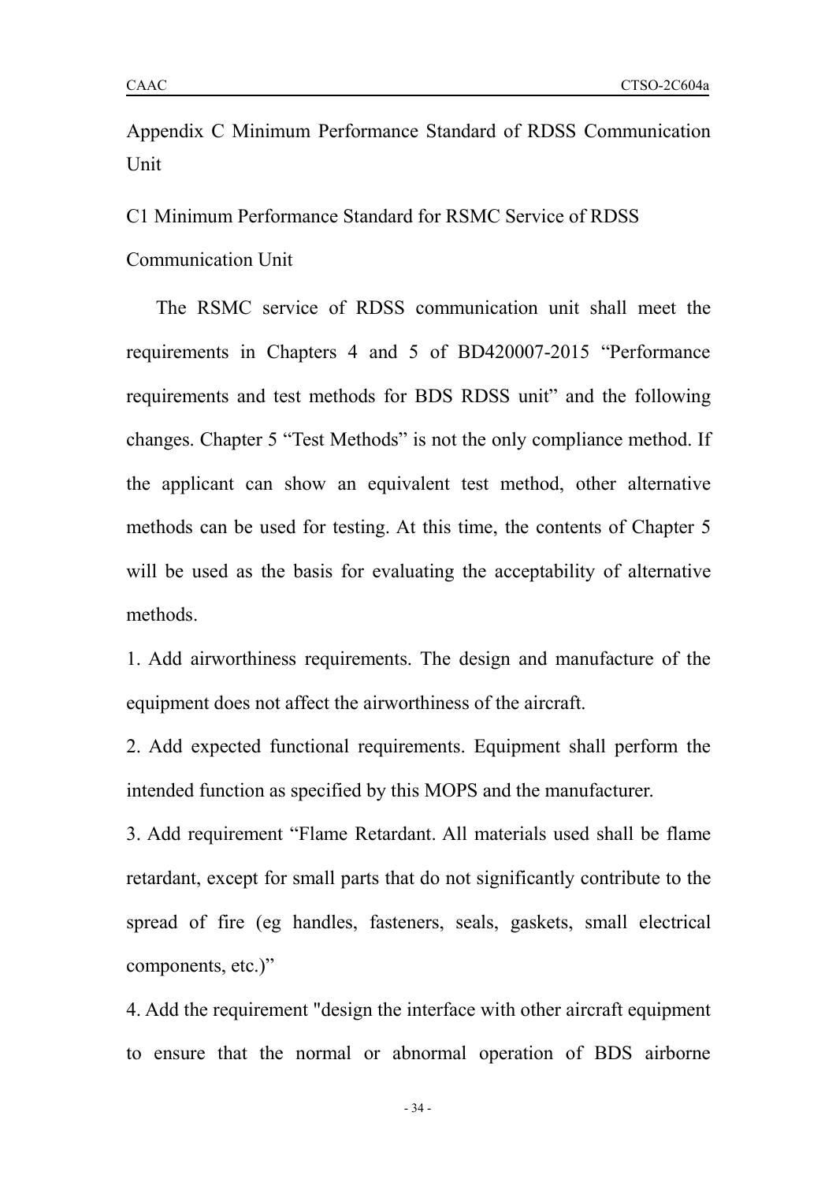# Appendix C Minimum Performance Standard of RDSS Communication Unit

## C1 Minimum Performance Standard for RSMC Service of RDSS Communication Unit

The RSMC service of RDSS communication unit shall meet the requirements in Chapters 4 and 5 of BD420007-2015 “Performance requirements and test methods for BDS RDSS unit” and the following changes. Chapter 5 “Test Methods” is not the only compliance method. If the applicant can show an equivalent test method, other alternative methods can be used for testing. At this time, the contents of Chapter 5 will be used as the basis for evaluating the acceptability of alternative methods.

1. Add airworthiness requirements. The design and manufacture of the equipment does not affect the airworthiness of the aircraft.

2. Add expected functional requirements. Equipment shall perform the intended function as specified by this MOPS and the manufacturer.

3. Add requirement “Flame Retardant. All materials used shall be flame retardant, except for small parts that do not significantly contribute to the spread of fire (eg handles, fasteners, seals, gaskets, small electrical components, etc.)”

4. Add the requirement "design the interface with other aircraft equipment to ensure that the normal or abnormal operation of BDS airborne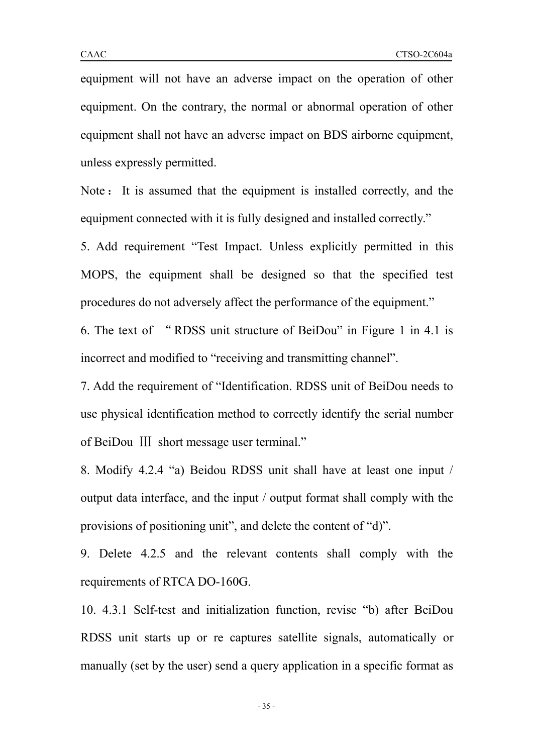equipment will not have an adverse impact on the operation of other equipment. On the contrary, the normal or abnormal operation of other equipment shall not have an adverse impact on BDS airborne equipment, unless expressly permitted.

Note： It is assumed that the equipment is installed correctly, and the equipment connected with it is fully designed and installed correctly."

5. Add requirement "Test Impact. Unless explicitly permitted in this MOPS, the equipment shall be designed so that the specified test procedures do not adversely affect the performance of the equipment."

6. The text of "RDSS unit structure of BeiDou" in Figure 1 in 4.1 is incorrect and modified to "receiving and transmitting channel".

7. Add the requirement of "Identification. RDSS unit of BeiDou needs to use physical identification method to correctly identify the serial number of BeiDou Ⅲ short message user terminal."

8. Modify 4.2.4 "a) Beidou RDSS unit shall have at least one input / output data interface, and the input / output format shall comply with the provisions of positioning unit", and delete the content of "d)".

9. Delete 4.2.5 and the relevant contents shall comply with the requirements of RTCA DO-160G.

10. 4.3.1 Self-test and initialization function, revise "b) after BeiDou RDSS unit starts up or re captures satellite signals, automatically or manually (set by the user) send a query application in a specific format as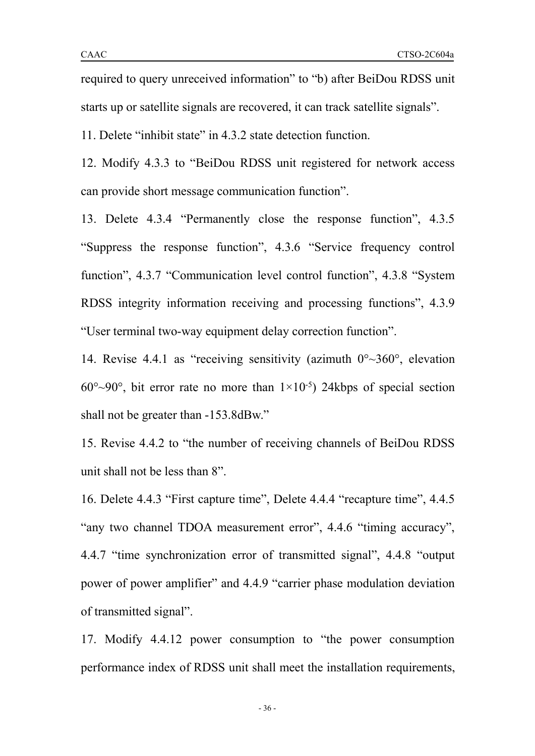required to query unreceived information" to "b) after BeiDou RDSS unit starts up or satellite signals are recovered, it can track satellite signals".

11. Delete "inhibit state" in 4.3.2 state detection function.

12. Modify 4.3.3 to "BeiDou RDSS unit registered for network access can provide short message communication function".

13. Delete 4.3.4 "Permanently close the response function", 4.3.5 "Suppress the response function", 4.3.6 "Service frequency control function", 4.3.7 "Communication level control function", 4.3.8 "System RDSS integrity information receiving and processing functions", 4.3.9 "User terminal two-way equipment delay correction function".

14. Revise 4.4.1 as "receiving sensitivity (azimuth 0°~360°, elevation 60°~90°, bit error rate no more than $1\times10^{-5}$) 24kbps of special section shall not be greater than -153.8dBw."

15. Revise 4.4.2 to "the number of receiving channels of BeiDou RDSS unit shall not be less than 8".

16. Delete 4.4.3 "First capture time", Delete 4.4.4 "recapture time", 4.4.5 "any two channel TDOA measurement error", 4.4.6 "timing accuracy", 4.4.7 "time synchronization error of transmitted signal", 4.4.8 "output power of power amplifier" and 4.4.9 "carrier phase modulation deviation of transmitted signal".

17. Modify 4.4.12 power consumption to "the power consumption performance index of RDSS unit shall meet the installation requirements,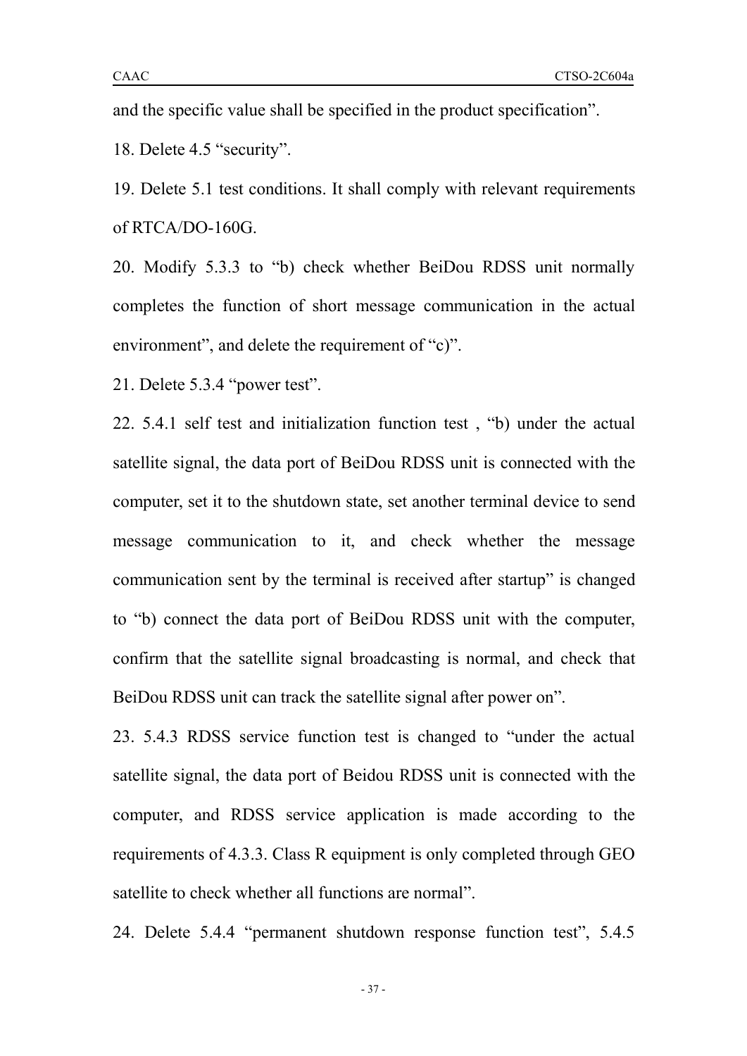and the specific value shall be specified in the product specification".

18. Delete 4.5 "security".

19. Delete 5.1 test conditions. It shall comply with relevant requirements of RTCA/DO-160G.

20. Modify 5.3.3 to "b) check whether BeiDou RDSS unit normally completes the function of short message communication in the actual environment", and delete the requirement of "c)".

21. Delete 5.3.4 "power test".

22. 5.4.1 self test and initialization function test , "b) under the actual satellite signal, the data port of BeiDou RDSS unit is connected with the computer, set it to the shutdown state, set another terminal device to send message communication to it, and check whether the message communication sent by the terminal is received after startup" is changed to "b) connect the data port of BeiDou RDSS unit with the computer, confirm that the satellite signal broadcasting is normal, and check that BeiDou RDSS unit can track the satellite signal after power on".

23. 5.4.3 RDSS service function test is changed to "under the actual satellite signal, the data port of Beidou RDSS unit is connected with the computer, and RDSS service application is made according to the requirements of 4.3.3. Class R equipment is only completed through GEO satellite to check whether all functions are normal".

24. Delete 5.4.4 "permanent shutdown response function test", 5.4.5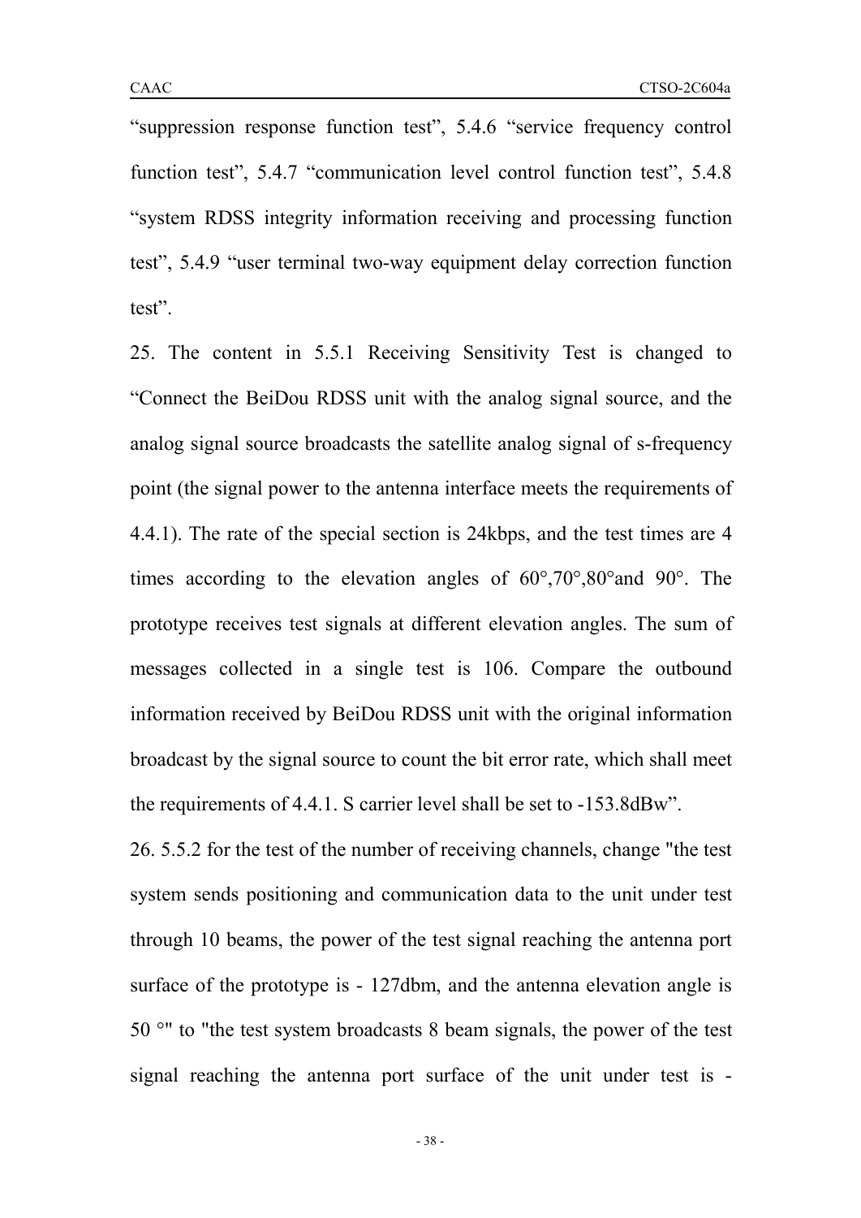“suppression response function test”, 5.4.6 “service frequency control function test”, 5.4.7 “communication level control function test”, 5.4.8 “system RDSS integrity information receiving and processing function test”, 5.4.9 “user terminal two-way equipment delay correction function test”.

25. The content in 5.5.1 Receiving Sensitivity Test is changed to “Connect the BeiDou RDSS unit with the analog signal source, and the analog signal source broadcasts the satellite analog signal of s-frequency point (the signal power to the antenna interface meets the requirements of 4.4.1). The rate of the special section is 24kbps, and the test times are 4 times according to the elevation angles of 60°,70°,80°and 90°. The prototype receives test signals at different elevation angles. The sum of messages collected in a single test is 106. Compare the outbound information received by BeiDou RDSS unit with the original information broadcast by the signal source to count the bit error rate, which shall meet the requirements of 4.4.1. S carrier level shall be set to -153.8dBw”.

26. 5.5.2 for the test of the number of receiving channels, change "the test system sends positioning and communication data to the unit under test through 10 beams, the power of the test signal reaching the antenna port surface of the prototype is - 127dbm, and the antenna elevation angle is 50 °" to "the test system broadcasts 8 beam signals, the power of the test signal reaching the antenna port surface of the unit under test is -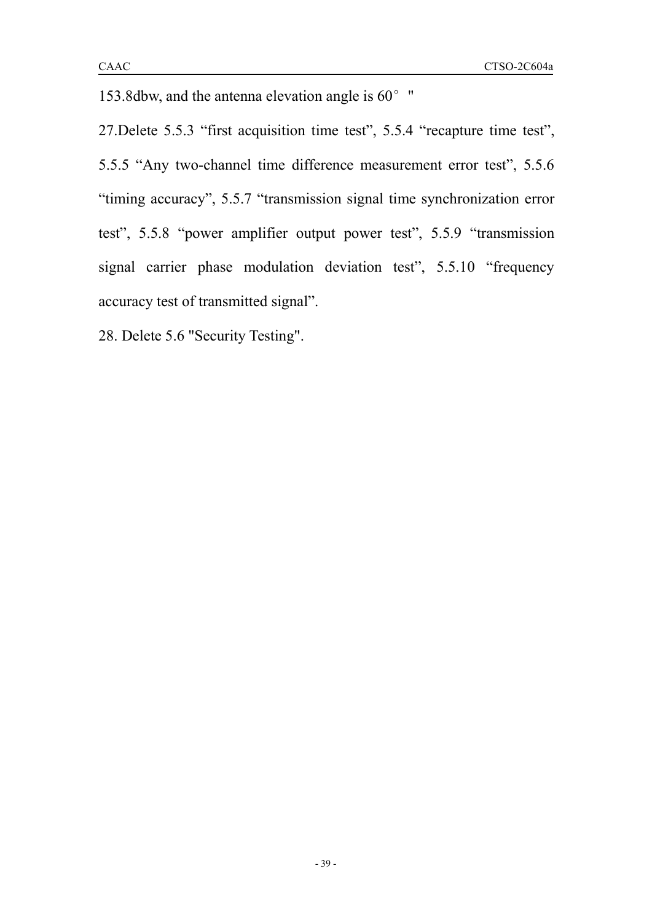153.8dbw, and the antenna elevation angle is 60° "

27.Delete 5.5.3 “first acquisition time test”, 5.5.4 “recapture time test”, 5.5.5 “Any two-channel time difference measurement error test”, 5.5.6 “timing accuracy”, 5.5.7 “transmission signal time synchronization error test”, 5.5.8 “power amplifier output power test”, 5.5.9 “transmission signal carrier phase modulation deviation test”, 5.5.10 “frequency accuracy test of transmitted signal”.

28. Delete 5.6 "Security Testing".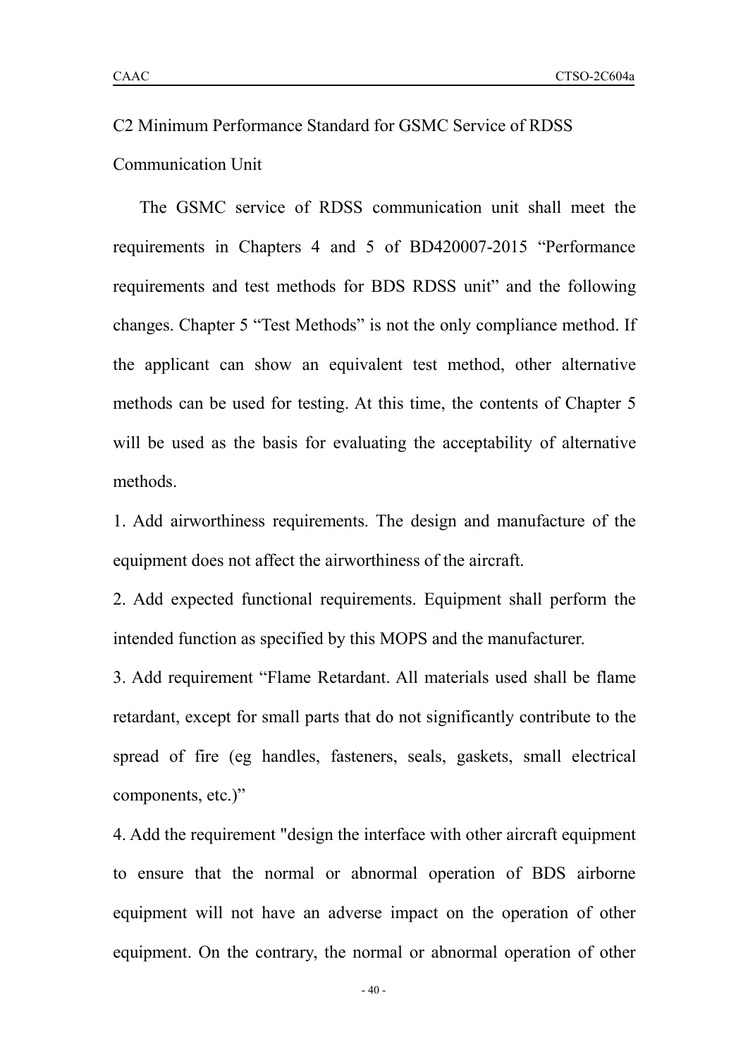## C2 Minimum Performance Standard for GSMC Service of RDSS Communication Unit

The GSMC service of RDSS communication unit shall meet the requirements in Chapters 4 and 5 of BD420007-2015 “Performance requirements and test methods for BDS RDSS unit” and the following changes. Chapter 5 “Test Methods” is not the only compliance method. If the applicant can show an equivalent test method, other alternative methods can be used for testing. At this time, the contents of Chapter 5 will be used as the basis for evaluating the acceptability of alternative methods.

1. Add airworthiness requirements. The design and manufacture of the equipment does not affect the airworthiness of the aircraft.

2. Add expected functional requirements. Equipment shall perform the intended function as specified by this MOPS and the manufacturer.

3. Add requirement “Flame Retardant. All materials used shall be flame retardant, except for small parts that do not significantly contribute to the spread of fire (eg handles, fasteners, seals, gaskets, small electrical components, etc.)”

4. Add the requirement "design the interface with other aircraft equipment to ensure that the normal or abnormal operation of BDS airborne equipment will not have an adverse impact on the operation of other equipment. On the contrary, the normal or abnormal operation of other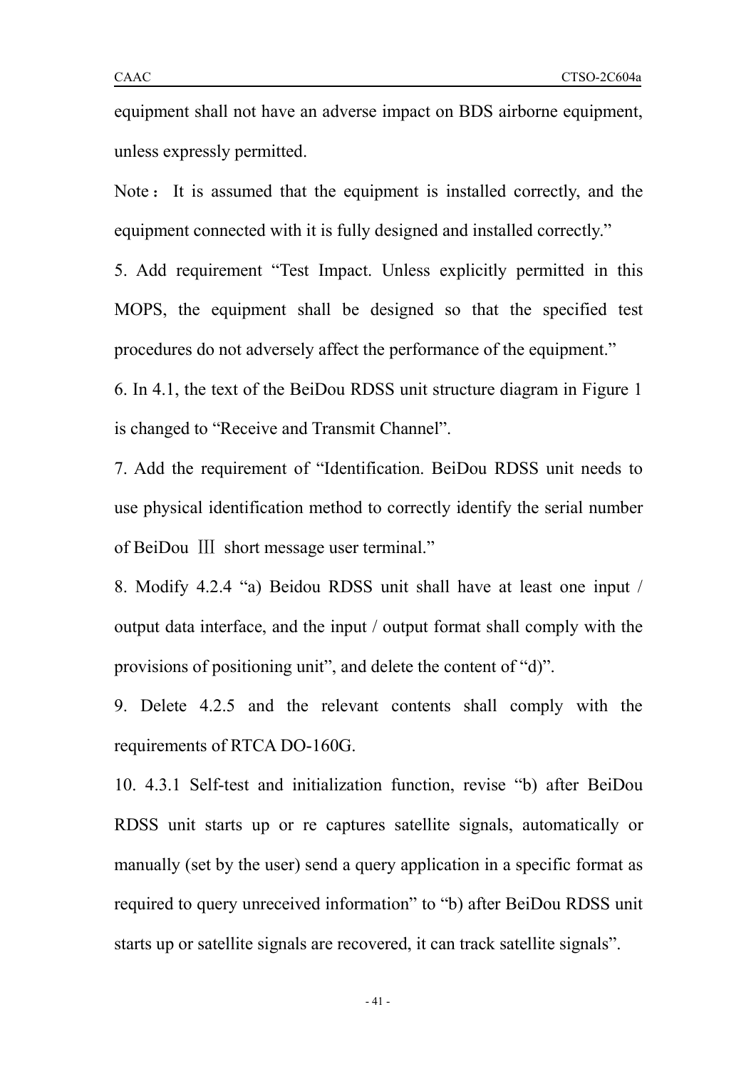equipment shall not have an adverse impact on BDS airborne equipment, unless expressly permitted.

Note： It is assumed that the equipment is installed correctly, and the equipment connected with it is fully designed and installed correctly."

5. Add requirement "Test Impact. Unless explicitly permitted in this MOPS, the equipment shall be designed so that the specified test procedures do not adversely affect the performance of the equipment."

6. In 4.1, the text of the BeiDou RDSS unit structure diagram in Figure 1 is changed to "Receive and Transmit Channel".

7. Add the requirement of "Identification. BeiDou RDSS unit needs to use physical identification method to correctly identify the serial number of BeiDou Ⅲ short message user terminal."

8. Modify 4.2.4 "a) Beidou RDSS unit shall have at least one input / output data interface, and the input / output format shall comply with the provisions of positioning unit", and delete the content of "d)".

9. Delete 4.2.5 and the relevant contents shall comply with the requirements of RTCA DO-160G.

10. 4.3.1 Self-test and initialization function, revise "b) after BeiDou RDSS unit starts up or re captures satellite signals, automatically or manually (set by the user) send a query application in a specific format as required to query unreceived information" to "b) after BeiDou RDSS unit starts up or satellite signals are recovered, it can track satellite signals".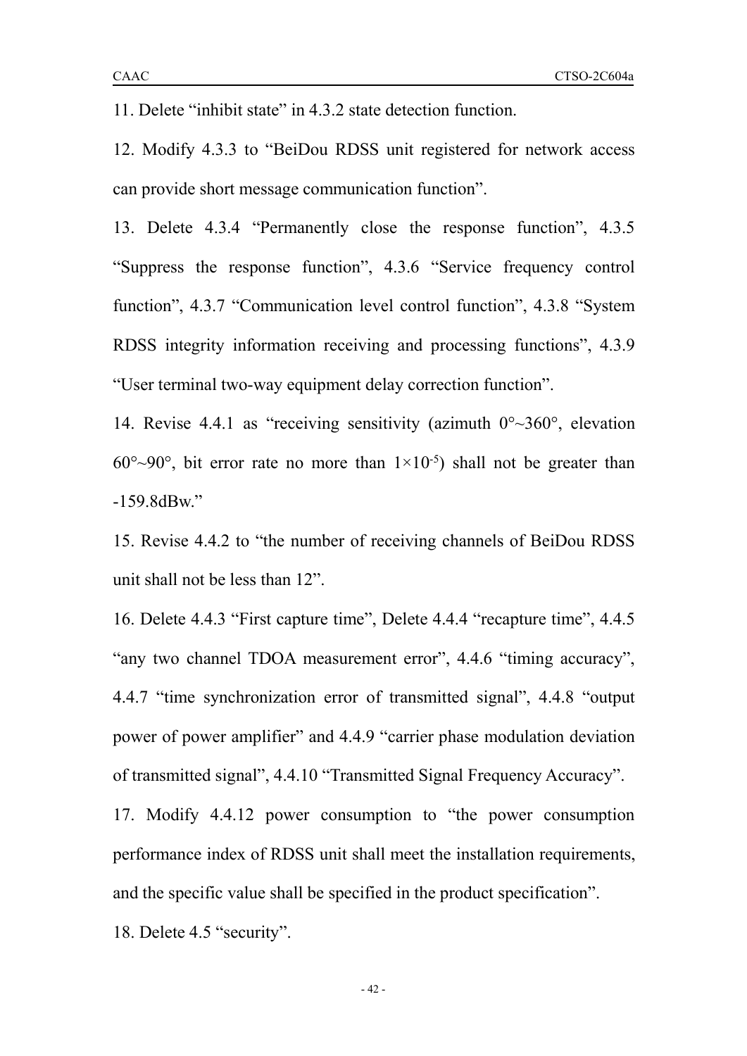11. Delete "inhibit state" in 4.3.2 state detection function.

12. Modify 4.3.3 to "BeiDou RDSS unit registered for network access can provide short message communication function".

13. Delete 4.3.4 "Permanently close the response function", 4.3.5 "Suppress the response function", 4.3.6 "Service frequency control function", 4.3.7 "Communication level control function", 4.3.8 "System RDSS integrity information receiving and processing functions", 4.3.9 "User terminal two-way equipment delay correction function".

14. Revise 4.4.1 as "receiving sensitivity (azimuth 0°~360°, elevation 60°~90°, bit error rate no more than $1 \times 10^{-5}$) shall not be greater than -159.8dBw."

15. Revise 4.4.2 to "the number of receiving channels of BeiDou RDSS unit shall not be less than 12".

16. Delete 4.4.3 "First capture time", Delete 4.4.4 "recapture time", 4.4.5 "any two channel TDOA measurement error", 4.4.6 "timing accuracy", 4.4.7 "time synchronization error of transmitted signal", 4.4.8 "output power of power amplifier" and 4.4.9 "carrier phase modulation deviation of transmitted signal", 4.4.10 "Transmitted Signal Frequency Accuracy".

17. Modify 4.4.12 power consumption to "the power consumption performance index of RDSS unit shall meet the installation requirements, and the specific value shall be specified in the product specification".

18. Delete 4.5 "security".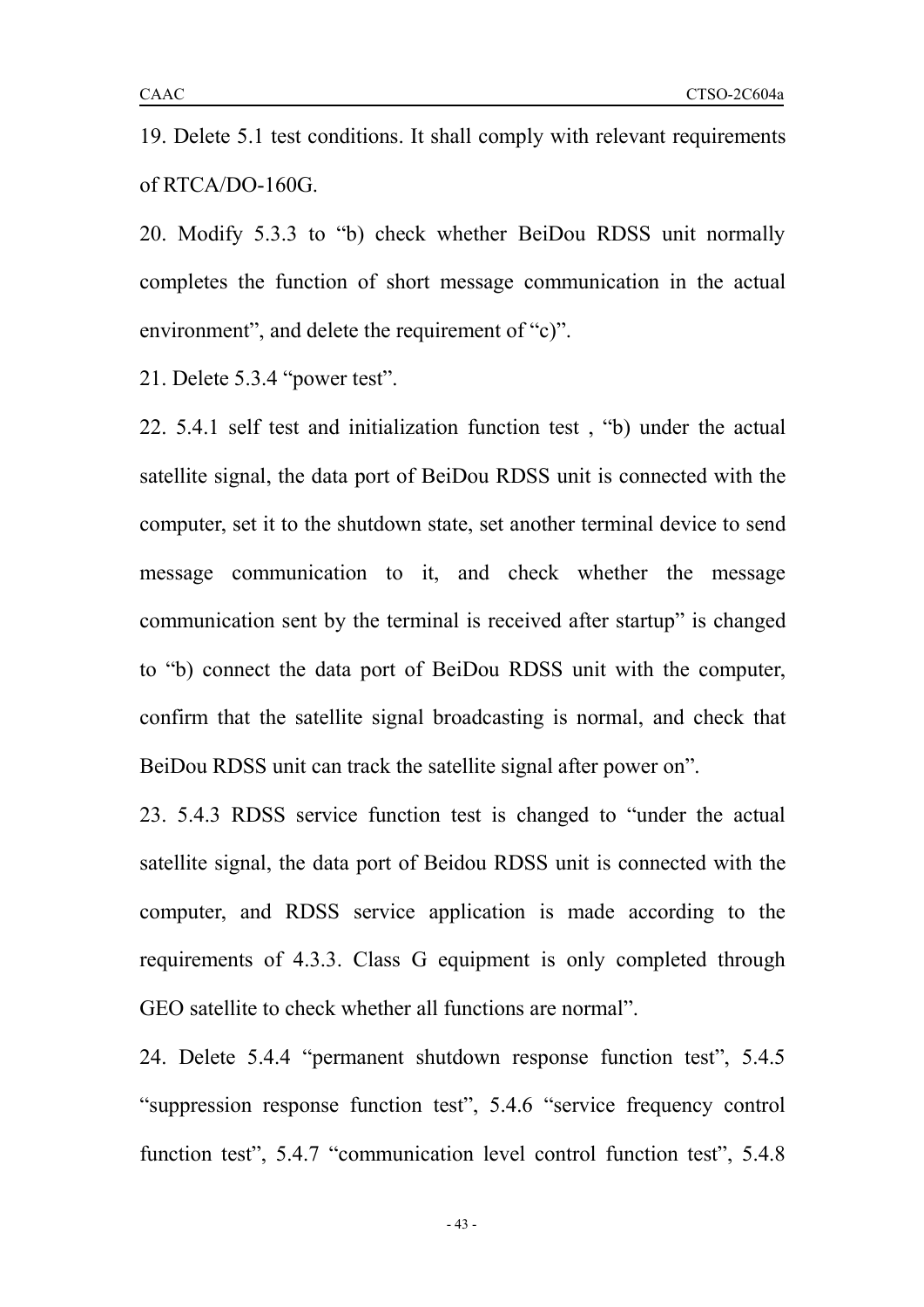19. Delete 5.1 test conditions. It shall comply with relevant requirements of RTCA/DO-160G.

20. Modify 5.3.3 to “b) check whether BeiDou RDSS unit normally completes the function of short message communication in the actual environment”, and delete the requirement of “c)”.

21. Delete 5.3.4 “power test”.

22. 5.4.1 self test and initialization function test , “b) under the actual satellite signal, the data port of BeiDou RDSS unit is connected with the computer, set it to the shutdown state, set another terminal device to send message communication to it, and check whether the message communication sent by the terminal is received after startup” is changed to “b) connect the data port of BeiDou RDSS unit with the computer, confirm that the satellite signal broadcasting is normal, and check that BeiDou RDSS unit can track the satellite signal after power on”.

23. 5.4.3 RDSS service function test is changed to “under the actual satellite signal, the data port of Beidou RDSS unit is connected with the computer, and RDSS service application is made according to the requirements of 4.3.3. Class G equipment is only completed through GEO satellite to check whether all functions are normal”.

24. Delete 5.4.4 “permanent shutdown response function test”, 5.4.5 “suppression response function test”, 5.4.6 “service frequency control function test”, 5.4.7 “communication level control function test”, 5.4.8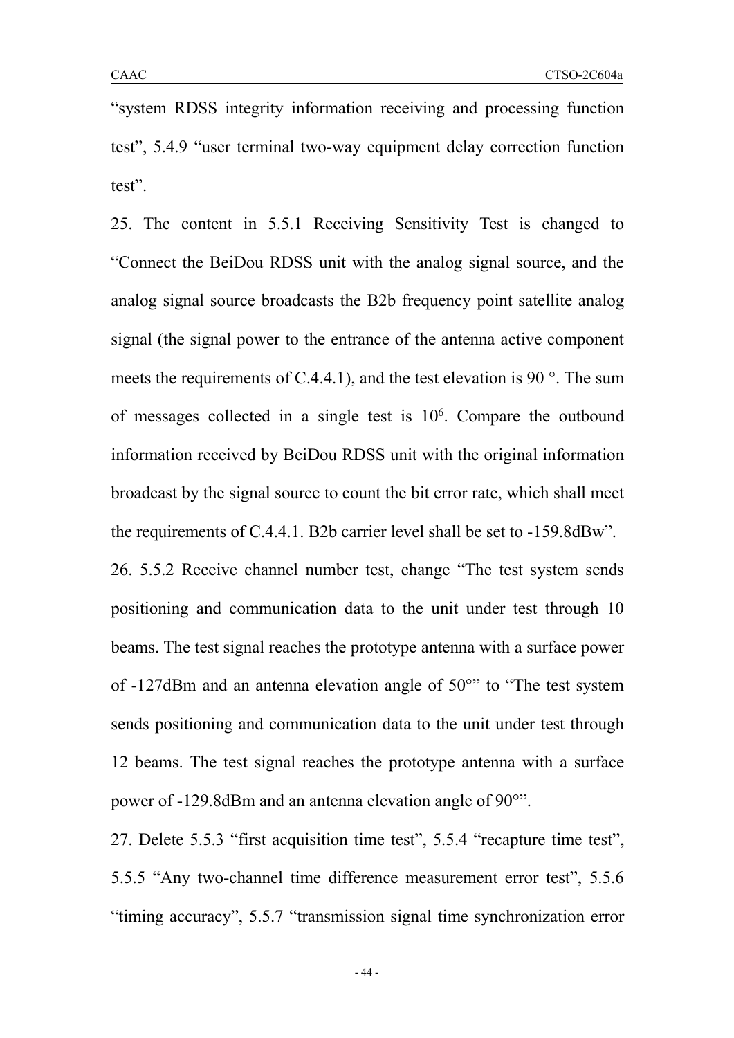"system RDSS integrity information receiving and processing function test", 5.4.9 "user terminal two-way equipment delay correction function test".

25. The content in 5.5.1 Receiving Sensitivity Test is changed to "Connect the BeiDou RDSS unit with the analog signal source, and the analog signal source broadcasts the B2b frequency point satellite analog signal (the signal power to the entrance of the antenna active component meets the requirements of C.4.4.1), and the test elevation is 90 °. The sum of messages collected in a single test is $10^6$. Compare the outbound information received by BeiDou RDSS unit with the original information broadcast by the signal source to count the bit error rate, which shall meet the requirements of C.4.4.1. B2b carrier level shall be set to -159.8dBw".

26. 5.5.2 Receive channel number test, change "The test system sends positioning and communication data to the unit under test through 10 beams. The test signal reaches the prototype antenna with a surface power of -127dBm and an antenna elevation angle of 50°" to "The test system sends positioning and communication data to the unit under test through 12 beams. The test signal reaches the prototype antenna with a surface power of -129.8dBm and an antenna elevation angle of 90°".

27. Delete 5.5.3 "first acquisition time test", 5.5.4 "recapture time test", 5.5.5 "Any two-channel time difference measurement error test", 5.5.6 "timing accuracy", 5.5.7 "transmission signal time synchronization error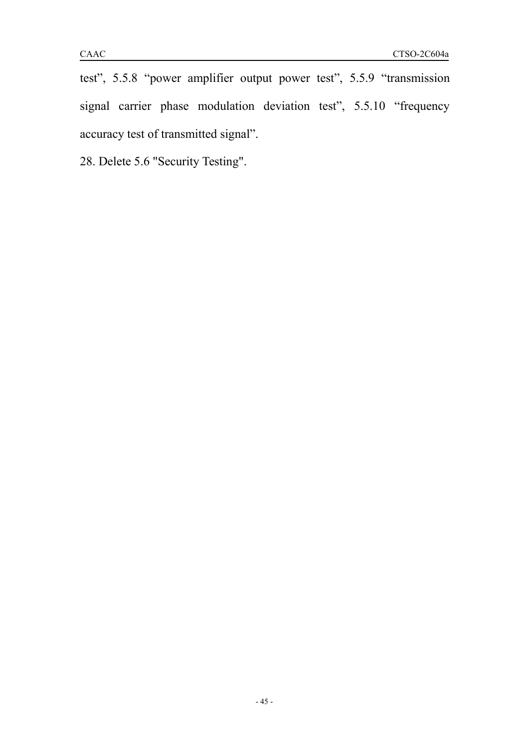test", 5.5.8 "power amplifier output power test", 5.5.9 "transmission signal carrier phase modulation deviation test", 5.5.10 "frequency accuracy test of transmitted signal".

28. Delete 5.6 "Security Testing".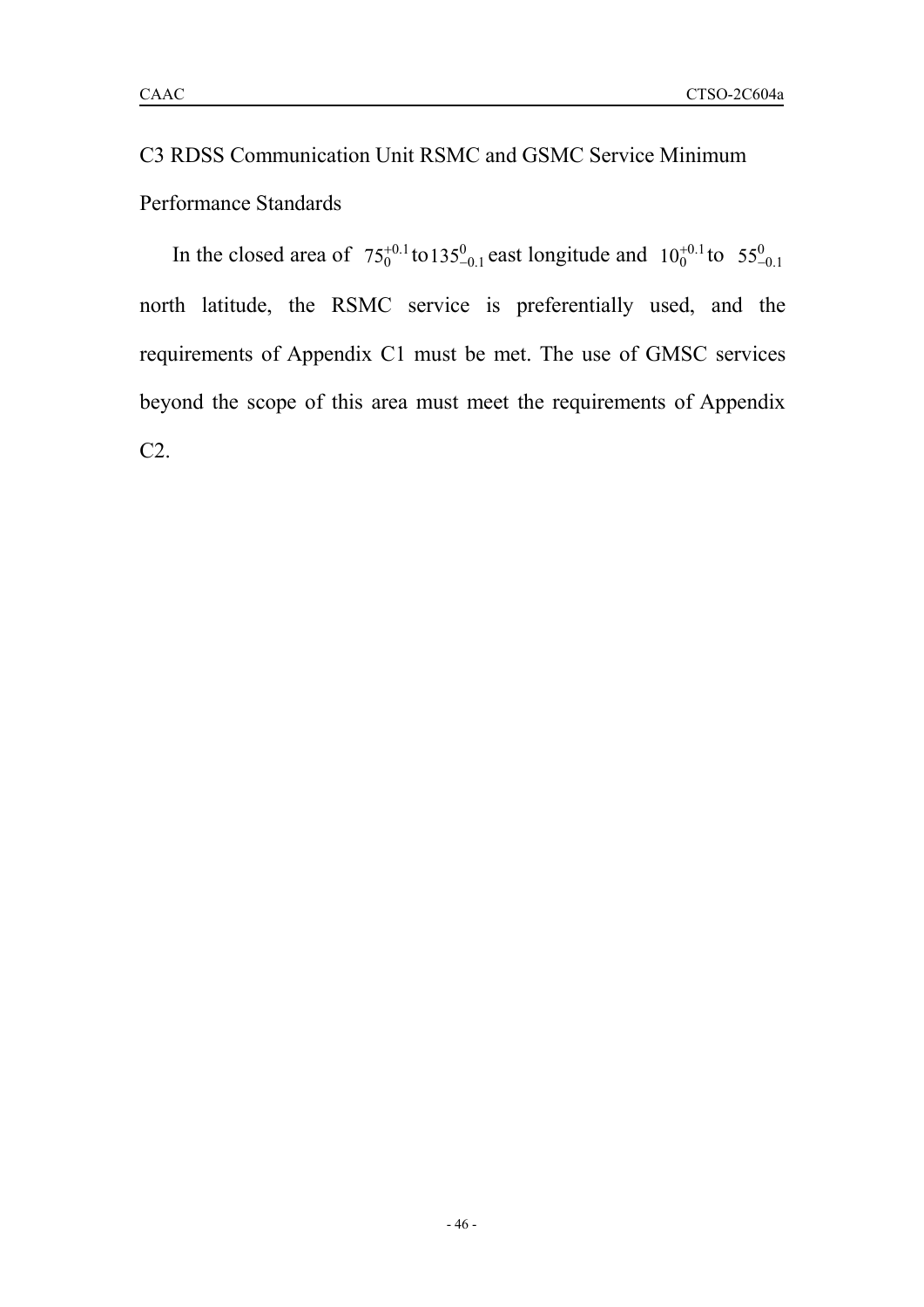## C3 RDSS Communication Unit RSMC and GSMC Service Minimum Performance Standards

In the closed area of $75_{0}^{+0.1}$ to $135_{-0.1}^{0}$ east longitude and $10_{0}^{+0.1}$ to $55_{-0.1}^{0}$ north latitude, the RSMC service is preferentially used, and the requirements of Appendix C1 must be met. The use of GMSC services beyond the scope of this area must meet the requirements of Appendix C2.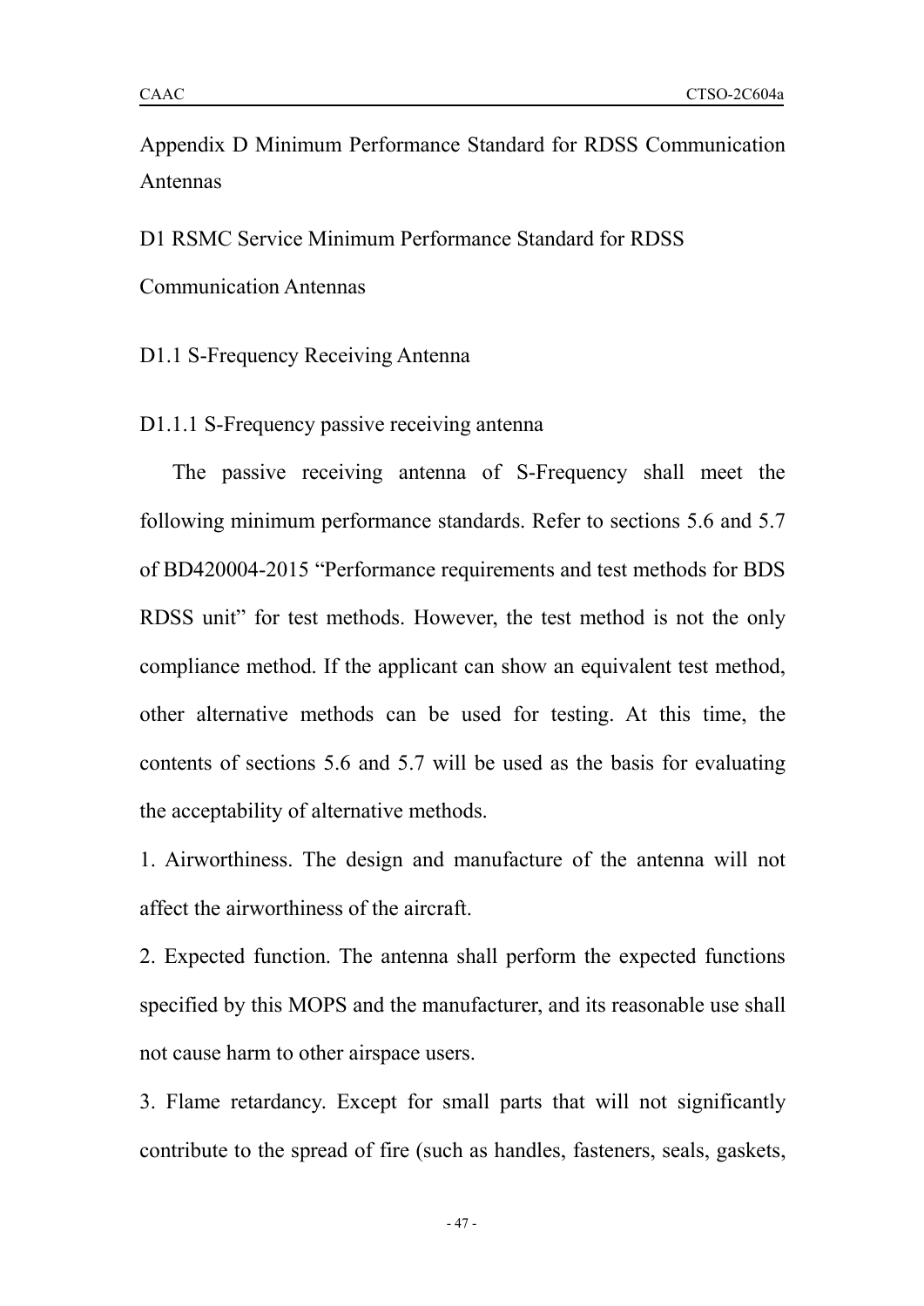# Appendix D Minimum Performance Standard for RDSS Communication Antennas

## D1 RSMC Service Minimum Performance Standard for RDSS Communication Antennas

### D1.1 S-Frequency Receiving Antenna

#### D1.1.1 S-Frequency passive receiving antenna

The passive receiving antenna of S-Frequency shall meet the following minimum performance standards. Refer to sections 5.6 and 5.7 of BD420004-2015 "Performance requirements and test methods for BDS RDSS unit" for test methods. However, the test method is not the only compliance method. If the applicant can show an equivalent test method, other alternative methods can be used for testing. At this time, the contents of sections 5.6 and 5.7 will be used as the basis for evaluating the acceptability of alternative methods.

1. Airworthiness. The design and manufacture of the antenna will not affect the airworthiness of the aircraft.

2. Expected function. The antenna shall perform the expected functions specified by this MOPS and the manufacturer, and its reasonable use shall not cause harm to other airspace users.

3. Flame retardancy. Except for small parts that will not significantly contribute to the spread of fire (such as handles, fasteners, seals, gaskets,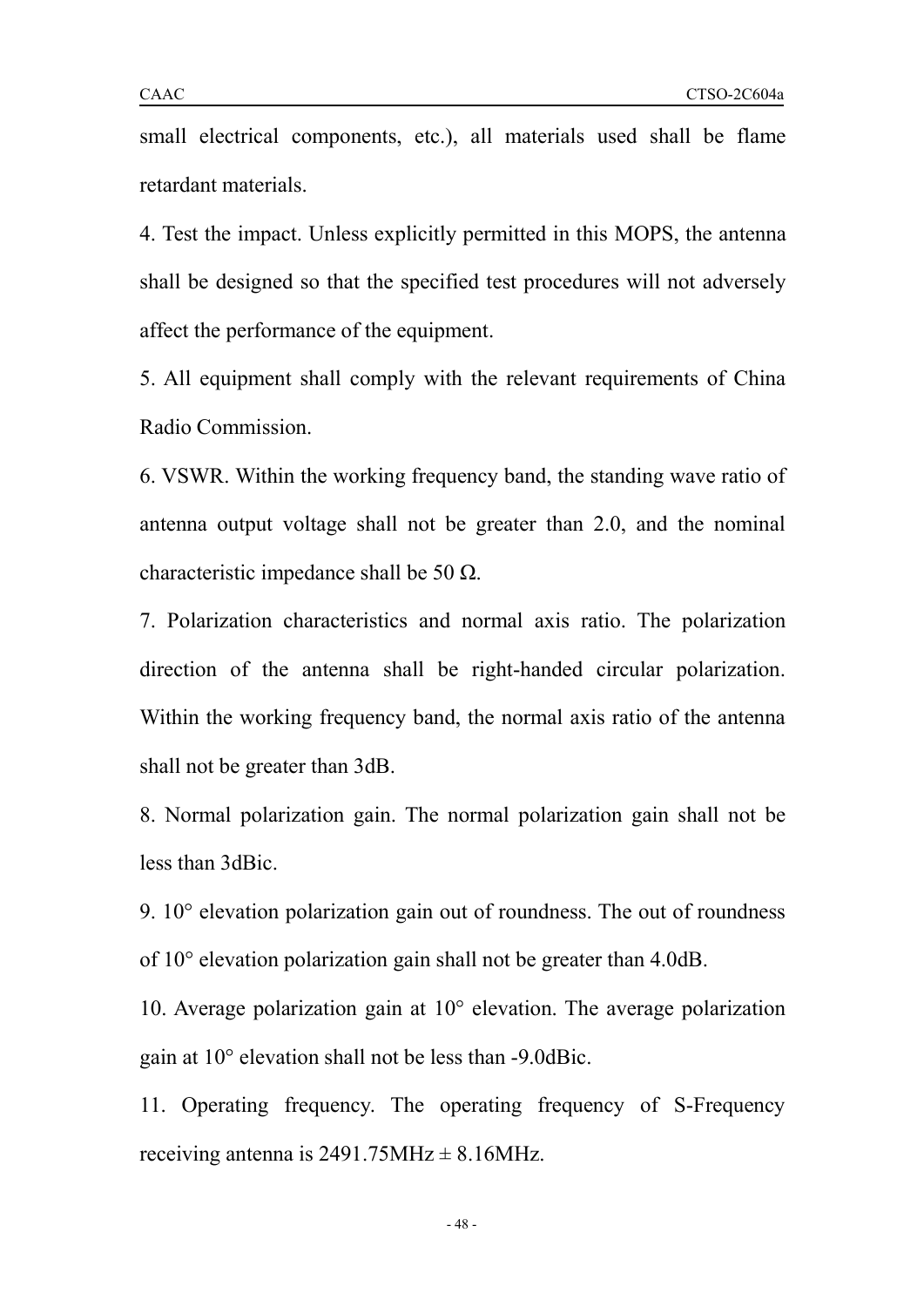small electrical components, etc.), all materials used shall be flame retardant materials.

4. Test the impact. Unless explicitly permitted in this MOPS, the antenna shall be designed so that the specified test procedures will not adversely affect the performance of the equipment.

5. All equipment shall comply with the relevant requirements of China Radio Commission.

6. VSWR. Within the working frequency band, the standing wave ratio of antenna output voltage shall not be greater than 2.0, and the nominal characteristic impedance shall be 50 Ω.

7. Polarization characteristics and normal axis ratio. The polarization direction of the antenna shall be right-handed circular polarization. Within the working frequency band, the normal axis ratio of the antenna shall not be greater than 3dB.

8. Normal polarization gain. The normal polarization gain shall not be less than 3dBic.

9. 10° elevation polarization gain out of roundness. The out of roundness of 10° elevation polarization gain shall not be greater than 4.0dB.

10. Average polarization gain at 10° elevation. The average polarization gain at 10° elevation shall not be less than -9.0dBic.

11. Operating frequency. The operating frequency of S-Frequency receiving antenna is 2491.75MHz ± 8.16MHz.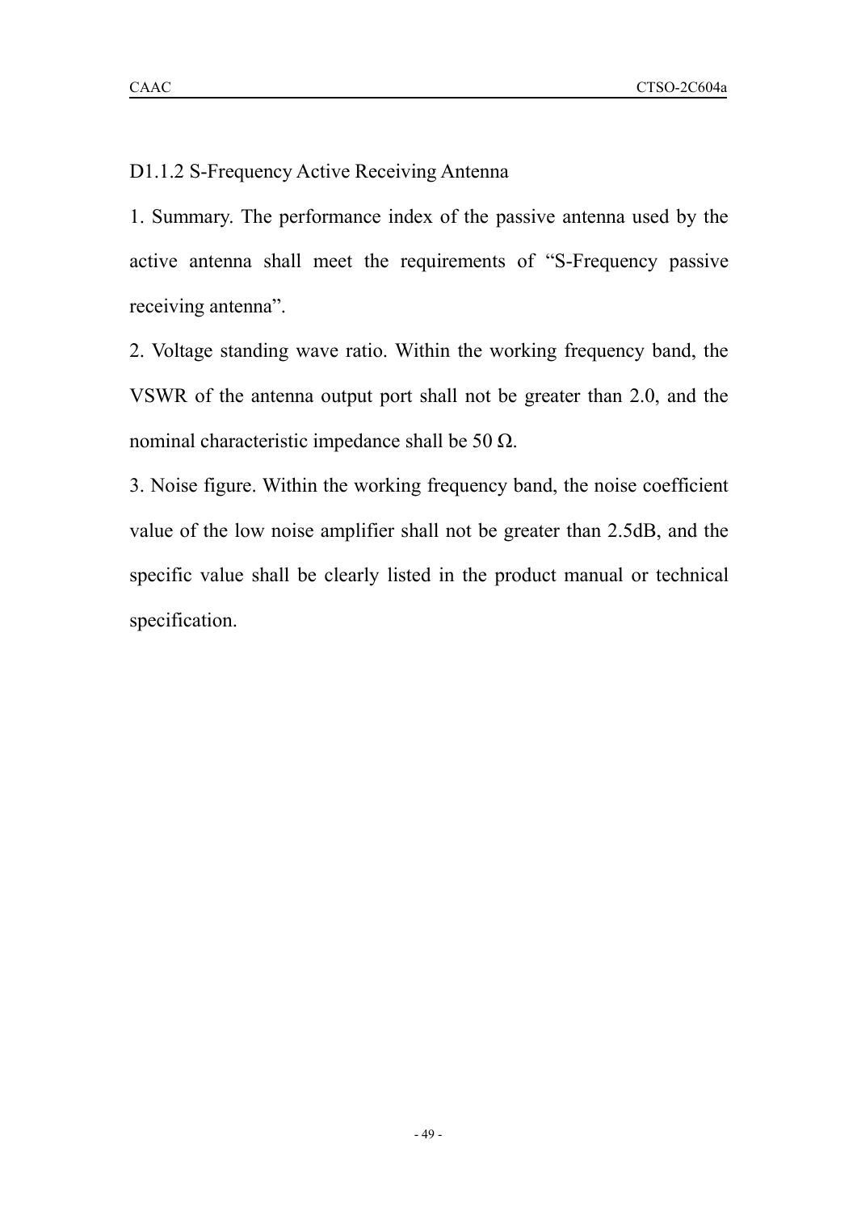D1.1.2 S-Frequency Active Receiving Antenna

1. Summary. The performance index of the passive antenna used by the active antenna shall meet the requirements of “S-Frequency passive receiving antenna”.

2. Voltage standing wave ratio. Within the working frequency band, the VSWR of the antenna output port shall not be greater than 2.0, and the nominal characteristic impedance shall be 50 Ω.

3. Noise figure. Within the working frequency band, the noise coefficient value of the low noise amplifier shall not be greater than 2.5dB, and the specific value shall be clearly listed in the product manual or technical specification.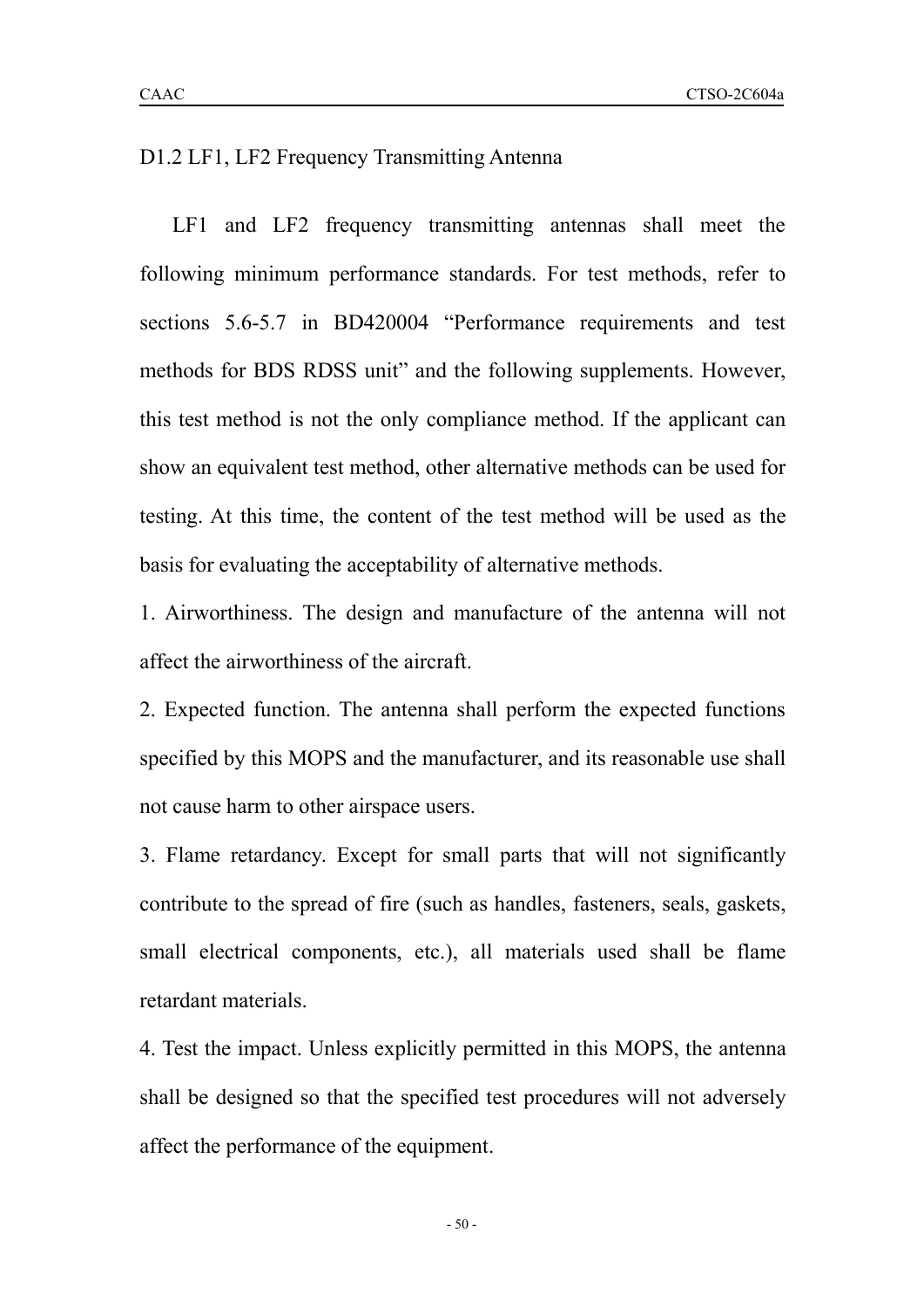D1.2 LF1, LF2 Frequency Transmitting Antenna

LF1 and LF2 frequency transmitting antennas shall meet the following minimum performance standards. For test methods, refer to sections 5.6-5.7 in BD420004 “Performance requirements and test methods for BDS RDSS unit” and the following supplements. However, this test method is not the only compliance method. If the applicant can show an equivalent test method, other alternative methods can be used for testing. At this time, the content of the test method will be used as the basis for evaluating the acceptability of alternative methods.

1. Airworthiness. The design and manufacture of the antenna will not affect the airworthiness of the aircraft.

2. Expected function. The antenna shall perform the expected functions specified by this MOPS and the manufacturer, and its reasonable use shall not cause harm to other airspace users.

3. Flame retardancy. Except for small parts that will not significantly contribute to the spread of fire (such as handles, fasteners, seals, gaskets, small electrical components, etc.), all materials used shall be flame retardant materials.

4. Test the impact. Unless explicitly permitted in this MOPS, the antenna shall be designed so that the specified test procedures will not adversely affect the performance of the equipment.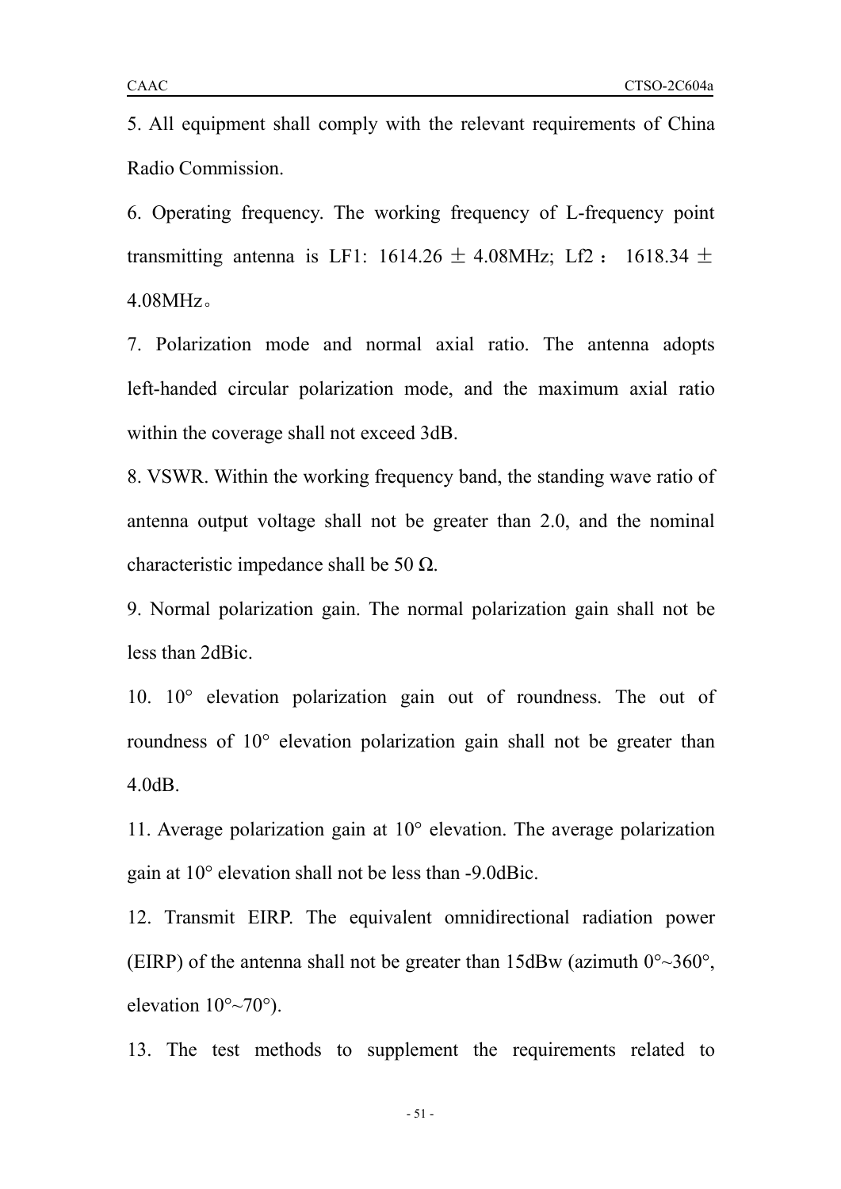5. All equipment shall comply with the relevant requirements of China Radio Commission.

6. Operating frequency. The working frequency of L-frequency point transmitting antenna is LF1: 1614.26 ± 4.08MHz; Lf2： 1618.34 ± 4.08MHz。

7. Polarization mode and normal axial ratio. The antenna adopts left-handed circular polarization mode, and the maximum axial ratio within the coverage shall not exceed 3dB.

8. VSWR. Within the working frequency band, the standing wave ratio of antenna output voltage shall not be greater than 2.0, and the nominal characteristic impedance shall be 50 Ω.

9. Normal polarization gain. The normal polarization gain shall not be less than 2dBic.

10. 10° elevation polarization gain out of roundness. The out of roundness of 10° elevation polarization gain shall not be greater than 4.0dB.

11. Average polarization gain at 10° elevation. The average polarization gain at 10° elevation shall not be less than -9.0dBic.

12. Transmit EIRP. The equivalent omnidirectional radiation power (EIRP) of the antenna shall not be greater than 15dBw (azimuth 0°~360°, elevation 10°~70°).

13. The test methods to supplement the requirements related to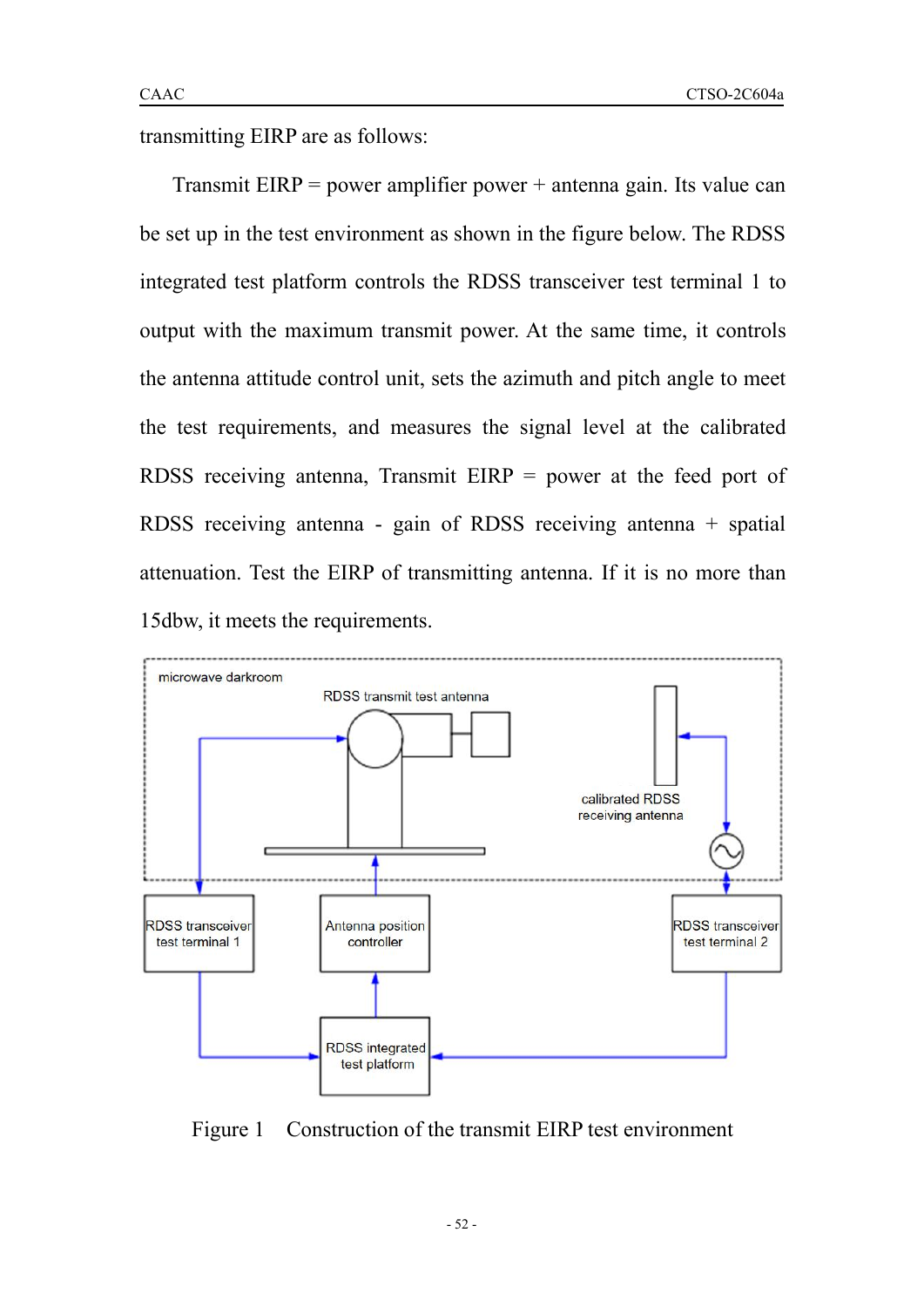transmitting EIRP are as follows:

Transmit EIRP = power amplifier power + antenna gain. Its value can be set up in the test environment as shown in the figure below. The RDSS integrated test platform controls the RDSS transceiver test terminal 1 to output with the maximum transmit power. At the same time, it controls the antenna attitude control unit, sets the azimuth and pitch angle to meet the test requirements, and measures the signal level at the calibrated RDSS receiving antenna, Transmit EIRP = power at the feed port of RDSS receiving antenna - gain of RDSS receiving antenna + spatial attenuation. Test the EIRP of transmitting antenna. If it is no more than 15dbw, it meets the requirements.

Figure 1 Construction of the transmit EIRP test environment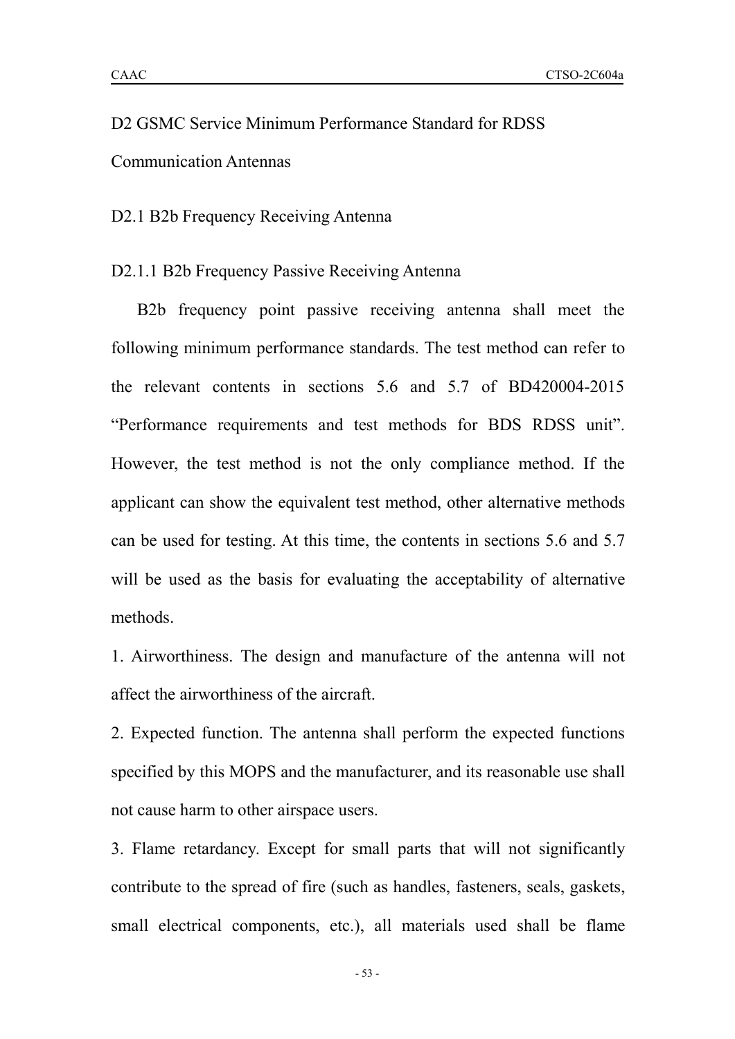# D2 GSMC Service Minimum Performance Standard for RDSS Communication Antennas

## D2.1 B2b Frequency Receiving Antenna

### D2.1.1 B2b Frequency Passive Receiving Antenna

B2b frequency point passive receiving antenna shall meet the following minimum performance standards. The test method can refer to the relevant contents in sections 5.6 and 5.7 of BD420004-2015 “Performance requirements and test methods for BDS RDSS unit”. However, the test method is not the only compliance method. If the applicant can show the equivalent test method, other alternative methods can be used for testing. At this time, the contents in sections 5.6 and 5.7 will be used as the basis for evaluating the acceptability of alternative methods.

1. Airworthiness. The design and manufacture of the antenna will not affect the airworthiness of the aircraft.

2. Expected function. The antenna shall perform the expected functions specified by this MOPS and the manufacturer, and its reasonable use shall not cause harm to other airspace users.

3. Flame retardancy. Except for small parts that will not significantly contribute to the spread of fire (such as handles, fasteners, seals, gaskets, small electrical components, etc.), all materials used shall be flame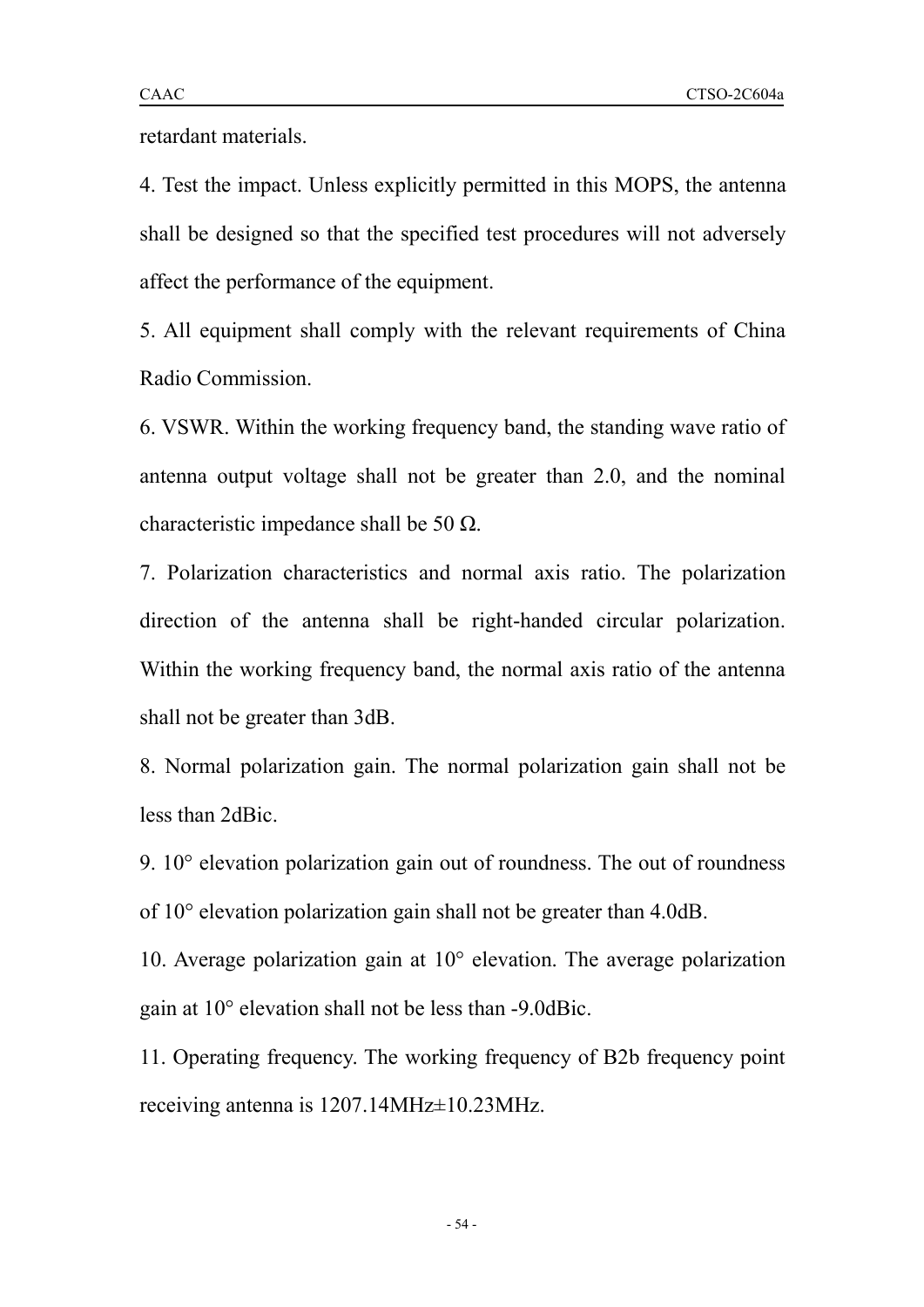retardant materials.

4. Test the impact. Unless explicitly permitted in this MOPS, the antenna shall be designed so that the specified test procedures will not adversely affect the performance of the equipment.

5. All equipment shall comply with the relevant requirements of China Radio Commission.

6. VSWR. Within the working frequency band, the standing wave ratio of antenna output voltage shall not be greater than 2.0, and the nominal characteristic impedance shall be 50 Ω.

7. Polarization characteristics and normal axis ratio. The polarization direction of the antenna shall be right-handed circular polarization. Within the working frequency band, the normal axis ratio of the antenna shall not be greater than 3dB.

8. Normal polarization gain. The normal polarization gain shall not be less than 2dBic.

9. 10° elevation polarization gain out of roundness. The out of roundness of 10° elevation polarization gain shall not be greater than 4.0dB.

10. Average polarization gain at 10° elevation. The average polarization gain at 10° elevation shall not be less than -9.0dBic.

11. Operating frequency. The working frequency of B2b frequency point receiving antenna is 1207.14MHz±10.23MHz.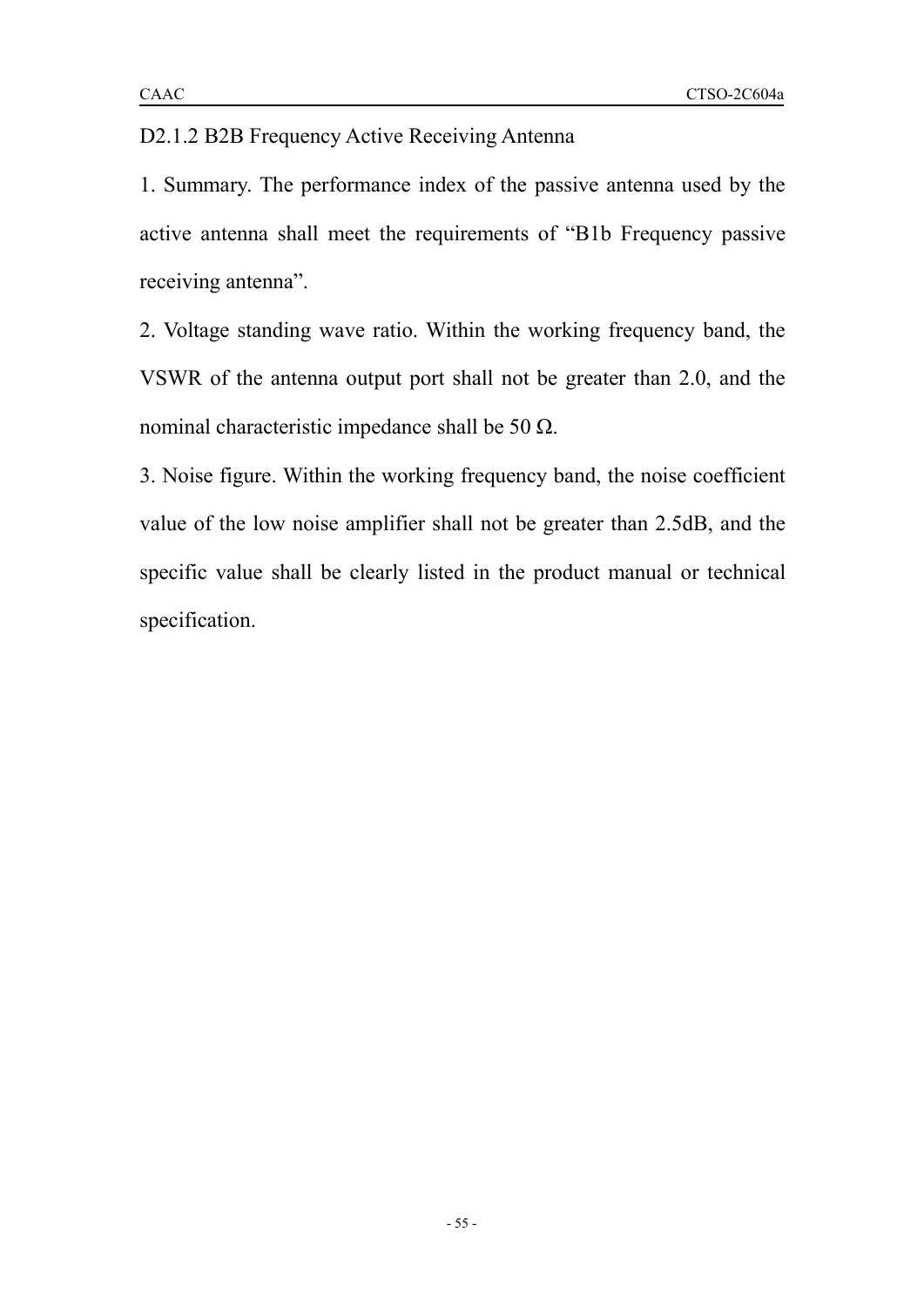D2.1.2 B2B Frequency Active Receiving Antenna

1. Summary. The performance index of the passive antenna used by the active antenna shall meet the requirements of "B1b Frequency passive receiving antenna".

2. Voltage standing wave ratio. Within the working frequency band, the VSWR of the antenna output port shall not be greater than 2.0, and the nominal characteristic impedance shall be 50 Ω.

3. Noise figure. Within the working frequency band, the noise coefficient value of the low noise amplifier shall not be greater than 2.5dB, and the specific value shall be clearly listed in the product manual or technical specification.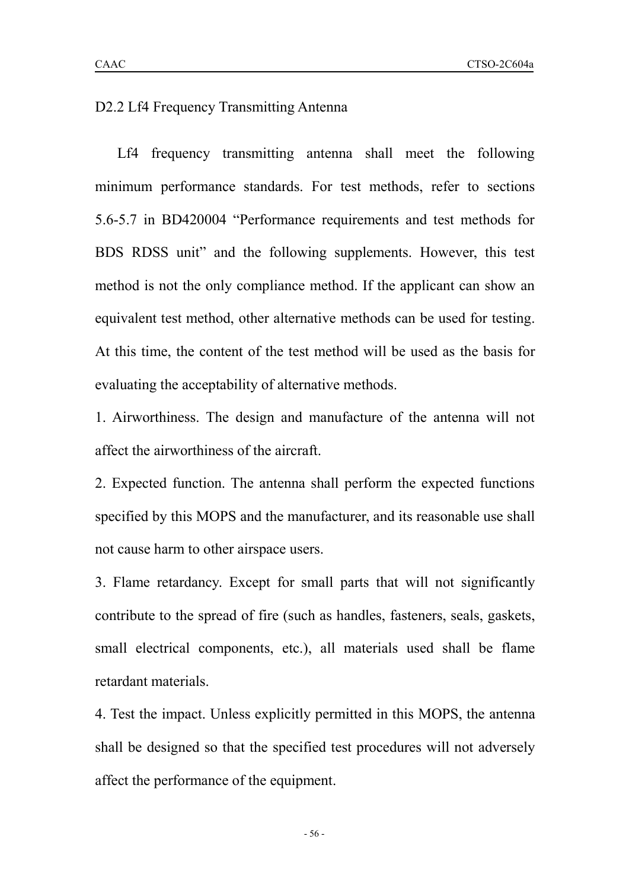## D2.2 Lf4 Frequency Transmitting Antenna

Lf4 frequency transmitting antenna shall meet the following minimum performance standards. For test methods, refer to sections 5.6-5.7 in BD420004 “Performance requirements and test methods for BDS RDSS unit” and the following supplements. However, this test method is not the only compliance method. If the applicant can show an equivalent test method, other alternative methods can be used for testing. At this time, the content of the test method will be used as the basis for evaluating the acceptability of alternative methods.

1. Airworthiness. The design and manufacture of the antenna will not affect the airworthiness of the aircraft.

2. Expected function. The antenna shall perform the expected functions specified by this MOPS and the manufacturer, and its reasonable use shall not cause harm to other airspace users.

3. Flame retardancy. Except for small parts that will not significantly contribute to the spread of fire (such as handles, fasteners, seals, gaskets, small electrical components, etc.), all materials used shall be flame retardant materials.

4. Test the impact. Unless explicitly permitted in this MOPS, the antenna shall be designed so that the specified test procedures will not adversely affect the performance of the equipment.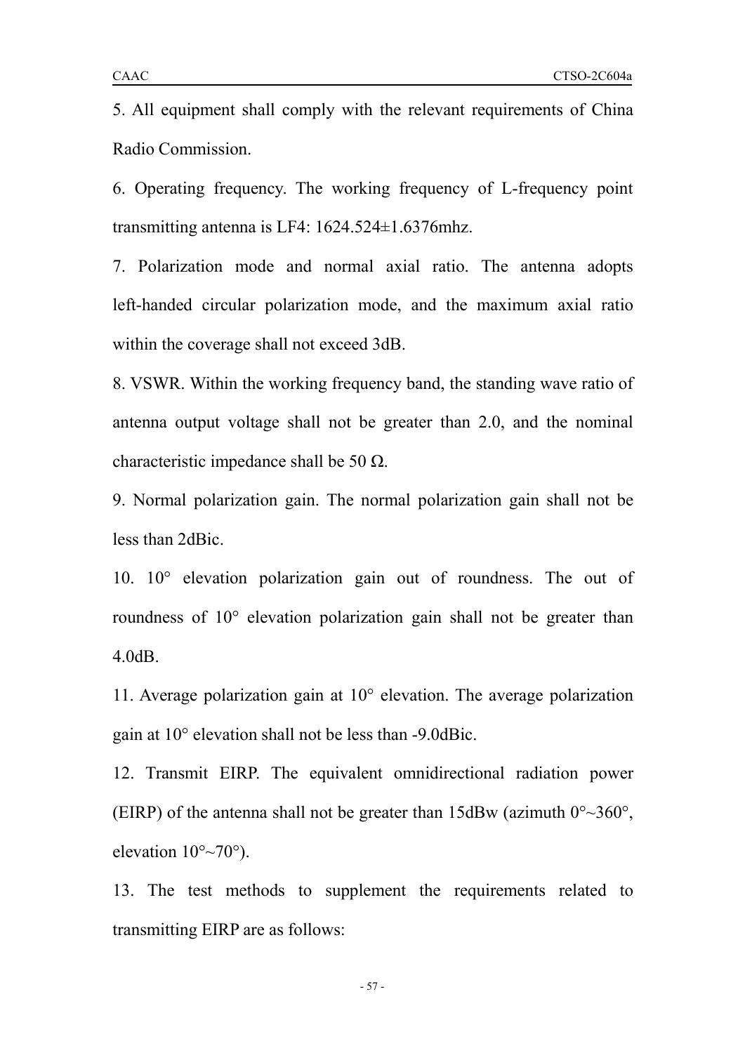5. All equipment shall comply with the relevant requirements of China Radio Commission.

6. Operating frequency. The working frequency of L-frequency point transmitting antenna is LF4: 1624.524±1.6376mhz.

7. Polarization mode and normal axial ratio. The antenna adopts left-handed circular polarization mode, and the maximum axial ratio within the coverage shall not exceed 3dB.

8. VSWR. Within the working frequency band, the standing wave ratio of antenna output voltage shall not be greater than 2.0, and the nominal characteristic impedance shall be 50 Ω.

9. Normal polarization gain. The normal polarization gain shall not be less than 2dBic.

10. 10° elevation polarization gain out of roundness. The out of roundness of 10° elevation polarization gain shall not be greater than 4.0dB.

11. Average polarization gain at 10° elevation. The average polarization gain at 10° elevation shall not be less than -9.0dBic.

12. Transmit EIRP. The equivalent omnidirectional radiation power (EIRP) of the antenna shall not be greater than 15dBw (azimuth 0°~360°, elevation 10°~70°).

13. The test methods to supplement the requirements related to transmitting EIRP are as follows: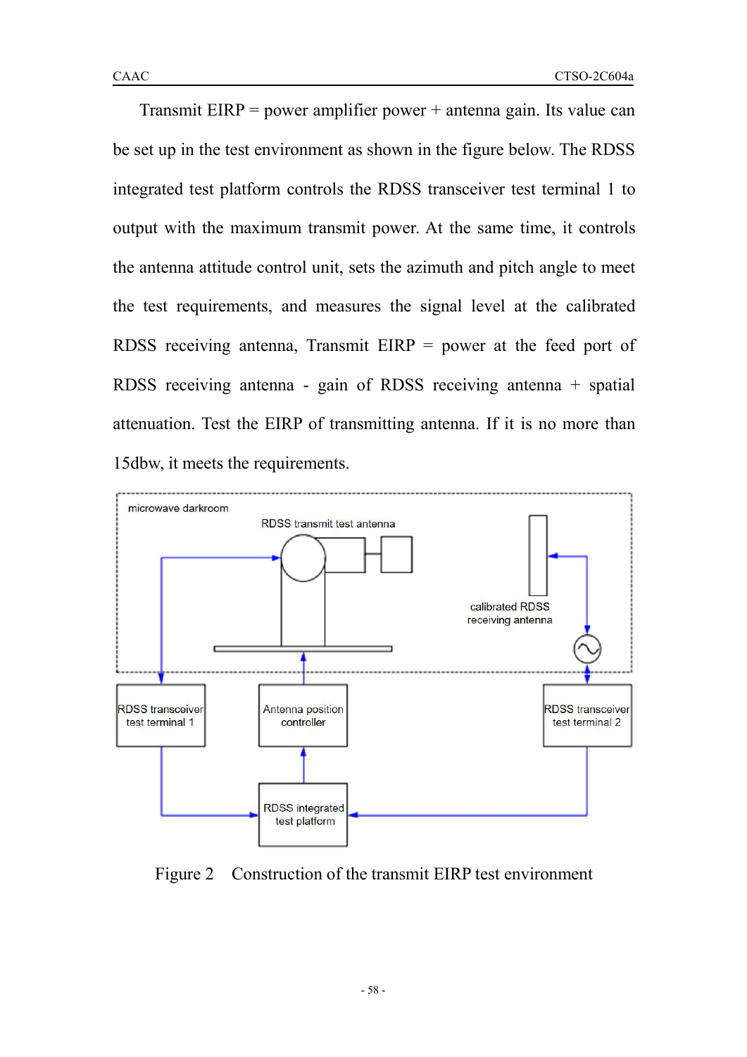Transmit EIRP = power amplifier power + antenna gain. Its value can be set up in the test environment as shown in the figure below. The RDSS integrated test platform controls the RDSS transceiver test terminal 1 to output with the maximum transmit power. At the same time, it controls the antenna attitude control unit, sets the azimuth and pitch angle to meet the test requirements, and measures the signal level at the calibrated RDSS receiving antenna, Transmit EIRP = power at the feed port of RDSS receiving antenna - gain of RDSS receiving antenna + spatial attenuation. Test the EIRP of transmitting antenna. If it is no more than 15dbw, it meets the requirements.

Figure 2 Construction of the transmit EIRP test environment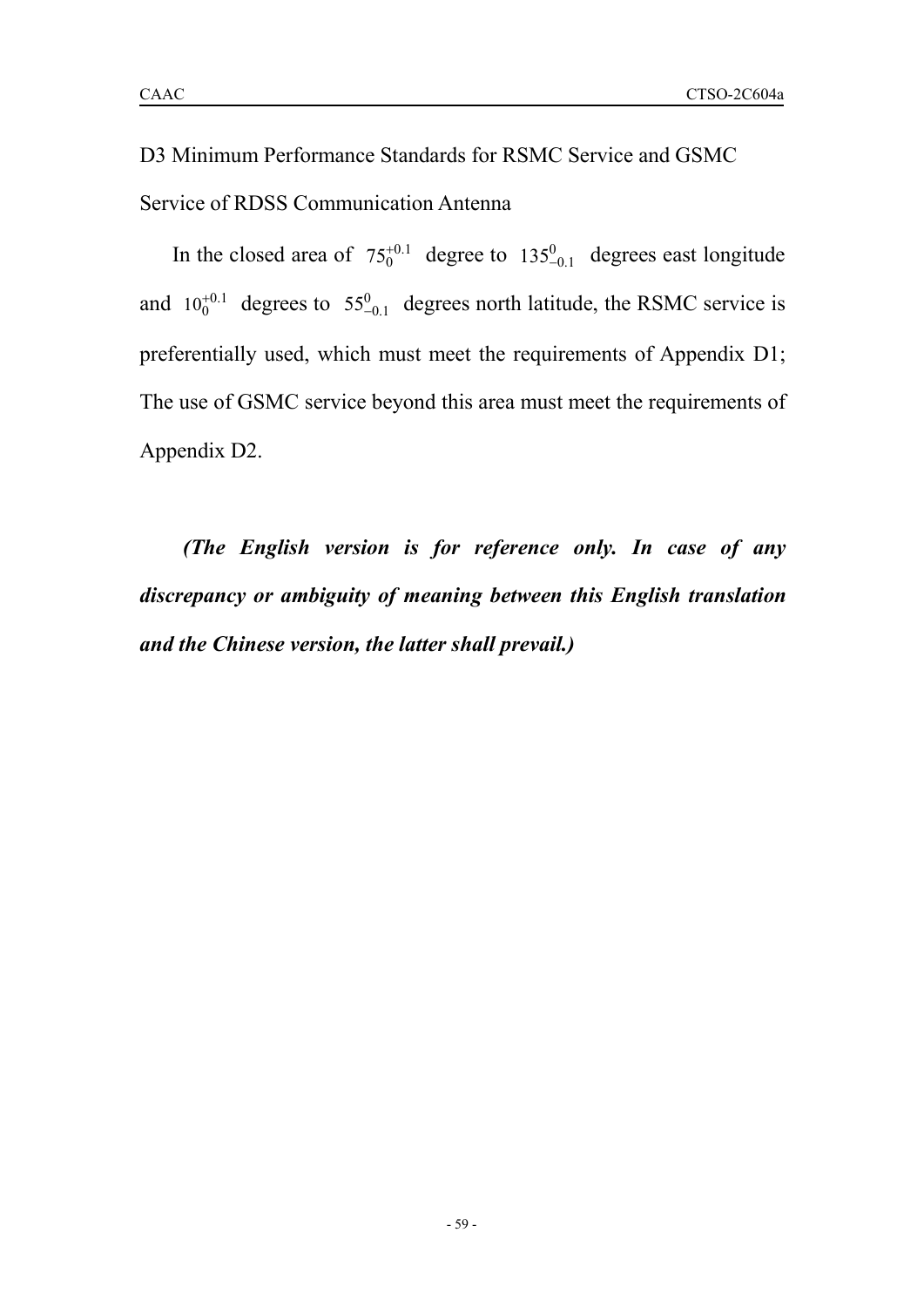## D3 Minimum Performance Standards for RSMC Service and GSMC Service of RDSS Communication Antenna

In the closed area of $75_{0}^{+0.1}$ degree to $135_{-0.1}^{0}$ degrees east longitude and $10_{0}^{+0.1}$ degrees to $55_{-0.1}^{0}$ degrees north latitude, the RSMC service is preferentially used, which must meet the requirements of Appendix D1; The use of GSMC service beyond this area must meet the requirements of Appendix D2.

***(The English version is for reference only. In case of any discrepancy or ambiguity of meaning between this English translation and the Chinese version, the latter shall prevail.)***